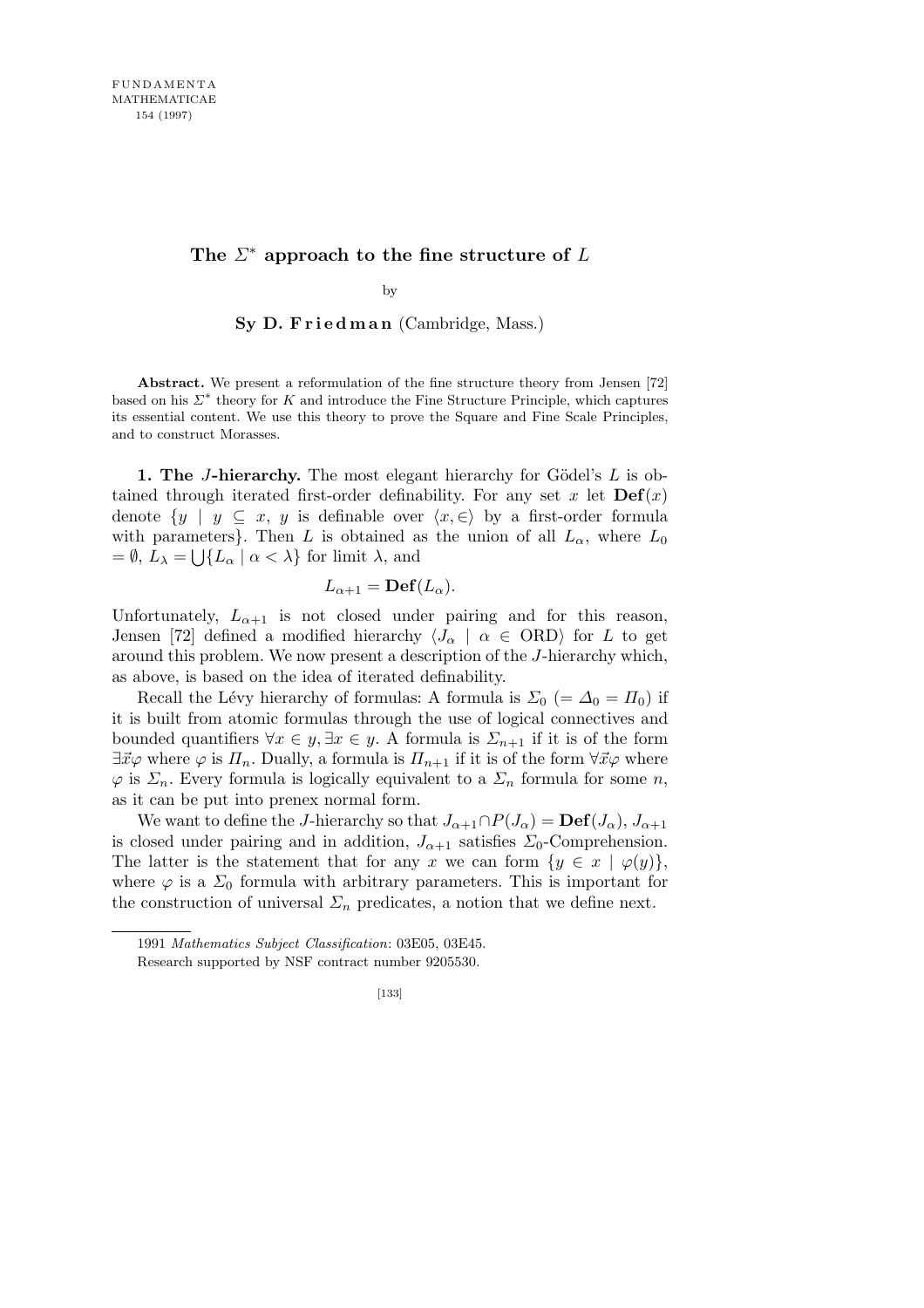# The $\Sigma^*$ approach to the fine structure of $L$

by

**Sy D. Friedman** (Cambridge, Mass.)

**Abstract.** We present a reformulation of the fine structure theory from Jensen [72] based on his $\Sigma^*$ theory for $K$ and introduce the Fine Structure Principle, which captures its essential content. We use this theory to prove the Square and Fine Scale Principles, and to construct Morasses.

**1. The $J$-hierarchy.** The most elegant hierarchy for Gödel's $L$ is obtained through iterated first-order definability. For any set $x$ let $\mathbf{Def}(x)$ denote $\{y \mid y \subseteq x,\ y$ is definable over $\langle x, \in \rangle$ by a first-order formula with parameters$\}$. Then $L$ is obtained as the union of all $L_\alpha$, where $L_0 = \emptyset$, $L_\lambda = \bigcup\{L_\alpha \mid \alpha < \lambda\}$ for limit $\lambda$, and

$$L_{\alpha+1} = \mathbf{Def}(L_\alpha).$$

Unfortunately, $L_{\alpha+1}$ is not closed under pairing and for this reason, Jensen [72] defined a modified hierarchy $\langle J_\alpha \mid \alpha \in \mathrm{ORD} \rangle$ for $L$ to get around this problem. We now present a description of the $J$-hierarchy which, as above, is based on the idea of iterated definability.

Recall the Lévy hierarchy of formulas: A formula is $\Sigma_0$ ($= \Delta_0 = \Pi_0$) if it is built from atomic formulas through the use of logical connectives and bounded quantifiers $\forall x \in y, \exists x \in y$. A formula is $\Sigma_{n+1}$ if it is of the form $\exists \vec{x} \varphi$ where $\varphi$ is $\Pi_n$. Dually, a formula is $\Pi_{n+1}$ if it is of the form $\forall \vec{x} \varphi$ where $\varphi$ is $\Sigma_n$. Every formula is logically equivalent to a $\Sigma_n$ formula for some $n$, as it can be put into prenex normal form.

We want to define the $J$-hierarchy so that $J_{\alpha+1} \cap P(J_\alpha) = \mathbf{Def}(J_\alpha)$, $J_{\alpha+1}$ is closed under pairing and in addition, $J_{\alpha+1}$ satisfies $\Sigma_0$-Comprehension. The latter is the statement that for any $x$ we can form $\{y \in x \mid \varphi(y)\}$, where $\varphi$ is a $\Sigma_0$ formula with arbitrary parameters. This is important for the construction of universal $\Sigma_n$ predicates, a notion that we define next.

---

1991 *Mathematics Subject Classification*: 03E05, 03E45.

Research supported by NSF contract number 9205530.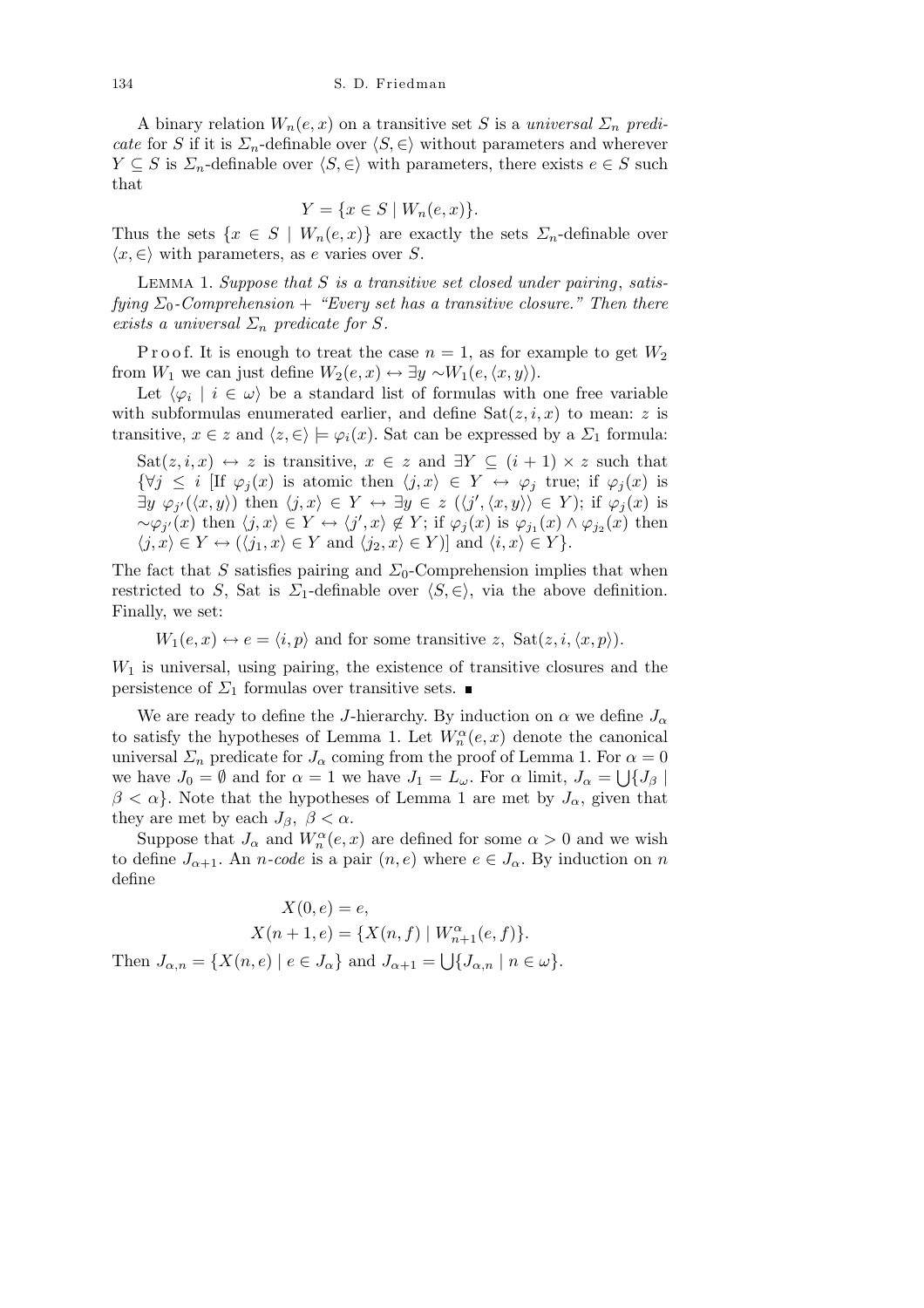A binary relation $W_n(e,x)$ on a transitive set $S$ is a *universal $\Sigma_n$ predicate* for $S$ if it is $\Sigma_n$-definable over $\langle S,\in\rangle$ without parameters and wherever $Y \subseteq S$ is $\Sigma_n$-definable over $\langle S,\in\rangle$ with parameters, there exists $e \in S$ such that

$$Y = \{x \in S \mid W_n(e,x)\}.$$

Thus the sets $\{x \in S \mid W_n(e,x)\}$ are exactly the sets $\Sigma_n$-definable over $\langle x,\in\rangle$ with parameters, as $e$ varies over $S$.

Lemma 1. *Suppose that $S$ is a transitive set closed under pairing, satisfying $\Sigma_0$-Comprehension + "Every set has a transitive closure." Then there exists a universal $\Sigma_n$ predicate for $S$.*

Proof. It is enough to treat the case $n = 1$, as for example to get $W_2$ from $W_1$ we can just define $W_2(e,x) \leftrightarrow \exists y \sim W_1(e,\langle x,y\rangle)$.

Let $\langle \varphi_i \mid i \in \omega\rangle$ be a standard list of formulas with one free variable with subformulas enumerated earlier, and define $\mathrm{Sat}(z,i,x)$ to mean: $z$ is transitive, $x \in z$ and $\langle z,\in\rangle \models \varphi_i(x)$. Sat can be expressed by a $\Sigma_1$ formula:

$\mathrm{Sat}(z,i,x) \leftrightarrow z$ is transitive, $x \in z$ and $\exists Y \subseteq (i+1)\times z$ such that $\{\forall j \le i$ [If $\varphi_j(x)$ is atomic then $\langle j,x\rangle \in Y \leftrightarrow \varphi_j$ true; if $\varphi_j(x)$ is $\exists y\ \varphi_{j'}(\langle x,y\rangle)$ then $\langle j,x\rangle \in Y \leftrightarrow \exists y \in z\ (\langle j',\langle x,y\rangle\rangle \in Y)$; if $\varphi_j(x)$ is $\sim\varphi_{j'}(x)$ then $\langle j,x\rangle \in Y \leftrightarrow \langle j',x\rangle \notin Y$; if $\varphi_j(x)$ is $\varphi_{j_1}(x) \wedge \varphi_{j_2}(x)$ then $\langle j,x\rangle \in Y \leftrightarrow (\langle j_1,x\rangle \in Y$ and $\langle j_2,x\rangle \in Y)]$ and $\langle i,x\rangle \in Y\}$.

The fact that $S$ satisfies pairing and $\Sigma_0$-Comprehension implies that when restricted to $S$, Sat is $\Sigma_1$-definable over $\langle S,\in\rangle$, via the above definition. Finally, we set:

$$W_1(e,x) \leftrightarrow e = \langle i,p\rangle \text{ and for some transitive } z,\ \mathrm{Sat}(z,i,\langle x,p\rangle).$$

$W_1$ is universal, using pairing, the existence of transitive closures and the persistence of $\Sigma_1$ formulas over transitive sets. ∎

We are ready to define the $J$-hierarchy. By induction on $\alpha$ we define $J_\alpha$ to satisfy the hypotheses of Lemma 1. Let $W^\alpha_n(e,x)$ denote the canonical universal $\Sigma_n$ predicate for $J_\alpha$ coming from the proof of Lemma 1. For $\alpha = 0$ we have $J_0 = \emptyset$ and for $\alpha = 1$ we have $J_1 = L_\omega$. For $\alpha$ limit, $J_\alpha = \bigcup\{J_\beta \mid \beta < \alpha\}$. Note that the hypotheses of Lemma 1 are met by $J_\alpha$, given that they are met by each $J_\beta$, $\beta < \alpha$.

Suppose that $J_\alpha$ and $W^\alpha_n(e,x)$ are defined for some $\alpha > 0$ and we wish to define $J_{\alpha+1}$. An *$n$-code* is a pair $(n,e)$ where $e \in J_\alpha$. By induction on $n$ define

$$X(0,e) = e,$$
$$X(n+1,e) = \{X(n,f) \mid W^\alpha_{n+1}(e,f)\}.$$

Then $J_{\alpha,n} = \{X(n,e) \mid e \in J_\alpha\}$ and $J_{\alpha+1} = \bigcup\{J_{\alpha,n} \mid n \in \omega\}$.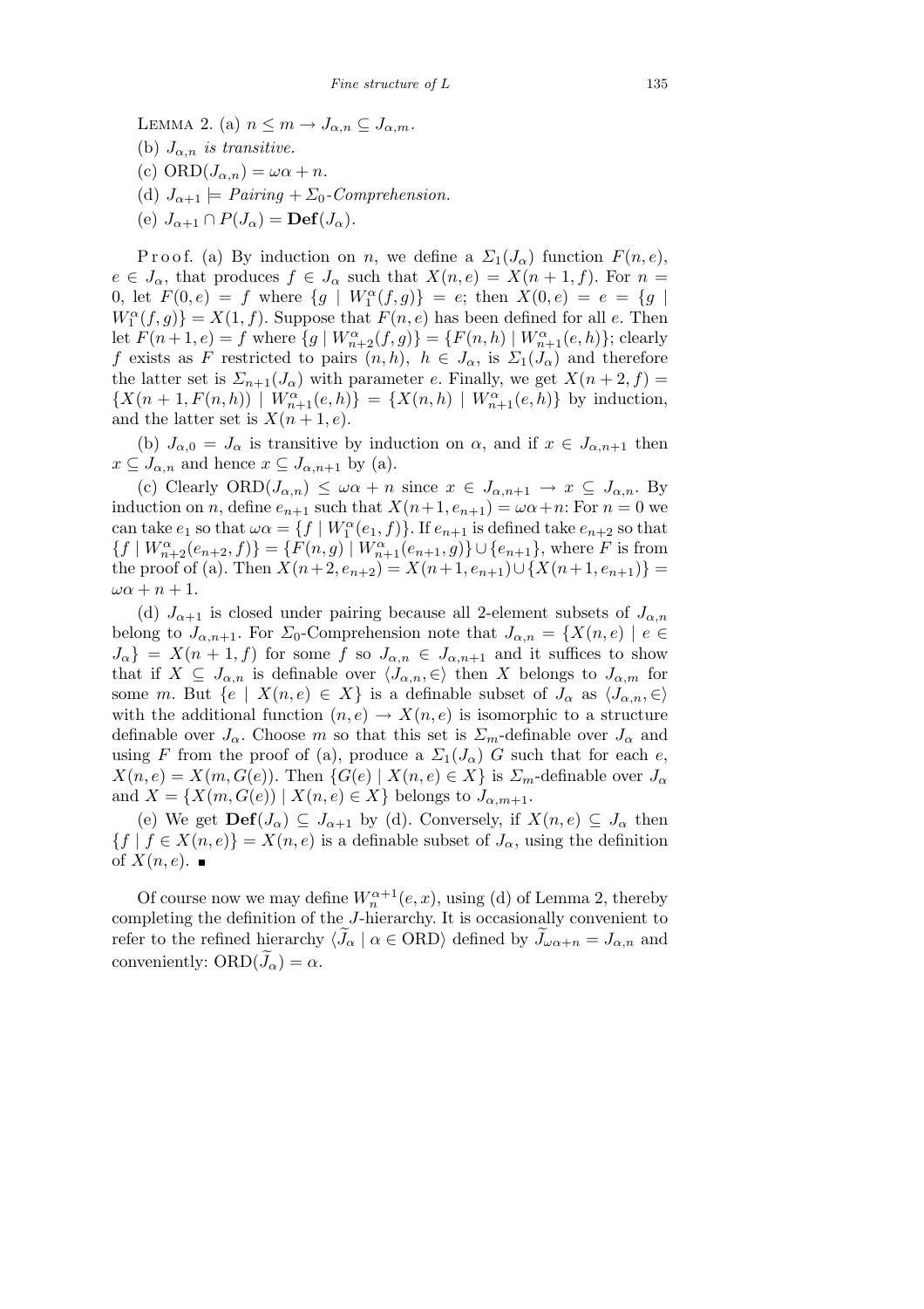LEMMA 2. (a) $n \le m \to J_{\alpha,n} \subseteq J_{\alpha,m}$.

(b) $J_{\alpha,n}$ *is transitive.*

(c) $\mathrm{ORD}(J_{\alpha,n}) = \omega\alpha + n$.

(d) $J_{\alpha+1} \models$ *Pairing* + $\Sigma_0$-*Comprehension.*

(e) $J_{\alpha+1} \cap P(J_\alpha) = \mathbf{Def}(J_\alpha)$.

Proof. (a) By induction on $n$, we define a $\Sigma_1(J_\alpha)$ function $F(n,e)$, $e \in J_\alpha$, that produces $f \in J_\alpha$ such that $X(n,e) = X(n+1,f)$. For $n = 0$, let $F(0,e) = f$ where $\{g \mid W_1^\alpha(f,g)\} = e$; then $X(0,e) = e = \{g \mid W_1^\alpha(f,g)\} = X(1,f)$. Suppose that $F(n,e)$ has been defined for all $e$. Then let $F(n+1,e) = f$ where $\{g \mid W_{n+2}^\alpha(f,g)\} = \{F(n,h) \mid W_{n+1}^\alpha(e,h)\}$; clearly $f$ exists as $F$ restricted to pairs $(n,h)$, $h \in J_\alpha$, is $\Sigma_1(J_\alpha)$ and therefore the latter set is $\Sigma_{n+1}(J_\alpha)$ with parameter $e$. Finally, we get $X(n+2,f) = \{X(n+1,F(n,h)) \mid W_{n+1}^\alpha(e,h)\} = \{X(n,h) \mid W_{n+1}^\alpha(e,h)\}$ by induction, and the latter set is $X(n+1,e)$.

(b) $J_{\alpha,0} = J_\alpha$ is transitive by induction on $\alpha$, and if $x \in J_{\alpha,n+1}$ then $x \subseteq J_{\alpha,n}$ and hence $x \subseteq J_{\alpha,n+1}$ by (a).

(c) Clearly $\mathrm{ORD}(J_{\alpha,n}) \le \omega\alpha + n$ since $x \in J_{\alpha,n+1} \to x \subseteq J_{\alpha,n}$. By induction on $n$, define $e_{n+1}$ such that $X(n+1,e_{n+1}) = \omega\alpha + n$: For $n = 0$ we can take $e_1$ so that $\omega\alpha = \{f \mid W_1^\alpha(e_1,f)\}$. If $e_{n+1}$ is defined take $e_{n+2}$ so that $\{f \mid W_{n+2}^\alpha(e_{n+2},f)\} = \{F(n,g) \mid W_{n+1}^\alpha(e_{n+1},g)\} \cup \{e_{n+1}\}$, where $F$ is from the proof of (a). Then $X(n+2,e_{n+2}) = X(n+1,e_{n+1}) \cup \{X(n+1,e_{n+1})\} = \omega\alpha + n + 1$.

(d) $J_{\alpha+1}$ is closed under pairing because all 2-element subsets of $J_{\alpha,n}$ belong to $J_{\alpha,n+1}$. For $\Sigma_0$-Comprehension note that $J_{\alpha,n} = \{X(n,e) \mid e \in J_\alpha\} = X(n+1,f)$ for some $f$ so $J_{\alpha,n} \in J_{\alpha,n+1}$ and it suffices to show that if $X \subseteq J_{\alpha,n}$ is definable over $\langle J_{\alpha,n}, \in\rangle$ then $X$ belongs to $J_{\alpha,m}$ for some $m$. But $\{e \mid X(n,e) \in X\}$ is a definable subset of $J_\alpha$ as $\langle J_{\alpha,n}, \in\rangle$ with the additional function $(n,e) \to X(n,e)$ is isomorphic to a structure definable over $J_\alpha$. Choose $m$ so that this set is $\Sigma_m$-definable over $J_\alpha$ and using $F$ from the proof of (a), produce a $\Sigma_1(J_\alpha)$ $G$ such that for each $e$, $X(n,e) = X(m,G(e))$. Then $\{G(e) \mid X(n,e) \in X\}$ is $\Sigma_m$-definable over $J_\alpha$ and $X = \{X(m,G(e)) \mid X(n,e) \in X\}$ belongs to $J_{\alpha,m+1}$.

(e) We get $\mathbf{Def}(J_\alpha) \subseteq J_{\alpha+1}$ by (d). Conversely, if $X(n,e) \subseteq J_\alpha$ then $\{f \mid f \in X(n,e)\} = X(n,e)$ is a definable subset of $J_\alpha$, using the definition of $X(n,e)$. ∎

Of course now we may define $W_n^{\alpha+1}(e,x)$, using (d) of Lemma 2, thereby completing the definition of the $J$-hierarchy. It is occasionally convenient to refer to the refined hierarchy $\langle \widetilde{J}_\alpha \mid \alpha \in \mathrm{ORD}\rangle$ defined by $\widetilde{J}_{\omega\alpha+n} = J_{\alpha,n}$ and conveniently: $\mathrm{ORD}(\widetilde{J}_\alpha) = \alpha$.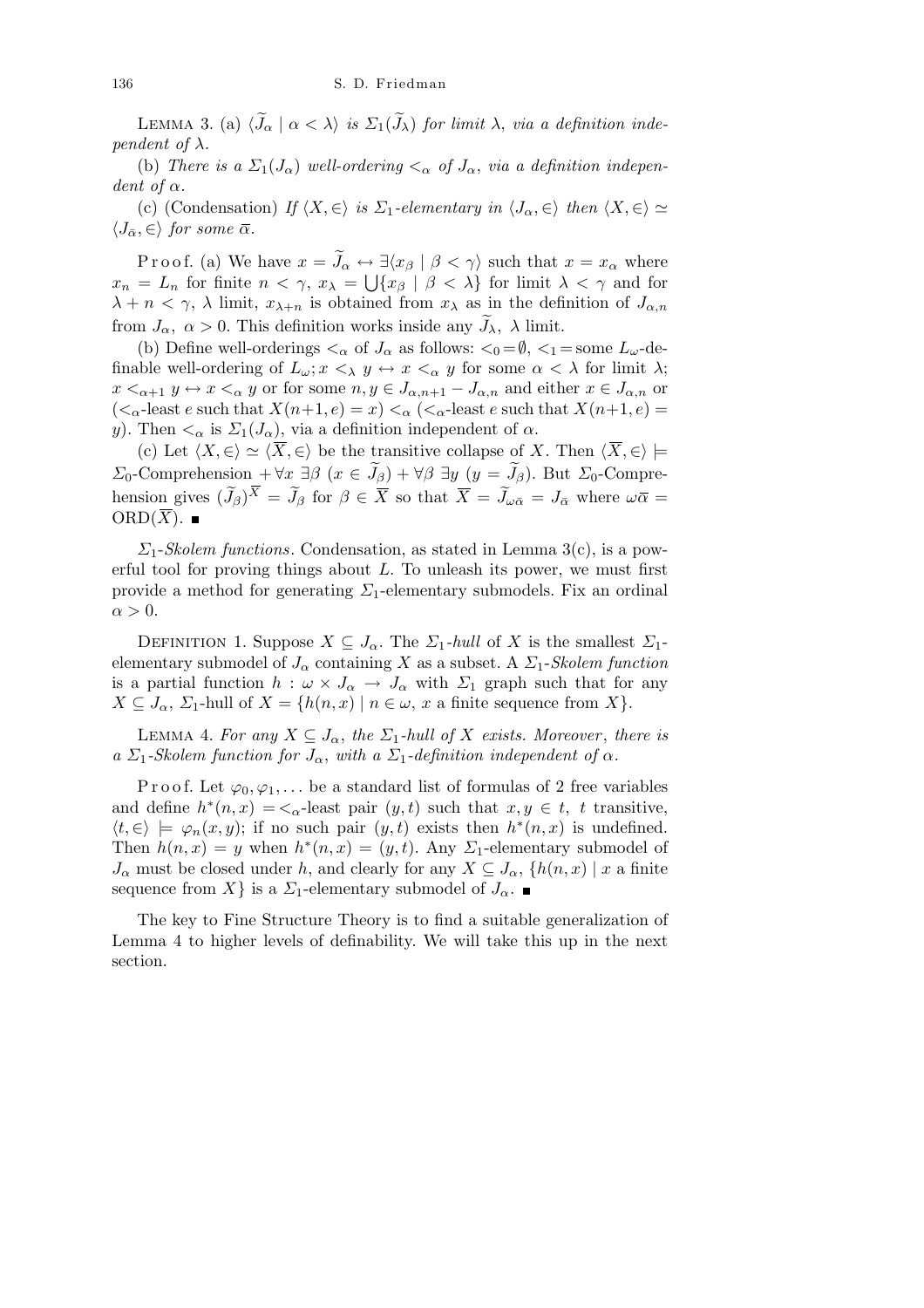LEMMA 3. (a) $\langle \widetilde{J}_\alpha \mid \alpha < \lambda \rangle$ *is* $\Sigma_1(\widetilde{J}_\lambda)$ *for limit* $\lambda$, *via a definition independent of* $\lambda$.

(b) *There is a* $\Sigma_1(J_\alpha)$ *well-ordering* $<_\alpha$ *of* $J_\alpha$, *via a definition independent of* $\alpha$.

(c) (Condensation) *If* $\langle X, \in \rangle$ *is* $\Sigma_1$*-elementary in* $\langle J_\alpha, \in \rangle$ *then* $\langle X, \in \rangle \simeq \langle J_{\bar{\alpha}}, \in \rangle$ *for some* $\overline{\alpha}$.

Proof. (a) We have $x = \widetilde{J}_\alpha \leftrightarrow \exists \langle x_\beta \mid \beta < \gamma \rangle$ such that $x = x_\alpha$ where $x_n = L_n$ for finite $n < \gamma$, $x_\lambda = \bigcup \{x_\beta \mid \beta < \lambda\}$ for limit $\lambda < \gamma$ and for $\lambda + n < \gamma$, $\lambda$ limit, $x_{\lambda+n}$ is obtained from $x_\lambda$ as in the definition of $J_{\alpha,n}$ from $J_\alpha$, $\alpha > 0$. This definition works inside any $\widetilde{J}_\lambda$, $\lambda$ limit.

(b) Define well-orderings $<_\alpha$ of $J_\alpha$ as follows: $<_0 = \emptyset$, $<_1 =$ some $L_\omega$-definable well-ordering of $L_\omega$; $x <_\lambda y \leftrightarrow x <_\alpha y$ for some $\alpha < \lambda$ for limit $\lambda$; $x <_{\alpha+1} y \leftrightarrow x <_\alpha y$ or for some $n, y \in J_{\alpha,n+1} - J_{\alpha,n}$ and either $x \in J_{\alpha,n}$ or ($<_\alpha$-least $e$ such that $X(n+1, e) = x$) $<_\alpha$ ($<_\alpha$-least $e$ such that $X(n+1, e) = y$). Then $<_\alpha$ is $\Sigma_1(J_\alpha)$, via a definition independent of $\alpha$.

(c) Let $\langle X, \in \rangle \simeq \langle \overline{X}, \in \rangle$ be the transitive collapse of $X$. Then $\langle \overline{X}, \in \rangle \models$ $\Sigma_0$-Comprehension $+ \forall x \ \exists \beta \ (x \in \widetilde{J}_\beta) + \forall \beta \ \exists y \ (y = \widetilde{J}_\beta)$. But $\Sigma_0$-Comprehension gives $(\widetilde{J}_\beta)^{\overline{X}} = \widetilde{J}_\beta$ for $\beta \in \overline{X}$ so that $\overline{X} = \widetilde{J}_{\omega\bar{\alpha}} = J_{\bar{\alpha}}$ where $\omega\overline{\alpha} = \mathrm{ORD}(\overline{X})$. ∎

*$\Sigma_1$-Skolem functions*. Condensation, as stated in Lemma 3(c), is a powerful tool for proving things about $L$. To unleash its power, we must first provide a method for generating $\Sigma_1$-elementary submodels. Fix an ordinal $\alpha > 0$.

DEFINITION 1. Suppose $X \subseteq J_\alpha$. The *$\Sigma_1$-hull* of $X$ is the smallest $\Sigma_1$-elementary submodel of $J_\alpha$ containing $X$ as a subset. A *$\Sigma_1$-Skolem function* is a partial function $h : \omega \times J_\alpha \to J_\alpha$ with $\Sigma_1$ graph such that for any $X \subseteq J_\alpha$, $\Sigma_1$-hull of $X = \{h(n, x) \mid n \in \omega,\ x$ a finite sequence from $X\}$.

LEMMA 4. *For any* $X \subseteq J_\alpha$, *the* $\Sigma_1$*-hull of* $X$ *exists. Moreover*, *there is a* $\Sigma_1$*-Skolem function for* $J_\alpha$, *with a* $\Sigma_1$*-definition independent of* $\alpha$.

Proof. Let $\varphi_0, \varphi_1, \ldots$ be a standard list of formulas of 2 free variables and define $h^*(n, x) = <_\alpha$-least pair $(y, t)$ such that $x, y \in t$, $t$ transitive, $\langle t, \in \rangle \models \varphi_n(x, y)$; if no such pair $(y, t)$ exists then $h^*(n, x)$ is undefined. Then $h(n, x) = y$ when $h^*(n, x) = (y, t)$. Any $\Sigma_1$-elementary submodel of $J_\alpha$ must be closed under $h$, and clearly for any $X \subseteq J_\alpha$, $\{h(n, x) \mid x$ a finite sequence from $X\}$ is a $\Sigma_1$-elementary submodel of $J_\alpha$. ∎

The key to Fine Structure Theory is to find a suitable generalization of Lemma 4 to higher levels of definability. We will take this up in the next section.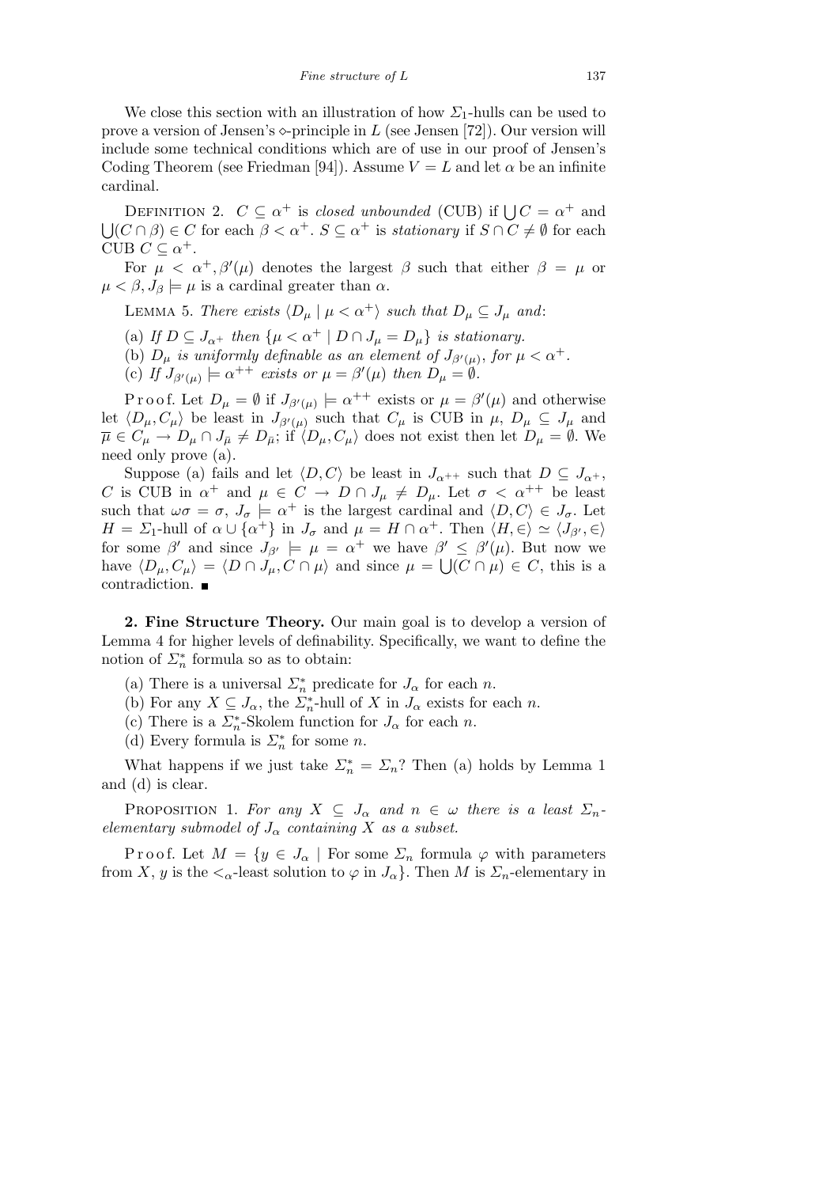We close this section with an illustration of how $\Sigma_1$-hulls can be used to prove a version of Jensen's $\diamond$-principle in $L$ (see Jensen [72]). Our version will include some technical conditions which are of use in our proof of Jensen's Coding Theorem (see Friedman [94]). Assume $V = L$ and let $\alpha$ be an infinite cardinal.

DEFINITION 2. $C \subseteq \alpha^+$ is *closed unbounded* (CUB) if $\bigcup C = \alpha^+$ and $\bigcup(C \cap \beta) \in C$ for each $\beta < \alpha^+$. $S \subseteq \alpha^+$ is *stationary* if $S \cap C \neq \emptyset$ for each CUB $C \subseteq \alpha^+$.

For $\mu < \alpha^+, \beta'(\mu)$ denotes the largest $\beta$ such that either $\beta = \mu$ or $\mu < \beta, J_\beta \models \mu$ is a cardinal greater than $\alpha$.

LEMMA 5. *There exists $\langle D_\mu \mid \mu < \alpha^+\rangle$ such that $D_\mu \subseteq J_\mu$ and:*

(a) *If $D \subseteq J_{\alpha^+}$ then $\{\mu < \alpha^+ \mid D \cap J_\mu = D_\mu\}$ is stationary.*

(b) *$D_\mu$ is uniformly definable as an element of $J_{\beta'(\mu)}$, for $\mu < \alpha^+$.*

(c) *If $J_{\beta'(\mu)} \models \alpha^{++}$ exists or $\mu = \beta'(\mu)$ then $D_\mu = \emptyset$.*

Proof. Let $D_\mu = \emptyset$ if $J_{\beta'(\mu)} \models \alpha^{++}$ exists or $\mu = \beta'(\mu)$ and otherwise let $\langle D_\mu, C_\mu\rangle$ be least in $J_{\beta'(\mu)}$ such that $C_\mu$ is CUB in $\mu$, $D_\mu \subseteq J_\mu$ and $\overline{\mu} \in C_\mu \to D_\mu \cap J_{\bar\mu} \neq D_{\bar\mu}$; if $\langle D_\mu, C_\mu\rangle$ does not exist then let $D_\mu = \emptyset$. We need only prove (a).

Suppose (a) fails and let $\langle D, C\rangle$ be least in $J_{\alpha^{++}}$ such that $D \subseteq J_{\alpha^+}$, $C$ is CUB in $\alpha^+$ and $\mu \in C \to D \cap J_\mu \neq D_\mu$. Let $\sigma < \alpha^{++}$ be least such that $\omega\sigma = \sigma$, $J_\sigma \models \alpha^+$ is the largest cardinal and $\langle D, C\rangle \in J_\sigma$. Let $H = \Sigma_1$-hull of $\alpha \cup \{\alpha^+\}$ in $J_\sigma$ and $\mu = H \cap \alpha^+$. Then $\langle H, \in\rangle \simeq \langle J_{\beta'}, \in\rangle$ for some $\beta'$ and since $J_{\beta'} \models \mu = \alpha^+$ we have $\beta' \leq \beta'(\mu)$. But now we have $\langle D_\mu, C_\mu\rangle = \langle D \cap J_\mu, C \cap \mu\rangle$ and since $\mu = \bigcup(C \cap \mu) \in C$, this is a contradiction. ∎

**2. Fine Structure Theory.** Our main goal is to develop a version of Lemma 4 for higher levels of definability. Specifically, we want to define the notion of $\Sigma_n^*$ formula so as to obtain:

(a) There is a universal $\Sigma_n^*$ predicate for $J_\alpha$ for each $n$.

(b) For any $X \subseteq J_\alpha$, the $\Sigma_n^*$-hull of $X$ in $J_\alpha$ exists for each $n$.

(c) There is a $\Sigma_n^*$-Skolem function for $J_\alpha$ for each $n$.

(d) Every formula is $\Sigma_n^*$ for some $n$.

What happens if we just take $\Sigma_n^* = \Sigma_n$? Then (a) holds by Lemma 1 and (d) is clear.

PROPOSITION 1. *For any $X \subseteq J_\alpha$ and $n \in \omega$ there is a least $\Sigma_n$-elementary submodel of $J_\alpha$ containing $X$ as a subset.*

Proof. Let $M = \{y \in J_\alpha \mid$ For some $\Sigma_n$ formula $\varphi$ with parameters from $X$, $y$ is the $<_\alpha$-least solution to $\varphi$ in $J_\alpha\}$. Then $M$ is $\Sigma_n$-elementary in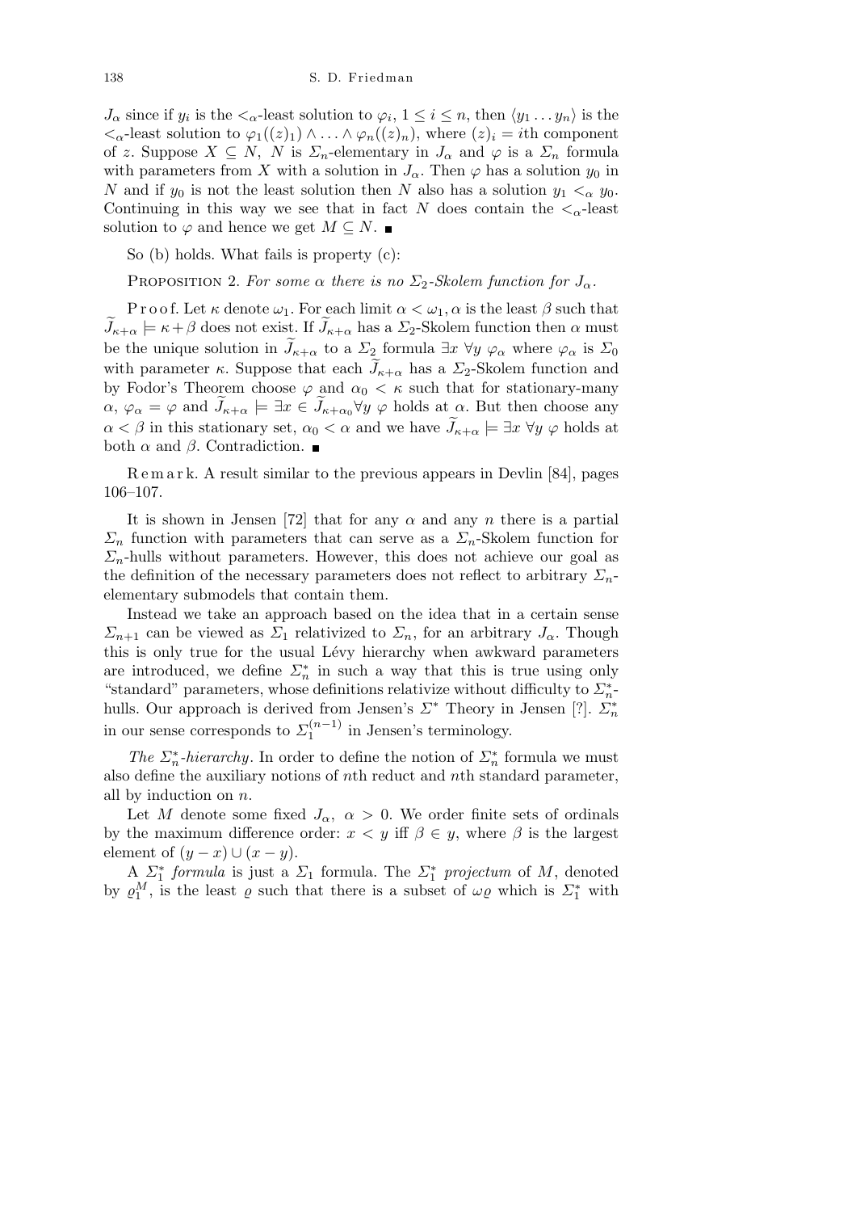$J_\alpha$ since if $y_i$ is the $<_\alpha$-least solution to $\varphi_i$, $1 \le i \le n$, then $\langle y_1 \ldots y_n\rangle$ is the $<_\alpha$-least solution to $\varphi_1((z)_1) \wedge \ldots \wedge \varphi_n((z)_n)$, where $(z)_i = i$th component of $z$. Suppose $X \subseteq N$, $N$ is $\Sigma_n$-elementary in $J_\alpha$ and $\varphi$ is a $\Sigma_n$ formula with parameters from $X$ with a solution in $J_\alpha$. Then $\varphi$ has a solution $y_0$ in $N$ and if $y_0$ is not the least solution then $N$ also has a solution $y_1 <_\alpha y_0$. Continuing in this way we see that in fact $N$ does contain the $<_\alpha$-least solution to $\varphi$ and hence we get $M \subseteq N$. ∎

So (b) holds. What fails is property (c):

Proposition 2. *For some $\alpha$ there is no $\Sigma_2$-Skolem function for $J_\alpha$.*

Proof. Let $\kappa$ denote $\omega_1$. For each limit $\alpha < \omega_1$, $\alpha$ is the least $\beta$ such that $\widetilde{J}_{\kappa+\alpha} \models \kappa + \beta$ does not exist. If $\widetilde{J}_{\kappa+\alpha}$ has a $\Sigma_2$-Skolem function then $\alpha$ must be the unique solution in $\widetilde{J}_{\kappa+\alpha}$ to a $\Sigma_2$ formula $\exists x\ \forall y\ \varphi_\alpha$ where $\varphi_\alpha$ is $\Sigma_0$ with parameter $\kappa$. Suppose that each $\widetilde{J}_{\kappa+\alpha}$ has a $\Sigma_2$-Skolem function and by Fodor's Theorem choose $\varphi$ and $\alpha_0 < \kappa$ such that for stationary-many $\alpha$, $\varphi_\alpha = \varphi$ and $\widetilde{J}_{\kappa+\alpha} \models \exists x \in \widetilde{J}_{\kappa+\alpha_0} \forall y\ \varphi$ holds at $\alpha$. But then choose any $\alpha < \beta$ in this stationary set, $\alpha_0 < \alpha$ and we have $\widetilde{J}_{\kappa+\alpha} \models \exists x\ \forall y\ \varphi$ holds at both $\alpha$ and $\beta$. Contradiction. ∎

Remark. A result similar to the previous appears in Devlin [84], pages 106–107.

It is shown in Jensen [72] that for any $\alpha$ and any $n$ there is a partial $\Sigma_n$ function with parameters that can serve as a $\Sigma_n$-Skolem function for $\Sigma_n$-hulls without parameters. However, this does not achieve our goal as the definition of the necessary parameters does not reflect to arbitrary $\Sigma_n$-elementary submodels that contain them.

Instead we take an approach based on the idea that in a certain sense $\Sigma_{n+1}$ can be viewed as $\Sigma_1$ relativized to $\Sigma_n$, for an arbitrary $J_\alpha$. Though this is only true for the usual Lévy hierarchy when awkward parameters are introduced, we define $\Sigma_n^*$ in such a way that this is true using only "standard" parameters, whose definitions relativize without difficulty to $\Sigma_n^*$-hulls. Our approach is derived from Jensen's $\Sigma^*$ Theory in Jensen [?]. $\Sigma_n^*$ in our sense corresponds to $\Sigma_1^{(n-1)}$ in Jensen's terminology.

*The $\Sigma_n^*$-hierarchy.* In order to define the notion of $\Sigma_n^*$ formula we must also define the auxiliary notions of $n$th reduct and $n$th standard parameter, all by induction on $n$.

Let $M$ denote some fixed $J_\alpha$, $\alpha > 0$. We order finite sets of ordinals by the maximum difference order: $x < y$ iff $\beta \in y$, where $\beta$ is the largest element of $(y - x) \cup (x - y)$.

A *$\Sigma_1^*$ formula* is just a $\Sigma_1$ formula. The *$\Sigma_1^*$ projectum* of $M$, denoted by $\varrho_1^M$, is the least $\varrho$ such that there is a subset of $\omega\varrho$ which is $\Sigma_1^*$ with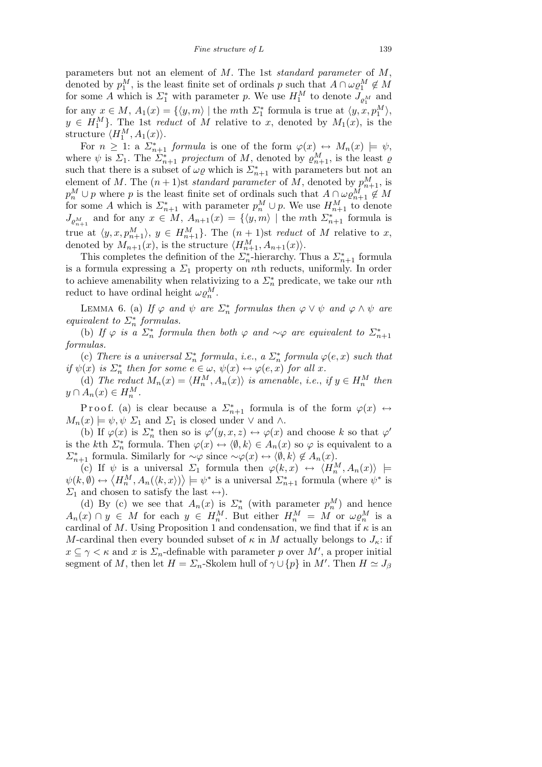parameters but not an element of $M$. The 1st *standard parameter* of $M$, denoted by $p_1^M$, is the least finite set of ordinals $p$ such that $A \cap \omega\varrho_1^M \notin M$ for some $A$ which is $\Sigma_1^*$ with parameter $p$. We use $H_1^M$ to denote $J_{\varrho_1^M}$ and for any $x \in M$, $A_1(x) = \{\langle y, m\rangle \mid$ the $m$th $\Sigma_1^*$ formula is true at $\langle y, x, p_1^M\rangle$, $y \in H_1^M\}$. The 1st *reduct* of $M$ relative to $x$, denoted by $M_1(x)$, is the structure $\langle H_1^M, A_1(x)\rangle$.

For $n \geq 1$: a $\Sigma_{n+1}^*$ *formula* is one of the form $\varphi(x) \leftrightarrow M_n(x) \models \psi$, where $\psi$ is $\Sigma_1$. The $\Sigma_{n+1}^*$ *projectum* of $M$, denoted by $\varrho_{n+1}^M$, is the least $\varrho$ such that there is a subset of $\omega\varrho$ which is $\Sigma_{n+1}^*$ with parameters but not an element of $M$. The $(n+1)$st *standard parameter* of $M$, denoted by $p_{n+1}^M$, is $p_n^M \cup p$ where $p$ is the least finite set of ordinals such that $A \cap \omega\varrho_{n+1}^M \notin M$ for some $A$ which is $\Sigma_{n+1}^*$ with parameter $p_n^M \cup p$. We use $H_{n+1}^M$ to denote $J_{\varrho_{n+1}^M}$ and for any $x \in M$, $A_{n+1}(x) = \{\langle y, m\rangle \mid$ the $m$th $\Sigma_{n+1}^*$ formula is true at $\langle y, x, p_{n+1}^M\rangle$, $y \in H_{n+1}^M\}$. The $(n+1)$st *reduct* of $M$ relative to $x$, denoted by $M_{n+1}(x)$, is the structure $\langle H_{n+1}^M, A_{n+1}(x)\rangle$.

This completes the definition of the $\Sigma_n^*$-hierarchy. Thus a $\Sigma_{n+1}^*$ formula is a formula expressing a $\Sigma_1$ property on $n$th reducts, uniformly. In order to achieve amenability when relativizing to a $\Sigma_n^*$ predicate, we take our $n$th reduct to have ordinal height $\omega\varrho_n^M$.

LEMMA 6. (a) *If $\varphi$ and $\psi$ are $\Sigma_n^*$ formulas then $\varphi \vee \psi$ and $\varphi \wedge \psi$ are equivalent to $\Sigma_n^*$ formulas.*

(b) *If $\varphi$ is a $\Sigma_n^*$ formula then both $\varphi$ and $\sim\varphi$ are equivalent to $\Sigma_{n+1}^*$ formulas.*

(c) *There is a universal $\Sigma_n^*$ formula, i.e., a $\Sigma_n^*$ formula $\varphi(e, x)$ such that if $\psi(x)$ is $\Sigma_n^*$ then for some $e \in \omega$, $\psi(x) \leftrightarrow \varphi(e, x)$ for all $x$.*

(d) *The reduct $M_n(x) = \langle H_n^M, A_n(x)\rangle$ is amenable, i.e., if $y \in H_n^M$ then $y \cap A_n(x) \in H_n^M$.*

Proof. (a) is clear because a $\Sigma_{n+1}^*$ formula is of the form $\varphi(x) \leftrightarrow M_n(x) \models \psi$, $\psi$ $\Sigma_1$ and $\Sigma_1$ is closed under $\vee$ and $\wedge$.

(b) If $\varphi(x)$ is $\Sigma_n^*$ then so is $\varphi'(y, x, z) \leftrightarrow \varphi(x)$ and choose $k$ so that $\varphi'$ is the $k$th $\Sigma_n^*$ formula. Then $\varphi(x) \leftrightarrow \langle \emptyset, k\rangle \in A_n(x)$ so $\varphi$ is equivalent to a $\Sigma_{n+1}^*$ formula. Similarly for $\sim\varphi$ since $\sim\varphi(x) \leftrightarrow \langle \emptyset, k\rangle \notin A_n(x)$.

(c) If $\psi$ is a universal $\Sigma_1$ formula then $\varphi(k, x) \leftrightarrow \langle H_n^M, A_n(x)\rangle \models \psi(k, \emptyset) \leftrightarrow \langle H_n^M, A_n(\langle k, x\rangle)\rangle \models \psi^*$ is a universal $\Sigma_{n+1}^*$ formula (where $\psi^*$ is $\Sigma_1$ and chosen to satisfy the last $\leftrightarrow$).

(d) By (c) we see that $A_n(x)$ is $\Sigma_n^*$ (with parameter $p_n^M$) and hence $A_n(x) \cap y \in M$ for each $y \in H_n^M$. But either $H_n^M = M$ or $\omega\varrho_n^M$ is a cardinal of $M$. Using Proposition 1 and condensation, we find that if $\kappa$ is an $M$-cardinal then every bounded subset of $\kappa$ in $M$ actually belongs to $J_\kappa$: if $x \subseteq \gamma < \kappa$ and $x$ is $\Sigma_n$-definable with parameter $p$ over $M'$, a proper initial segment of $M$, then let $H = \Sigma_n$-Skolem hull of $\gamma \cup \{p\}$ in $M'$. Then $H \simeq J_\beta$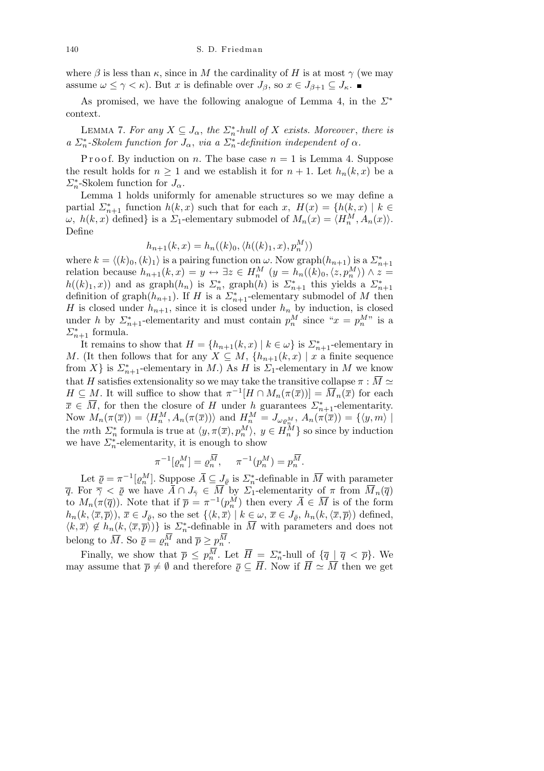where $\beta$ is less than $\kappa$, since in $M$ the cardinality of $H$ is at most $\gamma$ (we may assume $\omega \leq \gamma < \kappa$). But $x$ is definable over $J_\beta$, so $x \in J_{\beta+1} \subseteq J_\kappa$. ∎

As promised, we have the following analogue of Lemma 4, in the $\Sigma^*$ context.

LEMMA 7. *For any $X \subseteq J_\alpha$, the $\Sigma^*_n$-hull of $X$ exists. Moreover, there is a $\Sigma^*_n$-Skolem function for $J_\alpha$, via a $\Sigma^*_n$-definition independent of $\alpha$.*

Proof. By induction on $n$. The base case $n = 1$ is Lemma 4. Suppose the result holds for $n \geq 1$ and we establish it for $n+1$. Let $h_n(k, x)$ be a $\Sigma^*_n$-Skolem function for $J_\alpha$.

Lemma 1 holds uniformly for amenable structures so we may define a partial $\Sigma^*_{n+1}$ function $h(k, x)$ such that for each $x$, $H(x) = \{h(k, x) \mid k \in \omega,\ h(k, x) \text{ defined}\}$ is a $\Sigma_1$-elementary submodel of $M_n(x) = \langle H^M_n, A_n(x)\rangle$. Define

$$h_{n+1}(k, x) = h_n((k)_0, \langle h((k)_1, x), p^M_n\rangle)$$

where $k = \langle (k)_0, (k)_1\rangle$ is a pairing function on $\omega$. Now graph$(h_{n+1})$ is a $\Sigma^*_{n+1}$ relation because $h_{n+1}(k, x) = y \leftrightarrow \exists z \in H^M_n\ (y = h_n((k)_0, \langle z, p^M_n\rangle) \wedge z = h((k)_1, x))$ and as graph$(h_n)$ is $\Sigma^*_n$, graph$(h)$ is $\Sigma^*_{n+1}$ this yields a $\Sigma^*_{n+1}$ definition of graph$(h_{n+1})$. If $H$ is a $\Sigma^*_{n+1}$-elementary submodel of $M$ then $H$ is closed under $h_{n+1}$, since it is closed under $h_n$ by induction, is closed under $h$ by $\Sigma^*_{n+1}$-elementarity and must contain $p^M_n$ since "$x = p^M_n$" is a $\Sigma^*_{n+1}$ formula.

It remains to show that $H = \{h_{n+1}(k, x) \mid k \in \omega\}$ is $\Sigma^*_{n+1}$-elementary in $M$. (It then follows that for any $X \subseteq M$, $\{h_{n+1}(k, x) \mid x$ a finite sequence from $X\}$ is $\Sigma^*_{n+1}$-elementary in $M$.) As $H$ is $\Sigma_1$-elementary in $M$ we know that $H$ satisfies extensionality so we may take the transitive collapse $\pi : \overline{M} \simeq H \subseteq M$. It will suffice to show that $\pi^{-1}[H \cap M_n(\pi(\overline{x}))] = \overline{M}_n(\overline{x})$ for each $\overline{x} \in \overline{M}$, for then the closure of $H$ under $h$ guarantees $\Sigma^*_{n+1}$-elementarity. Now $M_n(\pi(\overline{x})) = \langle H^M_n, A_n(\pi(\overline{x}))\rangle$ and $H^M_n = J_{\omega\varrho^M_n}$, $A_n(\pi(\overline{x})) = \{\langle y, m\rangle \mid$ the $m$th $\Sigma^*_n$ formula is true at $\langle y, \pi(\overline{x}), p^M_n\rangle,\ y \in H^M_n\}$ so since by induction we have $\Sigma^*_n$-elementarity, it is enough to show

$$\pi^{-1}[\varrho^M_n] = \varrho^{\overline{M}}_n, \quad \pi^{-1}(p^M_n) = p^{\overline{M}}_n.$$

Let $\overline{\varrho} = \pi^{-1}[\varrho^M_n]$. Suppose $\overline{A} \subseteq J_{\overline{\varrho}}$ is $\Sigma^*_n$-definable in $\overline{M}$ with parameter $\overline{q}$. For $\overline{\gamma} < \overline{\varrho}$ we have $\overline{A} \cap J_{\overline{\gamma}} \in \overline{M}$ by $\Sigma_1$-elementarity of $\pi$ from $\overline{M}_n(\overline{q})$ to $M_n(\pi(\overline{q}))$. Note that if $\overline{p} = \pi^{-1}(p^M_n)$ then every $\overline{A} \in \overline{M}$ is of the form $h_n(k, \langle \overline{x}, \overline{p}\rangle)$, $\overline{x} \in J_{\overline{\varrho}}$, so the set $\{\langle k, \overline{x}\rangle \mid k \in \omega,\ \overline{x} \in J_{\overline{\varrho}},\ h_n(k, \langle \overline{x}, \overline{p}\rangle)$ defined, $\langle k, \overline{x}\rangle \notin h_n(k, \langle \overline{x}, \overline{p}\rangle)\}$ is $\Sigma^*_n$-definable in $\overline{M}$ with parameters and does not belong to $\overline{M}$. So $\overline{\varrho} = \varrho^{\overline{M}}_n$ and $\overline{p} \geq p^{\overline{M}}_n$.

Finally, we show that $\overline{p} \leq p^{\overline{M}}_n$. Let $\overline{H} = \Sigma^*_n$-hull of $\{\overline{q} \mid \overline{q} < \overline{p}\}$. We may assume that $\overline{p} \neq \emptyset$ and therefore $\overline{\varrho} \subseteq \overline{H}$. Now if $\overline{H} \simeq \overline{M}$ then we get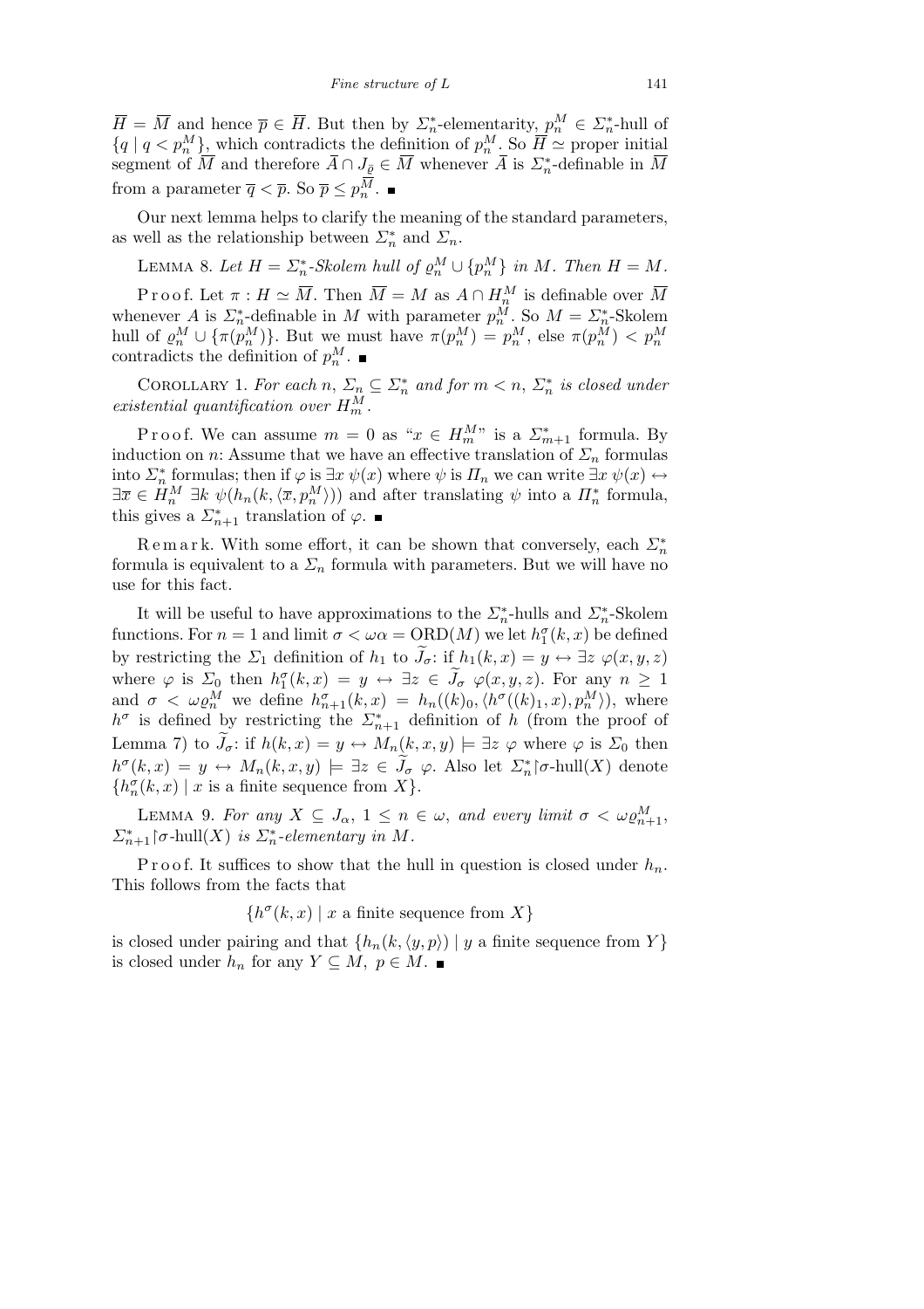$\overline{H} = \overline{M}$ and hence $\overline{p} \in \overline{H}$. But then by $\Sigma_n^*$-elementarity, $p_n^M \in \Sigma_n^*$-hull of $\{q \mid q < p_n^M\}$, which contradicts the definition of $p_n^M$. So $\overline{H} \simeq$ proper initial segment of $\overline{M}$ and therefore $\overline{A} \cap J_{\overline{\varrho}} \in \overline{M}$ whenever $\overline{A}$ is $\Sigma_n^*$-definable in $\overline{M}$ from a parameter $\overline{q} < \overline{p}$. So $\overline{p} \leq p_n^{\overline{M}}$. ∎

Our next lemma helps to clarify the meaning of the standard parameters, as well as the relationship between $\Sigma_n^*$ and $\Sigma_n$.

LEMMA 8. *Let $H = \Sigma_n^*$-Skolem hull of $\varrho_n^M \cup \{p_n^M\}$ in $M$. Then $H = M$.*

Proof. Let $\pi : H \simeq \overline{M}$. Then $\overline{M} = M$ as $A \cap H_n^M$ is definable over $\overline{M}$ whenever $A$ is $\Sigma_n^*$-definable in $M$ with parameter $p_n^M$. So $M = \Sigma_n^*$-Skolem hull of $\varrho_n^M \cup \{\pi(p_n^M)\}$. But we must have $\pi(p_n^M) = p_n^M$, else $\pi(p_n^M) < p_n^M$ contradicts the definition of $p_n^M$. ∎

COROLLARY 1. *For each $n$, $\Sigma_n \subseteq \Sigma_n^*$ and for $m < n$, $\Sigma_n^*$ is closed under existential quantification over $H_m^M$.*

Proof. We can assume $m = 0$ as "$x \in H_m^M$" is a $\Sigma_{m+1}^*$ formula. By induction on $n$: Assume that we have an effective translation of $\Sigma_n$ formulas into $\Sigma_n^*$ formulas; then if $\varphi$ is $\exists x\, \psi(x)$ where $\psi$ is $\Pi_n$ we can write $\exists x\, \psi(x) \leftrightarrow \exists \overline{x} \in H_n^M\ \exists k\ \psi(h_n(k, \langle \overline{x}, p_n^M \rangle))$ and after translating $\psi$ into a $\Pi_n^*$ formula, this gives a $\Sigma_{n+1}^*$ translation of $\varphi$. ∎

Remark. With some effort, it can be shown that conversely, each $\Sigma_n^*$ formula is equivalent to a $\Sigma_n$ formula with parameters. But we will have no use for this fact.

It will be useful to have approximations to the $\Sigma_n^*$-hulls and $\Sigma_n^*$-Skolem functions. For $n = 1$ and limit $\sigma < \omega\alpha = \mathrm{ORD}(M)$ we let $h_1^\sigma(k, x)$ be defined by restricting the $\Sigma_1$ definition of $h_1$ to $\widetilde{J}_\sigma$: if $h_1(k, x) = y \leftrightarrow \exists z\ \varphi(x, y, z)$ where $\varphi$ is $\Sigma_0$ then $h_1^\sigma(k, x) = y \leftrightarrow \exists z \in \widetilde{J}_\sigma\ \varphi(x, y, z)$. For any $n \geq 1$ and $\sigma < \omega\varrho_n^M$ we define $h_{n+1}^\sigma(k, x) = h_n((k)_0, \langle h^\sigma((k)_1, x), p_n^M \rangle)$, where $h^\sigma$ is defined by restricting the $\Sigma_{n+1}^*$ definition of $h$ (from the proof of Lemma 7) to $\widetilde{J}_\sigma$: if $h(k, x) = y \leftrightarrow M_n(k, x, y) \models \exists z\ \varphi$ where $\varphi$ is $\Sigma_0$ then $h^\sigma(k, x) = y \leftrightarrow M_n(k, x, y) \models \exists z \in \widetilde{J}_\sigma\ \varphi$. Also let $\Sigma_n^* \restriction \sigma$-hull$(X)$ denote $\{h_n^\sigma(k, x) \mid x$ is a finite sequence from $X\}$.

LEMMA 9. *For any $X \subseteq J_\alpha$, $1 \leq n \in \omega$, and every limit $\sigma < \omega\varrho_{n+1}^M$, $\Sigma_{n+1}^* \restriction \sigma$-hull$(X)$ is $\Sigma_n^*$-elementary in $M$.*

Proof. It suffices to show that the hull in question is closed under $h_n$. This follows from the facts that

$$\{h^\sigma(k, x) \mid x \text{ a finite sequence from } X\}$$

is closed under pairing and that $\{h_n(k, \langle y, p \rangle) \mid y$ a finite sequence from $Y\}$ is closed under $h_n$ for any $Y \subseteq M$, $p \in M$. ∎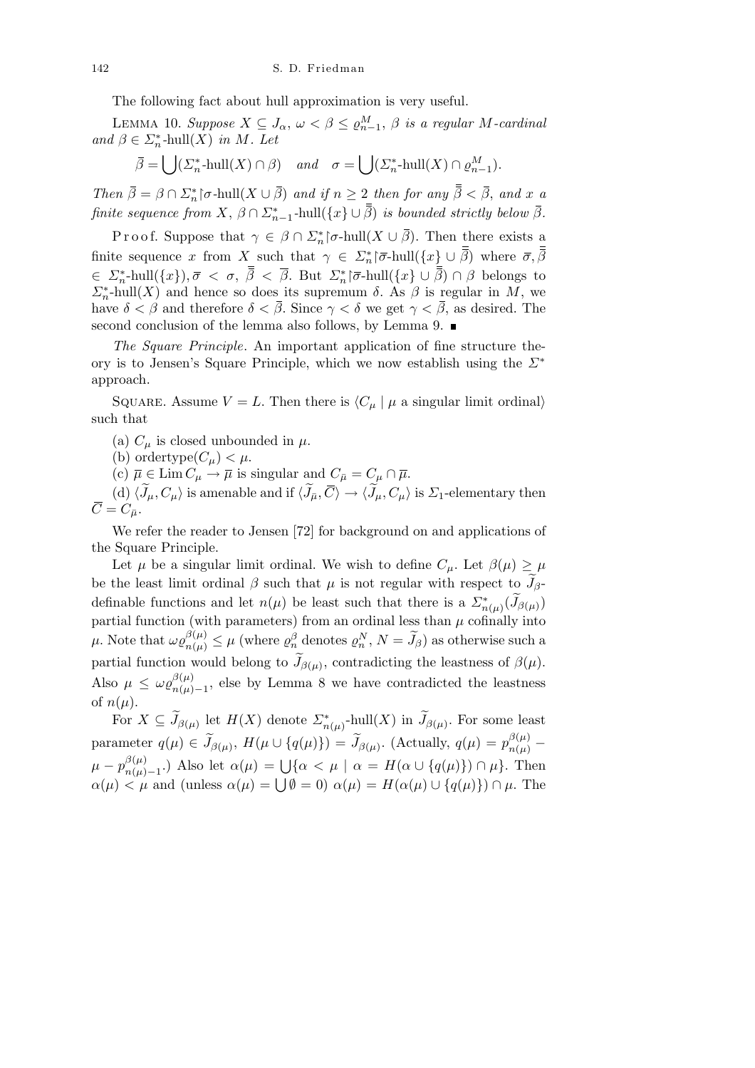The following fact about hull approximation is very useful.

Lemma 10. *Suppose $X \subseteq J_\alpha$, $\omega < \beta \le \varrho^M_{n-1}$, $\beta$ is a regular $M$-cardinal and $\beta \in \Sigma^*_n$-hull$(X)$ in $M$. Let*

$$\bar\beta = \bigcup(\Sigma^*_n\text{-hull}(X)\cap\beta) \quad \text{and} \quad \sigma = \bigcup(\Sigma^*_n\text{-hull}(X)\cap\varrho^M_{n-1}).$$

*Then $\bar\beta = \beta \cap \Sigma^*_n{\restriction}\sigma$-hull$(X\cup\bar\beta)$ and if $n \ge 2$ then for any $\bar{\bar\beta} < \bar\beta$, and $x$ a finite sequence from $X$, $\beta\cap\Sigma^*_{n-1}$-hull$(\{x\}\cup\bar{\bar\beta})$ is bounded strictly below $\bar\beta$.*

Proof. Suppose that $\gamma \in \beta \cap \Sigma^*_n{\restriction}\sigma$-hull$(X\cup\bar\beta)$. Then there exists a finite sequence $x$ from $X$ such that $\gamma \in \Sigma^*_n{\restriction}\bar\sigma$-hull$(\{x\}\cup\bar{\bar\beta})$ where $\bar\sigma, \bar{\bar\beta} \in \Sigma^*_n$-hull$(\{x\}), \bar\sigma < \sigma$, $\bar{\bar\beta} < \bar\beta$. But $\Sigma^*_n{\restriction}\bar\sigma$-hull$(\{x\}\cup\bar{\bar\beta})\cap\beta$ belongs to $\Sigma^*_n$-hull$(X)$ and hence so does its supremum $\delta$. As $\beta$ is regular in $M$, we have $\delta < \beta$ and therefore $\delta < \bar\beta$. Since $\gamma < \delta$ we get $\gamma < \bar\beta$, as desired. The second conclusion of the lemma also follows, by Lemma 9. ∎

*The Square Principle.* An important application of fine structure theory is to Jensen's Square Principle, which we now establish using the $\Sigma^*$ approach.

Square. Assume $V = L$. Then there is $\langle C_\mu \mid \mu$ a singular limit ordinal$\rangle$ such that

(a) $C_\mu$ is closed unbounded in $\mu$.

(b) ordertype$(C_\mu) < \mu$.

(c) $\bar\mu \in \operatorname{Lim} C_\mu \to \bar\mu$ is singular and $C_{\bar\mu} = C_\mu \cap \bar\mu$.

(d) $\langle \widetilde J_\mu, C_\mu\rangle$ is amenable and if $\langle \widetilde J_{\bar\mu}, \overline C\rangle \to \langle \widetilde J_\mu, C_\mu\rangle$ is $\Sigma_1$-elementary then $\overline C = C_{\bar\mu}$.

We refer the reader to Jensen [72] for background on and applications of the Square Principle.

Let $\mu$ be a singular limit ordinal. We wish to define $C_\mu$. Let $\beta(\mu) \ge \mu$ be the least limit ordinal $\beta$ such that $\mu$ is not regular with respect to $\widetilde J_\beta$-definable functions and let $n(\mu)$ be least such that there is a $\Sigma^*_{n(\mu)}(\widetilde J_{\beta(\mu)})$ partial function (with parameters) from an ordinal less than $\mu$ cofinally into $\mu$. Note that $\omega\varrho^{\beta(\mu)}_{n(\mu)} \le \mu$ (where $\varrho^\beta_n$ denotes $\varrho^N_n$, $N = \widetilde J_\beta$) as otherwise such a partial function would belong to $\widetilde J_{\beta(\mu)}$, contradicting the leastness of $\beta(\mu)$. Also $\mu \le \omega\varrho^{\beta(\mu)}_{n(\mu)-1}$, else by Lemma 8 we have contradicted the leastness of $n(\mu)$.

For $X \subseteq \widetilde J_{\beta(\mu)}$ let $H(X)$ denote $\Sigma^*_{n(\mu)}$-hull$(X)$ in $\widetilde J_{\beta(\mu)}$. For some least parameter $q(\mu) \in \widetilde J_{\beta(\mu)}$, $H(\mu\cup\{q(\mu)\}) = \widetilde J_{\beta(\mu)}$. (Actually, $q(\mu) = p^{\beta(\mu)}_{n(\mu)} - \mu - p^{\beta(\mu)}_{n(\mu)-1}$.) Also let $\alpha(\mu) = \bigcup\{\alpha < \mu \mid \alpha = H(\alpha\cup\{q(\mu)\})\cap\mu\}$. Then $\alpha(\mu) < \mu$ and (unless $\alpha(\mu) = \bigcup\emptyset = 0$) $\alpha(\mu) = H(\alpha(\mu)\cup\{q(\mu)\})\cap\mu$. The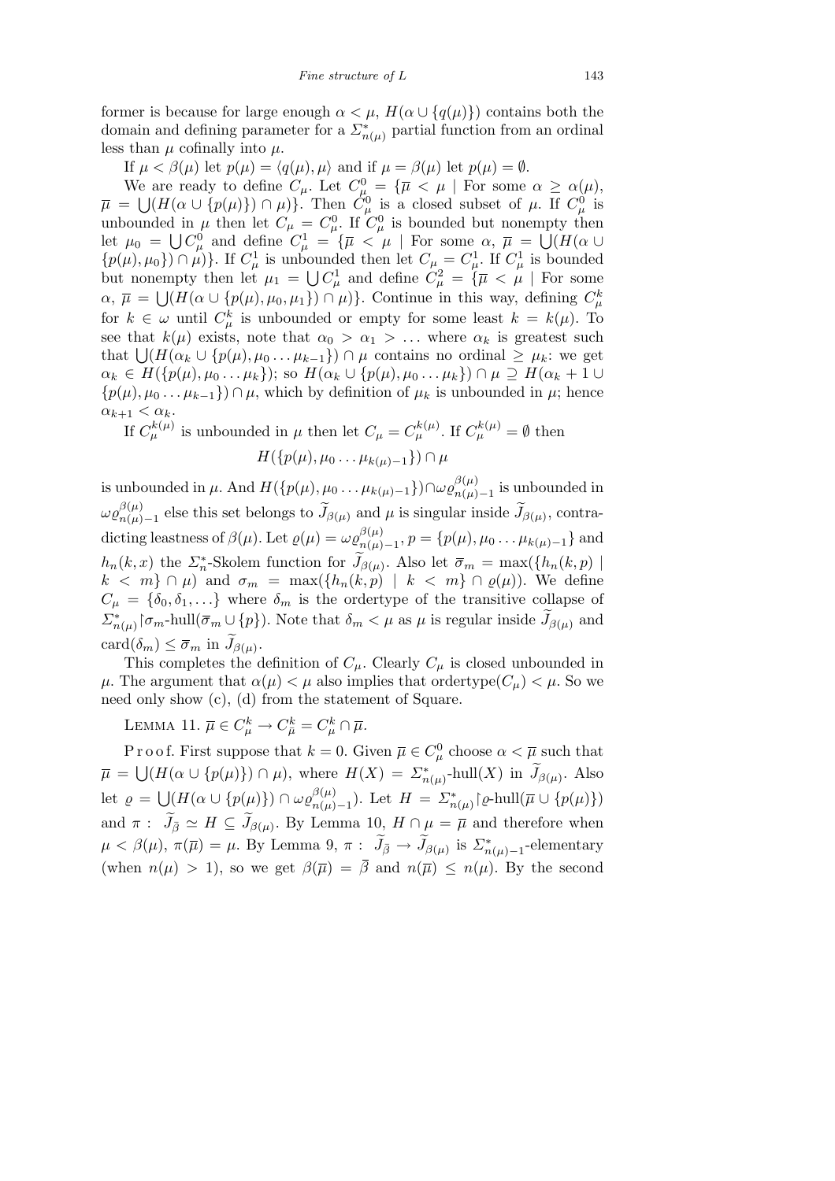former is because for large enough $\alpha < \mu$, $H(\alpha \cup \{q(\mu)\})$ contains both the domain and defining parameter for a $\Sigma^*_{n(\mu)}$ partial function from an ordinal less than $\mu$ cofinally into $\mu$.

If $\mu < \beta(\mu)$ let $p(\mu) = \langle q(\mu), \mu\rangle$ and if $\mu = \beta(\mu)$ let $p(\mu) = \emptyset$.

We are ready to define $C_\mu$. Let $C^0_\mu = \{\overline{\mu} < \mu \mid$ For some $\alpha \geq \alpha(\mu)$, $\overline{\mu} = \bigcup(H(\alpha \cup \{p(\mu)\}) \cap \mu)\}$. Then $C^0_\mu$ is a closed subset of $\mu$. If $C^0_\mu$ is unbounded in $\mu$ then let $C_\mu = C^0_\mu$. If $C^0_\mu$ is bounded but nonempty then let $\mu_0 = \bigcup C^0_\mu$ and define $C^1_\mu = \{\overline{\mu} < \mu \mid$ For some $\alpha$, $\overline{\mu} = \bigcup(H(\alpha \cup \{p(\mu), \mu_0\}) \cap \mu)\}$. If $C^1_\mu$ is unbounded then let $C_\mu = C^1_\mu$. If $C^1_\mu$ is bounded but nonempty then let $\mu_1 = \bigcup C^1_\mu$ and define $C^2_\mu = \{\overline{\mu} < \mu \mid$ For some $\alpha$, $\overline{\mu} = \bigcup(H(\alpha \cup \{p(\mu), \mu_0, \mu_1\}) \cap \mu)\}$. Continue in this way, defining $C^k_\mu$ for $k \in \omega$ until $C^k_\mu$ is unbounded or empty for some least $k = k(\mu)$. To see that $k(\mu)$ exists, note that $\alpha_0 > \alpha_1 > \ldots$ where $\alpha_k$ is greatest such that $\bigcup(H(\alpha_k \cup \{p(\mu), \mu_0 \ldots \mu_{k-1}\}) \cap \mu$ contains no ordinal $\geq \mu_k$: we get $\alpha_k \in H(\{p(\mu), \mu_0 \ldots \mu_k\})$; so $H(\alpha_k \cup \{p(\mu), \mu_0 \ldots \mu_k\}) \cap \mu \supseteq H(\alpha_k + 1 \cup \{p(\mu), \mu_0 \ldots \mu_{k-1}\}) \cap \mu$, which by definition of $\mu_k$ is unbounded in $\mu$; hence $\alpha_{k+1} < \alpha_k$.

If $C^{k(\mu)}_\mu$ is unbounded in $\mu$ then let $C_\mu = C^{k(\mu)}_\mu$. If $C^{k(\mu)}_\mu = \emptyset$ then

$$H(\{p(\mu), \mu_0 \ldots \mu_{k(\mu)-1}\}) \cap \mu$$

is unbounded in $\mu$. And $H(\{p(\mu), \mu_0 \ldots \mu_{k(\mu)-1}\}) \cap \omega\varrho^{\beta(\mu)}_{n(\mu)-1}$ is unbounded in $\omega\varrho^{\beta(\mu)}_{n(\mu)-1}$ else this set belongs to $\widetilde{J}_{\beta(\mu)}$ and $\mu$ is singular inside $\widetilde{J}_{\beta(\mu)}$, contradicting leastness of $\beta(\mu)$. Let $\varrho(\mu) = \omega\varrho^{\beta(\mu)}_{n(\mu)-1}$, $p = \{p(\mu), \mu_0 \ldots \mu_{k(\mu)-1}\}$ and $h_n(k, x)$ the $\Sigma^*_n$-Skolem function for $\widetilde{J}_{\beta(\mu)}$. Also let $\overline{\sigma}_m = \max(\{h_n(k, p) \mid k < m\} \cap \mu)$ and $\sigma_m = \max(\{h_n(k, p) \mid k < m\} \cap \varrho(\mu))$. We define $C_\mu = \{\delta_0, \delta_1, \ldots\}$ where $\delta_m$ is the ordertype of the transitive collapse of $\Sigma^*_{n(\mu)}{\restriction}\sigma_m$-hull$(\overline{\sigma}_m \cup \{p\})$. Note that $\delta_m < \mu$ as $\mu$ is regular inside $\widetilde{J}_{\beta(\mu)}$ and $\mathrm{card}(\delta_m) \leq \overline{\sigma}_m$ in $\widetilde{J}_{\beta(\mu)}$.

This completes the definition of $C_\mu$. Clearly $C_\mu$ is closed unbounded in $\mu$. The argument that $\alpha(\mu) < \mu$ also implies that $\mathrm{ordertype}(C_\mu) < \mu$. So we need only show (c), (d) from the statement of Square.

Lemma 11. $\overline{\mu} \in C^k_\mu \rightarrow C^k_{\overline{\mu}} = C^k_\mu \cap \overline{\mu}$.

Proof. First suppose that $k = 0$. Given $\overline{\mu} \in C^0_\mu$ choose $\alpha < \overline{\mu}$ such that $\overline{\mu} = \bigcup(H(\alpha \cup \{p(\mu)\}) \cap \mu)$, where $H(X) = \Sigma^*_{n(\mu)}$-hull$(X)$ in $\widetilde{J}_{\beta(\mu)}$. Also let $\varrho = \bigcup(H(\alpha \cup \{p(\mu)\}) \cap \omega\varrho^{\beta(\mu)}_{n(\mu)-1})$. Let $H = \Sigma^*_{n(\mu)}{\restriction}\varrho$-hull$(\overline{\mu} \cup \{p(\mu)\})$ and $\pi : \widetilde{J}_{\overline{\beta}} \simeq H \subseteq \widetilde{J}_{\beta(\mu)}$. By Lemma 10, $H \cap \mu = \overline{\mu}$ and therefore when $\mu < \beta(\mu)$, $\pi(\overline{\mu}) = \mu$. By Lemma 9, $\pi : \widetilde{J}_{\overline{\beta}} \to \widetilde{J}_{\beta(\mu)}$ is $\Sigma^*_{n(\mu)-1}$-elementary (when $n(\mu) > 1$), so we get $\beta(\overline{\mu}) = \overline{\beta}$ and $n(\overline{\mu}) \leq n(\mu)$. By the second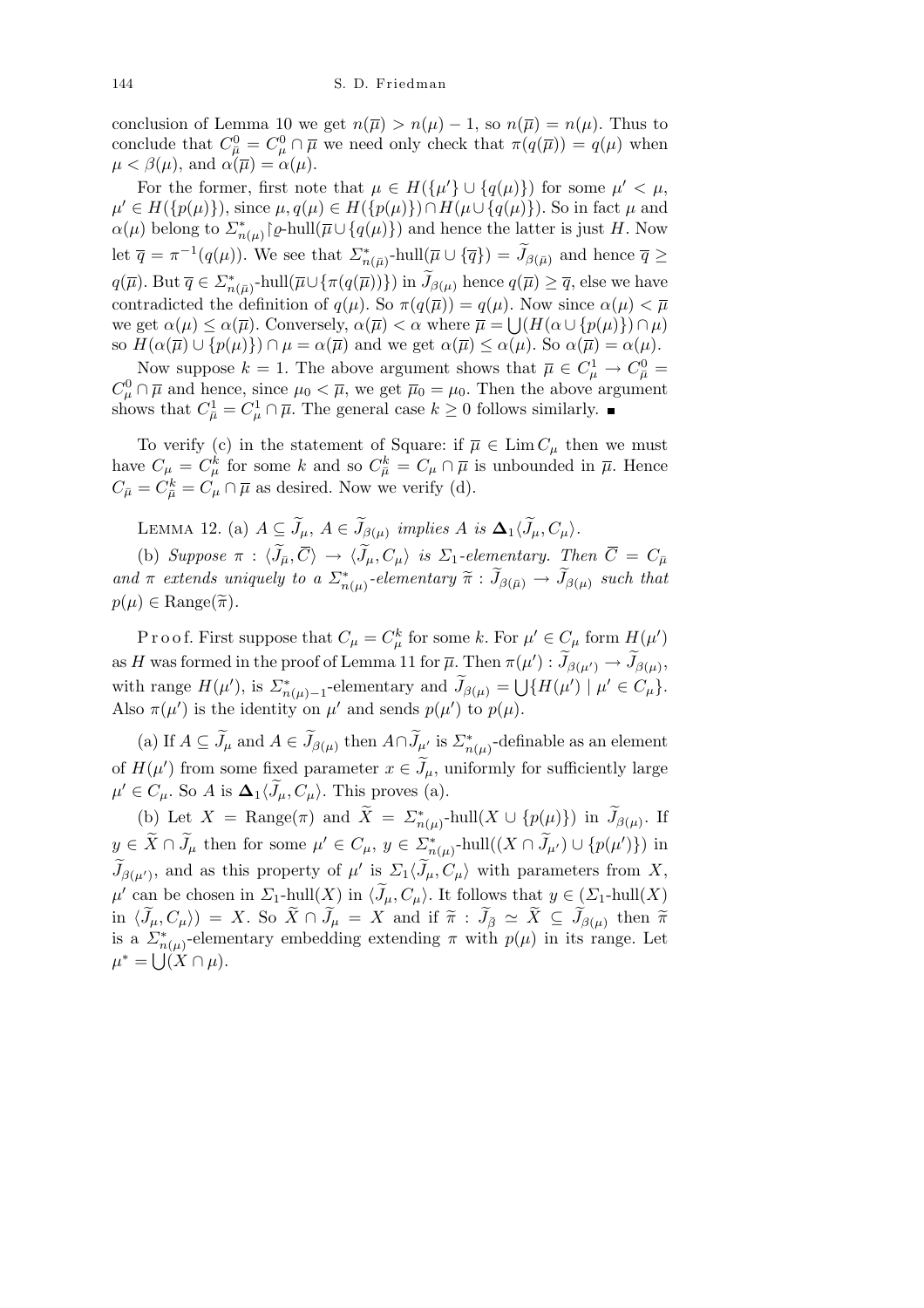conclusion of Lemma 10 we get $n(\overline{\mu}) > n(\mu) - 1$, so $n(\overline{\mu}) = n(\mu)$. Thus to conclude that $C^0_{\overline{\mu}} = C^0_\mu \cap \overline{\mu}$ we need only check that $\pi(q(\overline{\mu})) = q(\mu)$ when $\mu < \beta(\mu)$, and $\alpha(\overline{\mu}) = \alpha(\mu)$.

For the former, first note that $\mu \in H(\{\mu'\} \cup \{q(\mu)\})$ for some $\mu' < \mu$, $\mu' \in H(\{p(\mu)\})$, since $\mu, q(\mu) \in H(\{p(\mu)\}) \cap H(\mu \cup \{q(\mu)\})$. So in fact $\mu$ and $\alpha(\mu)$ belong to $\Sigma^*_{n(\mu)}\restriction\varrho$-hull$(\overline{\mu} \cup \{q(\mu)\})$ and hence the latter is just $H$. Now let $\overline{q} = \pi^{-1}(q(\mu))$. We see that $\Sigma^*_{n(\bar{\mu})}$-hull$(\overline{\mu} \cup \{\overline{q}\}) = \widetilde{J}_{\beta(\bar{\mu})}$ and hence $\overline{q} \geq q(\overline{\mu})$. But $\overline{q} \in \Sigma^*_{n(\bar{\mu})}$-hull$(\overline{\mu} \cup \{\pi(q(\overline{\mu}))\})$ in $\widetilde{J}_{\beta(\mu)}$ hence $q(\overline{\mu}) \geq \overline{q}$, else we have contradicted the definition of $q(\mu)$. So $\pi(q(\overline{\mu})) = q(\mu)$. Now since $\alpha(\mu) < \overline{\mu}$ we get $\alpha(\mu) \leq \alpha(\overline{\mu})$. Conversely, $\alpha(\overline{\mu}) < \alpha$ where $\overline{\mu} = \bigcup(H(\alpha \cup \{p(\mu)\}) \cap \mu)$ so $H(\alpha(\overline{\mu}) \cup \{p(\mu)\}) \cap \mu = \alpha(\overline{\mu})$ and we get $\alpha(\overline{\mu}) \leq \alpha(\mu)$. So $\alpha(\overline{\mu}) = \alpha(\mu)$.

Now suppose $k = 1$. The above argument shows that $\overline{\mu} \in C^1_\mu \to C^0_{\overline{\mu}} = C^0_\mu \cap \overline{\mu}$ and hence, since $\mu_0 < \overline{\mu}$, we get $\overline{\mu}_0 = \mu_0$. Then the above argument shows that $C^1_{\bar{\mu}} = C^1_\mu \cap \overline{\mu}$. The general case $k \geq 0$ follows similarly. ∎

To verify (c) in the statement of Square: if $\overline{\mu} \in \operatorname{Lim} C_\mu$ then we must have $C_\mu = C^k_\mu$ for some $k$ and so $C^k_{\bar{\mu}} = C_\mu \cap \overline{\mu}$ is unbounded in $\overline{\mu}$. Hence $C_{\bar{\mu}} = C^k_{\bar{\mu}} = C_\mu \cap \overline{\mu}$ as desired. Now we verify (d).

Lemma 12. (a) *$A \subseteq \widetilde{J}_\mu$, $A \in \widetilde{J}_{\beta(\mu)}$ implies $A$ is $\mathbf{\Delta}_1\langle \widetilde{J}_\mu, C_\mu\rangle$.*

(b) *Suppose $\pi : \langle \widetilde{J}_{\bar{\mu}}, \overline{C}\rangle \to \langle \widetilde{J}_\mu, C_\mu\rangle$ is $\Sigma_1$-elementary. Then $\overline{C} = C_{\bar{\mu}}$ and $\pi$ extends uniquely to a $\Sigma^*_{n(\mu)}$-elementary $\widetilde{\pi} : \widetilde{J}_{\beta(\bar{\mu})} \to \widetilde{J}_{\beta(\mu)}$ such that $p(\mu) \in \operatorname{Range}(\widetilde{\pi})$.*

Proof. First suppose that $C_\mu = C^k_\mu$ for some $k$. For $\mu' \in C_\mu$ form $H(\mu')$ as $H$ was formed in the proof of Lemma 11 for $\overline{\mu}$. Then $\pi(\mu') : \widetilde{J}_{\beta(\mu')} \to \widetilde{J}_{\beta(\mu)}$, with range $H(\mu')$, is $\Sigma^*_{n(\mu)-1}$-elementary and $\widetilde{J}_{\beta(\mu)} = \bigcup\{H(\mu') \mid \mu' \in C_\mu\}$. Also $\pi(\mu')$ is the identity on $\mu'$ and sends $p(\mu')$ to $p(\mu)$.

(a) If $A \subseteq \widetilde{J}_\mu$ and $A \in \widetilde{J}_{\beta(\mu)}$ then $A \cap \widetilde{J}_{\mu'}$ is $\Sigma^*_{n(\mu)}$-definable as an element of $H(\mu')$ from some fixed parameter $x \in \widetilde{J}_\mu$, uniformly for sufficiently large $\mu' \in C_\mu$. So $A$ is $\mathbf{\Delta}_1\langle \widetilde{J}_\mu, C_\mu\rangle$. This proves (a).

(b) Let $X = \operatorname{Range}(\pi)$ and $\widetilde{X} = \Sigma^*_{n(\mu)}$-hull$(X \cup \{p(\mu)\})$ in $\widetilde{J}_{\beta(\mu)}$. If $y \in \widetilde{X} \cap \widetilde{J}_\mu$ then for some $\mu' \in C_\mu$, $y \in \Sigma^*_{n(\mu)}$-hull$((X \cap \widetilde{J}_{\mu'}) \cup \{p(\mu')\})$ in $\widetilde{J}_{\beta(\mu')}$, and as this property of $\mu'$ is $\Sigma_1\langle \widetilde{J}_\mu, C_\mu\rangle$ with parameters from $X$, $\mu'$ can be chosen in $\Sigma_1$-hull$(X)$ in $\langle \widetilde{J}_\mu, C_\mu\rangle$. It follows that $y \in (\Sigma_1$-hull$(X)$ in $\langle \widetilde{J}_\mu, C_\mu\rangle) = X$. So $\widetilde{X} \cap \widetilde{J}_\mu = X$ and if $\widetilde{\pi} : \widetilde{J}_{\bar{\beta}} \simeq \widetilde{X} \subseteq \widetilde{J}_{\beta(\mu)}$ then $\widetilde{\pi}$ is a $\Sigma^*_{n(\mu)}$-elementary embedding extending $\pi$ with $p(\mu)$ in its range. Let $\mu^* = \bigcup(X \cap \mu)$.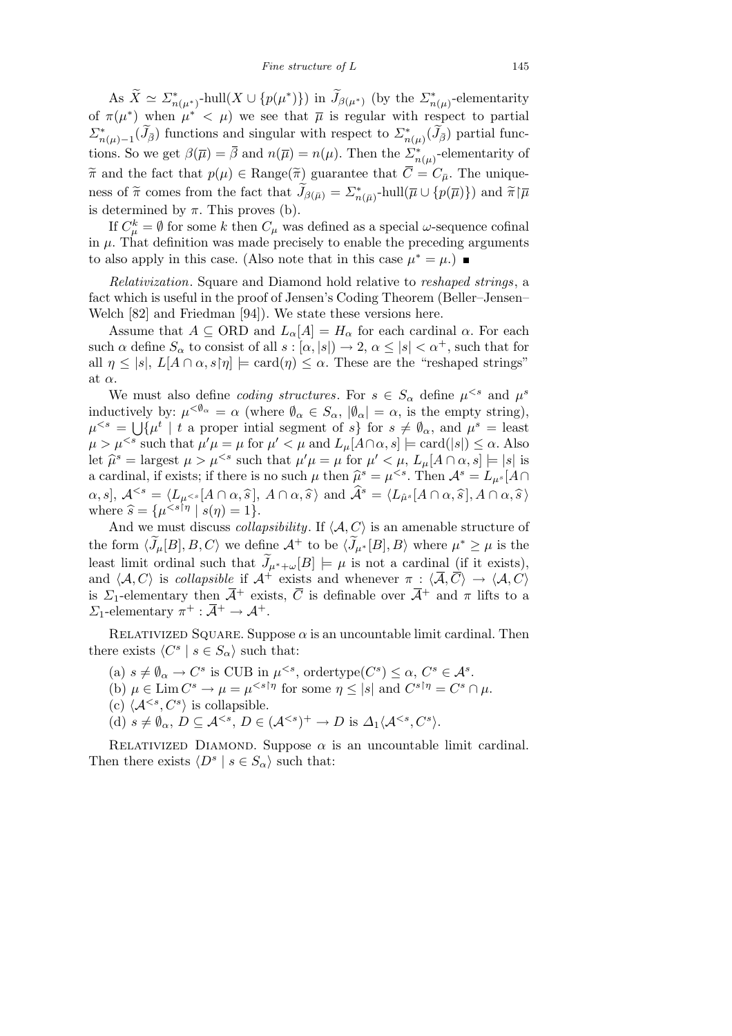As $\widetilde{X} \simeq \Sigma^*_{n(\mu^*)}\text{-hull}(X \cup \{p(\mu^*)\})$ in $\widetilde{J}_{\beta(\mu^*)}$ (by the $\Sigma^*_{n(\mu)}$-elementarity of $\pi(\mu^*)$ when $\mu^* < \mu$) we see that $\overline{\mu}$ is regular with respect to partial $\Sigma^*_{n(\mu)-1}(\widetilde{J}_{\bar\beta})$ functions and singular with respect to $\Sigma^*_{n(\mu)}(\widetilde{J}_{\bar\beta})$ partial functions. So we get $\beta(\overline{\mu}) = \overline{\beta}$ and $n(\overline{\mu}) = n(\mu)$. Then the $\Sigma^*_{n(\mu)}$-elementarity of $\widetilde{\pi}$ and the fact that $p(\mu) \in \text{Range}(\widetilde{\pi})$ guarantee that $\overline{C} = C_{\bar\mu}$. The uniqueness of $\widetilde{\pi}$ comes from the fact that $\widetilde{J}_{\beta(\bar\mu)} = \Sigma^*_{n(\bar\mu)}\text{-hull}(\overline{\mu} \cup \{p(\overline{\mu})\})$ and $\widetilde{\pi}\restriction\overline{\mu}$ is determined by $\pi$. This proves (b).

If $C^k_\mu = \emptyset$ for some $k$ then $C_\mu$ was defined as a special $\omega$-sequence cofinal in $\mu$. That definition was made precisely to enable the preceding arguments to also apply in this case. (Also note that in this case $\mu^* = \mu$.) ∎

*Relativization*. Square and Diamond hold relative to *reshaped strings*, a fact which is useful in the proof of Jensen's Coding Theorem (Beller–Jensen–Welch [82] and Friedman [94]). We state these versions here.

Assume that $A \subseteq \text{ORD}$ and $L_\alpha[A] = H_\alpha$ for each cardinal $\alpha$. For each such $\alpha$ define $S_\alpha$ to consist of all $s : [\alpha, |s|) \to 2$, $\alpha \le |s| < \alpha^+$, such that for all $\eta \le |s|$, $L[A \cap \alpha, s\restriction\eta] \models \text{card}(\eta) \le \alpha$. These are the "reshaped strings" at $\alpha$.

We must also define *coding structures*. For $s \in S_\alpha$ define $\mu^{<s}$ and $\mu^s$ inductively by: $\mu^{<\emptyset_\alpha} = \alpha$ (where $\emptyset_\alpha \in S_\alpha$, $|\emptyset_\alpha| = \alpha$, is the empty string), $\mu^{<s} = \bigcup\{\mu^t \mid t \text{ a proper intial segment of } s\}$ for $s \ne \emptyset_\alpha$, and $\mu^s = \text{least}$ $\mu > \mu^{<s}$ such that $\mu'\mu = \mu$ for $\mu' < \mu$ and $L_\mu[A \cap \alpha, s] \models \text{card}(|s|) \le \alpha$. Also let $\widehat{\mu}^s = \text{largest}$ $\mu > \mu^{<s}$ such that $\mu'\mu = \mu$ for $\mu' < \mu$, $L_\mu[A \cap \alpha, s] \models |s|$ is a cardinal, if exists; if there is no such $\mu$ then $\widehat{\mu}^s = \mu^{<s}$. Then $\mathcal{A}^s = L_{\mu^s}[A \cap \alpha, s]$, $\mathcal{A}^{<s} = \langle L_{\mu^{<s}}[A \cap \alpha, \widehat{s}],\ A \cap \alpha, \widehat{s}\rangle$ and $\widehat{\mathcal{A}}^s = \langle L_{\hat\mu^s}[A \cap \alpha, \widehat{s}], A \cap \alpha, \widehat{s}\rangle$ where $\widehat{s} = \{\mu^{<s\restriction\eta} \mid s(\eta) = 1\}$.

And we must discuss *collapsibility*. If $\langle \mathcal{A}, C\rangle$ is an amenable structure of the form $\langle \widetilde{J}_\mu[B], B, C\rangle$ we define $\mathcal{A}^+$ to be $\langle \widetilde{J}_{\mu^*}[B], B\rangle$ where $\mu^* \ge \mu$ is the least limit ordinal such that $\widetilde{J}_{\mu^*+\omega}[B] \models \mu$ is not a cardinal (if it exists), and $\langle \mathcal{A}, C\rangle$ is *collapsible* if $\mathcal{A}^+$ exists and whenever $\pi : \langle \overline{\mathcal{A}}, \overline{C}\rangle \to \langle \mathcal{A}, C\rangle$ is $\Sigma_1$-elementary then $\overline{\mathcal{A}}^+$ exists, $\overline{C}$ is definable over $\overline{\mathcal{A}}^+$ and $\pi$ lifts to a $\Sigma_1$-elementary $\pi^+ : \overline{\mathcal{A}}^+ \to \mathcal{A}^+$.

Relativized Square. Suppose $\alpha$ is an uncountable limit cardinal. Then there exists $\langle C^s \mid s \in S_\alpha\rangle$ such that:

(a) $s \ne \emptyset_\alpha \to C^s$ is CUB in $\mu^{<s}$, ordertype$(C^s) \le \alpha$, $C^s \in \mathcal{A}^s$.
(b) $\mu \in \text{Lim}\, C^s \to \mu = \mu^{<s\restriction\eta}$ for some $\eta \le |s|$ and $C^{s\restriction\eta} = C^s \cap \mu$.
(c) $\langle \mathcal{A}^{<s}, C^s\rangle$ is collapsible.
(d) $s \ne \emptyset_\alpha$, $D \subseteq \mathcal{A}^{<s}$, $D \in (\mathcal{A}^{<s})^+ \to D$ is $\Delta_1\langle \mathcal{A}^{<s}, C^s\rangle$.

Relativized Diamond. Suppose $\alpha$ is an uncountable limit cardinal. Then there exists $\langle D^s \mid s \in S_\alpha\rangle$ such that: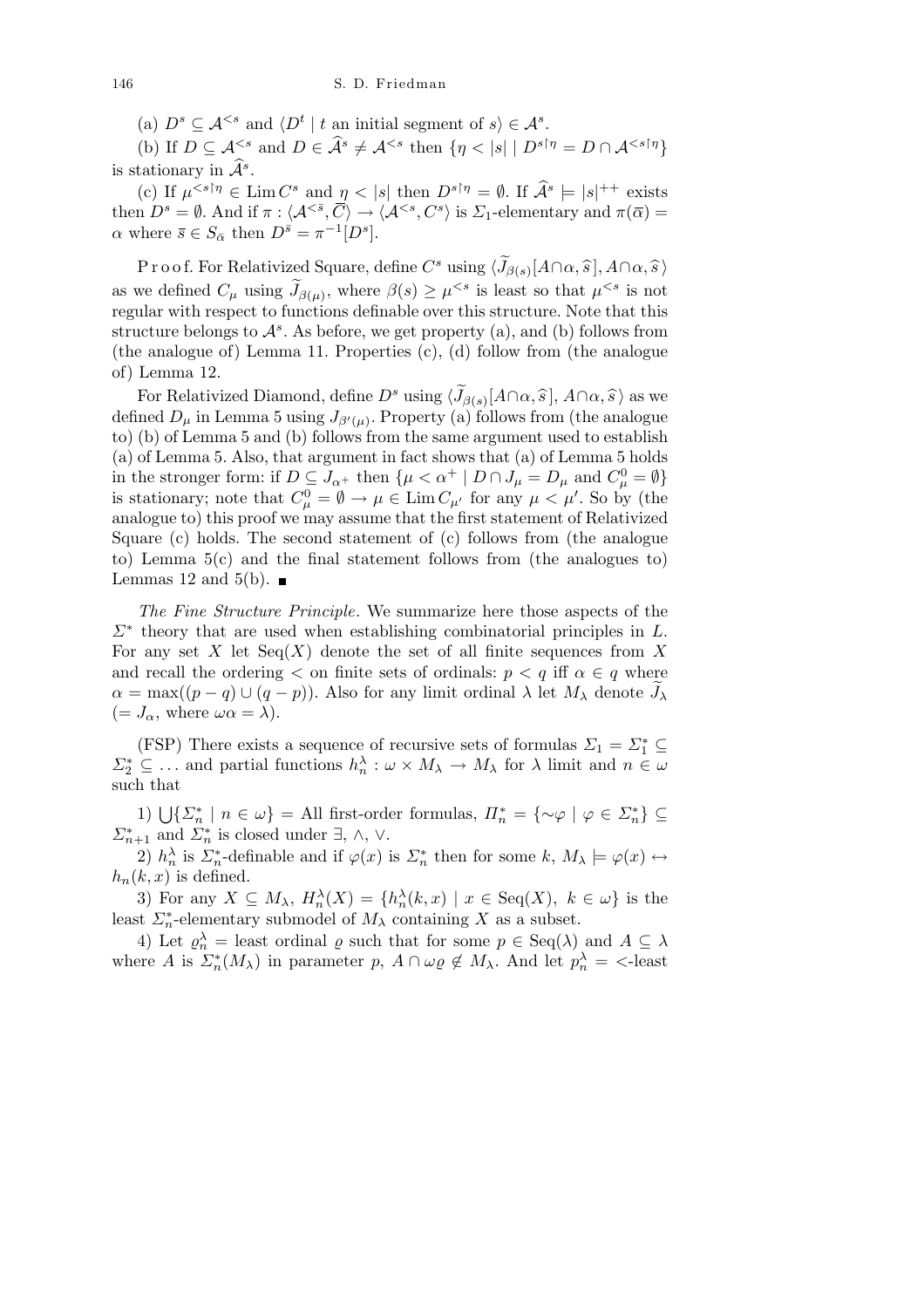(a) $D^s \subseteq \mathcal{A}^{<s}$ and $\langle D^t \mid t$ an initial segment of $s\rangle \in \mathcal{A}^s$.

(b) If $D \subseteq \mathcal{A}^{<s}$ and $D \in \widehat{\mathcal{A}}^s \neq \mathcal{A}^{<s}$ then $\{\eta < |s| \mid D^{s\restriction\eta} = D \cap \mathcal{A}^{<s\restriction\eta}\}$ is stationary in $\widehat{\mathcal{A}}^s$.

(c) If $\mu^{<s\restriction\eta} \in \operatorname{Lim} C^s$ and $\eta < |s|$ then $D^{s\restriction\eta} = \emptyset$. If $\widehat{\mathcal{A}}^s \models |s|^{++}$ exists then $D^s = \emptyset$. And if $\pi : \langle \mathcal{A}^{<\overline{s}}, \overline{C}\rangle \to \langle \mathcal{A}^{<s}, C^s\rangle$ is $\Sigma_1$-elementary and $\pi(\overline{\alpha}) = \alpha$ where $\overline{s} \in S_{\overline{\alpha}}$ then $D^{\overline{s}} = \pi^{-1}[D^s]$.

P r o o f. For Relativized Square, define $C^s$ using $\langle \widetilde{J}_{\beta(s)}[A\cap\alpha, \widehat{s}\,], A\cap\alpha, \widehat{s}\,\rangle$ as we defined $C_\mu$ using $\widetilde{J}_{\beta(\mu)}$, where $\beta(s) \geq \mu^{<s}$ is least so that $\mu^{<s}$ is not regular with respect to functions definable over this structure. Note that this structure belongs to $\mathcal{A}^s$. As before, we get property (a), and (b) follows from (the analogue of) Lemma 11. Properties (c), (d) follow from (the analogue of) Lemma 12.

For Relativized Diamond, define $D^s$ using $\langle \widetilde{J}_{\beta(s)}[A\cap\alpha, \widehat{s}\,], A\cap\alpha, \widehat{s}\,\rangle$ as we defined $D_\mu$ in Lemma 5 using $J_{\beta'(\mu)}$. Property (a) follows from (the analogue to) (b) of Lemma 5 and (b) follows from the same argument used to establish (a) of Lemma 5. Also, that argument in fact shows that (a) of Lemma 5 holds in the stronger form: if $D \subseteq J_{\alpha^+}$ then $\{\mu < \alpha^+ \mid D \cap J_\mu = D_\mu$ and $C^0_\mu = \emptyset\}$ is stationary; note that $C^0_\mu = \emptyset \to \mu \in \operatorname{Lim} C_{\mu'}$ for any $\mu < \mu'$. So by (the analogue to) this proof we may assume that the first statement of Relativized Square (c) holds. The second statement of (c) follows from (the analogue to) Lemma 5(c) and the final statement follows from (the analogues to) Lemmas 12 and 5(b). ■

*The Fine Structure Principle*. We summarize here those aspects of the $\Sigma^*$ theory that are used when establishing combinatorial principles in $L$. For any set $X$ let $\operatorname{Seq}(X)$ denote the set of all finite sequences from $X$ and recall the ordering $<$ on finite sets of ordinals: $p < q$ iff $\alpha \in q$ where $\alpha = \max((p-q)\cup(q-p))$. Also for any limit ordinal $\lambda$ let $M_\lambda$ denote $\widetilde{J}_\lambda$ ($= J_\alpha$, where $\omega\alpha = \lambda$).

(FSP) There exists a sequence of recursive sets of formulas $\Sigma_1 = \Sigma^*_1 \subseteq \Sigma^*_2 \subseteq \ldots$ and partial functions $h^\lambda_n : \omega \times M_\lambda \to M_\lambda$ for $\lambda$ limit and $n \in \omega$ such that

1) $\bigcup\{\Sigma^*_n \mid n \in \omega\} =$ All first-order formulas, $\Pi^*_n = \{\sim\varphi \mid \varphi \in \Sigma^*_n\} \subseteq \Sigma^*_{n+1}$ and $\Sigma^*_n$ is closed under $\exists$, $\wedge$, $\vee$.

2) $h^\lambda_n$ is $\Sigma^*_n$-definable and if $\varphi(x)$ is $\Sigma^*_n$ then for some $k$, $M_\lambda \models \varphi(x) \leftrightarrow h_n(k,x)$ is defined.

3) For any $X \subseteq M_\lambda$, $H^\lambda_n(X) = \{h^\lambda_n(k,x) \mid x \in \operatorname{Seq}(X),\ k \in \omega\}$ is the least $\Sigma^*_n$-elementary submodel of $M_\lambda$ containing $X$ as a subset.

4) Let $\varrho^\lambda_n =$ least ordinal $\varrho$ such that for some $p \in \operatorname{Seq}(\lambda)$ and $A \subseteq \lambda$ where $A$ is $\Sigma^*_n(M_\lambda)$ in parameter $p$, $A \cap \omega\varrho \notin M_\lambda$. And let $p^\lambda_n =$ $<$-least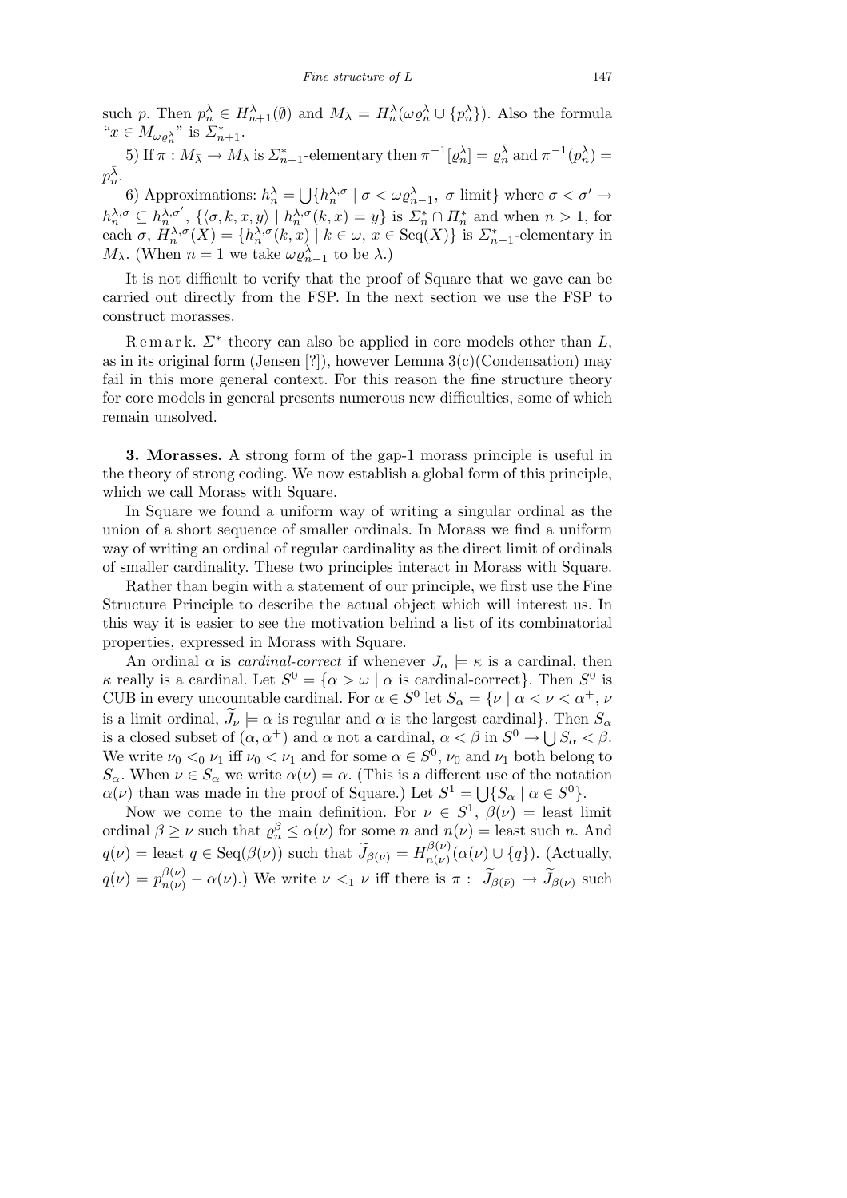such $p$. Then $p_n^\lambda \in H_{n+1}^\lambda(\emptyset)$ and $M_\lambda = H_n^\lambda(\omega\varrho_n^\lambda \cup \{p_n^\lambda\})$. Also the formula "$x \in M_{\omega\varrho_n^\lambda}$" is $\Sigma_{n+1}^*$.

5) If $\pi : M_{\bar\lambda} \to M_\lambda$ is $\Sigma_{n+1}^*$-elementary then $\pi^{-1}[\varrho_n^\lambda] = \varrho_n^{\bar\lambda}$ and $\pi^{-1}(p_n^\lambda) = p_n^{\bar\lambda}$.

6) Approximations: $h_n^\lambda = \bigcup\{h_n^{\lambda,\sigma} \mid \sigma < \omega\varrho_{n-1}^\lambda,\ \sigma \text{ limit}\}$ where $\sigma < \sigma' \to h_n^{\lambda,\sigma} \subseteq h_n^{\lambda,\sigma'}$, $\{\langle \sigma, k, x, y\rangle \mid h_n^{\lambda,\sigma}(k,x) = y\}$ is $\Sigma_n^* \cap \Pi_n^*$ and when $n > 1$, for each $\sigma$, $H_n^{\lambda,\sigma}(X) = \{h_n^{\lambda,\sigma}(k,x) \mid k \in \omega,\ x \in \mathrm{Seq}(X)\}$ is $\Sigma_{n-1}^*$-elementary in $M_\lambda$. (When $n = 1$ we take $\omega\varrho_{n-1}^\lambda$ to be $\lambda$.)

It is not difficult to verify that the proof of Square that we gave can be carried out directly from the FSP. In the next section we use the FSP to construct morasses.

Remark. $\Sigma^*$ theory can also be applied in core models other than $L$, as in its original form (Jensen [?]), however Lemma 3(c)(Condensation) may fail in this more general context. For this reason the fine structure theory for core models in general presents numerous new difficulties, some of which remain unsolved.

**3. Morasses.** A strong form of the gap-1 morass principle is useful in the theory of strong coding. We now establish a global form of this principle, which we call Morass with Square.

In Square we found a uniform way of writing a singular ordinal as the union of a short sequence of smaller ordinals. In Morass we find a uniform way of writing an ordinal of regular cardinality as the direct limit of ordinals of smaller cardinality. These two principles interact in Morass with Square.

Rather than begin with a statement of our principle, we first use the Fine Structure Principle to describe the actual object which will interest us. In this way it is easier to see the motivation behind a list of its combinatorial properties, expressed in Morass with Square.

An ordinal $\alpha$ is *cardinal-correct* if whenever $J_\alpha \models \kappa$ is a cardinal, then $\kappa$ really is a cardinal. Let $S^0 = \{\alpha > \omega \mid \alpha \text{ is cardinal-correct}\}$. Then $S^0$ is CUB in every uncountable cardinal. For $\alpha \in S^0$ let $S_\alpha = \{\nu \mid \alpha < \nu < \alpha^+,\ \nu$ is a limit ordinal, $\widetilde{J}_\nu \models \alpha$ is regular and $\alpha$ is the largest cardinal$\}$. Then $S_\alpha$ is a closed subset of $(\alpha, \alpha^+)$ and $\alpha$ not a cardinal, $\alpha < \beta$ in $S^0 \to \bigcup S_\alpha < \beta$. We write $\nu_0 <_0 \nu_1$ iff $\nu_0 < \nu_1$ and for some $\alpha \in S^0$, $\nu_0$ and $\nu_1$ both belong to $S_\alpha$. When $\nu \in S_\alpha$ we write $\alpha(\nu) = \alpha$. (This is a different use of the notation $\alpha(\nu)$ than was made in the proof of Square.) Let $S^1 = \bigcup\{S_\alpha \mid \alpha \in S^0\}$.

Now we come to the main definition. For $\nu \in S^1$, $\beta(\nu) =$ least limit ordinal $\beta \geq \nu$ such that $\varrho_n^\beta \leq \alpha(\nu)$ for some $n$ and $n(\nu) =$ least such $n$. And $q(\nu) =$ least $q \in \mathrm{Seq}(\beta(\nu))$ such that $\widetilde{J}_{\beta(\nu)} = H_{n(\nu)}^{\beta(\nu)}(\alpha(\nu) \cup \{q\})$. (Actually, $q(\nu) = p_{n(\nu)}^{\beta(\nu)} - \alpha(\nu)$.) We write $\bar\nu <_1 \nu$ iff there is $\pi :\ \widetilde{J}_{\beta(\bar\nu)} \to \widetilde{J}_{\beta(\nu)}$ such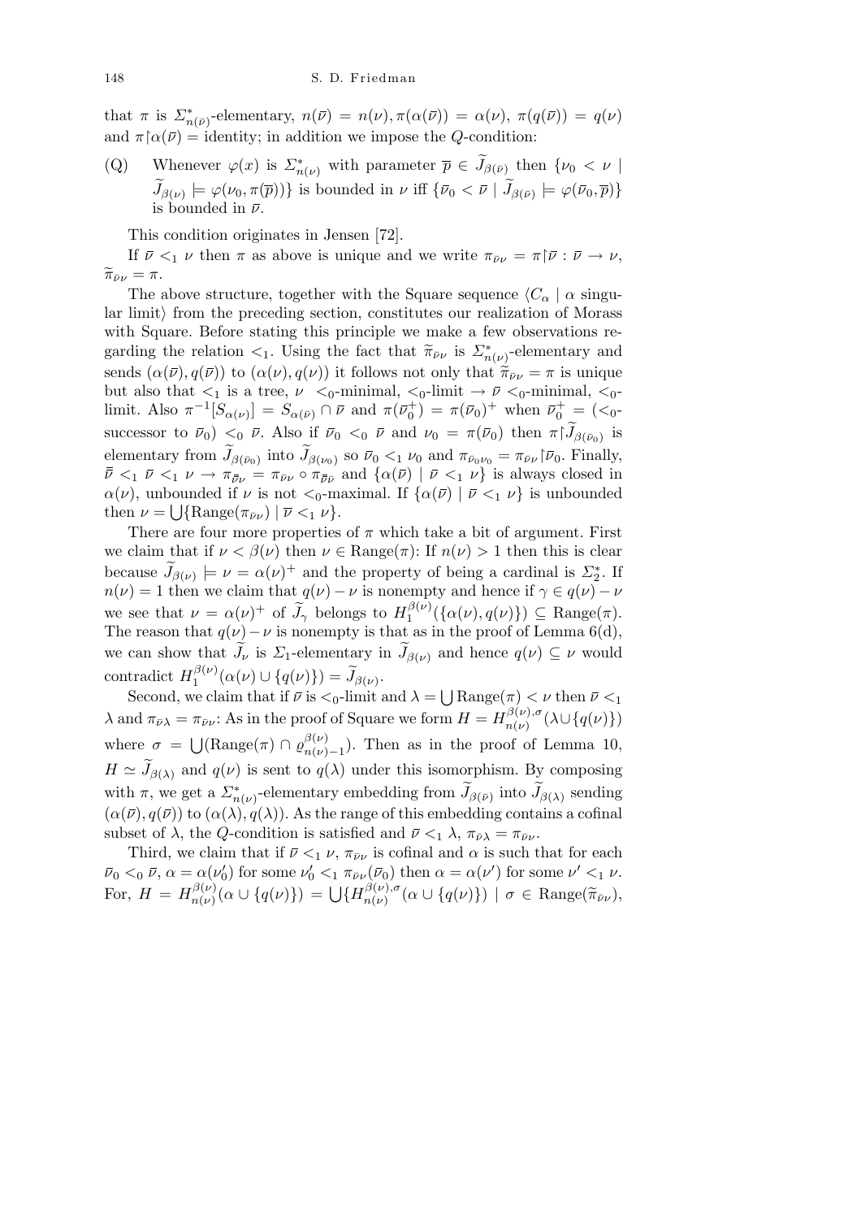that $\pi$ is $\Sigma^*_{n(\bar\nu)}$-elementary, $n(\bar\nu) = n(\nu), \pi(\alpha(\bar\nu)) = \alpha(\nu)$, $\pi(q(\bar\nu)) = q(\nu)$ and $\pi\restriction\alpha(\bar\nu) = $ identity; in addition we impose the $Q$-condition:

(Q) Whenever $\varphi(x)$ is $\Sigma^*_{n(\nu)}$ with parameter $\bar p \in \widetilde J_{\beta(\bar\nu)}$ then $\{\nu_0 < \nu \mid \widetilde J_{\beta(\nu)} \models \varphi(\nu_0, \pi(\bar p))\}$ is bounded in $\nu$ iff $\{\bar\nu_0 < \bar\nu \mid \widetilde J_{\beta(\bar\nu)} \models \varphi(\bar\nu_0, \bar p)\}$ is bounded in $\bar\nu$.

This condition originates in Jensen [72].

If $\bar\nu <_1 \nu$ then $\pi$ as above is unique and we write $\pi_{\bar\nu\nu} = \pi\restriction\bar\nu : \bar\nu \to \nu$, $\widetilde\pi_{\bar\nu\nu} = \pi$.

The above structure, together with the Square sequence $\langle C_\alpha \mid \alpha$ singular limit$\rangle$ from the preceding section, constitutes our realization of Morass with Square. Before stating this principle we make a few observations regarding the relation $<_1$. Using the fact that $\widetilde\pi_{\bar\nu\nu}$ is $\Sigma^*_{n(\nu)}$-elementary and sends $(\alpha(\bar\nu), q(\bar\nu))$ to $(\alpha(\nu), q(\nu))$ it follows not only that $\widetilde\pi_{\bar\nu\nu} = \pi$ is unique but also that $<_1$ is a tree, $\nu$ $<_0$-minimal, $<_0$-limit $\to \bar\nu$ $<_0$-minimal, $<_0$-limit. Also $\pi^{-1}[S_{\alpha(\nu)}] = S_{\alpha(\bar\nu)} \cap \bar\nu$ and $\pi(\bar\nu_0^+) = \pi(\bar\nu_0)^+$ when $\bar\nu_0^+ = (<_0$-successor to $\bar\nu_0)$ $<_0$ $\bar\nu$. Also if $\bar\nu_0 <_0 \bar\nu$ and $\nu_0 = \pi(\bar\nu_0)$ then $\pi\restriction\widetilde J_{\beta(\bar\nu_0)}$ is elementary from $\widetilde J_{\beta(\bar\nu_0)}$ into $\widetilde J_{\beta(\nu_0)}$ so $\bar\nu_0 <_1 \nu_0$ and $\pi_{\bar\nu_0\nu_0} = \pi_{\bar\nu\nu}\restriction\bar\nu_0$. Finally, $\bar{\bar\nu} <_1 \bar\nu <_1 \nu \to \pi_{\bar{\bar\nu}\nu} = \pi_{\bar\nu\nu} \circ \pi_{\bar{\bar\nu}\bar\nu}$ and $\{\alpha(\bar\nu) \mid \bar\nu <_1 \nu\}$ is always closed in $\alpha(\nu)$, unbounded if $\nu$ is not $<_0$-maximal. If $\{\alpha(\bar\nu) \mid \bar\nu <_1 \nu\}$ is unbounded then $\nu = \bigcup\{\mathrm{Range}(\pi_{\bar\nu\nu}) \mid \bar\nu <_1 \nu\}$.

There are four more properties of $\pi$ which take a bit of argument. First we claim that if $\nu < \beta(\nu)$ then $\nu \in \mathrm{Range}(\pi)$: If $n(\nu) > 1$ then this is clear because $\widetilde J_{\beta(\nu)} \models \nu = \alpha(\nu)^+$ and the property of being a cardinal is $\Sigma^*_2$. If $n(\nu) = 1$ then we claim that $q(\nu) - \nu$ is nonempty and hence if $\gamma \in q(\nu) - \nu$ we see that $\nu = \alpha(\nu)^+$ of $\widetilde J_\gamma$ belongs to $H_1^{\beta(\nu)}(\{\alpha(\nu), q(\nu)\}) \subseteq \mathrm{Range}(\pi)$. The reason that $q(\nu) - \nu$ is nonempty is that as in the proof of Lemma 6(d), we can show that $\widetilde J_\nu$ is $\Sigma_1$-elementary in $\widetilde J_{\beta(\nu)}$ and hence $q(\nu) \subseteq \nu$ would contradict $H_1^{\beta(\nu)}(\alpha(\nu) \cup \{q(\nu)\}) = \widetilde J_{\beta(\nu)}$.

Second, we claim that if $\bar\nu$ is $<_0$-limit and $\lambda = \bigcup\mathrm{Range}(\pi) < \nu$ then $\bar\nu <_1 \lambda$ and $\pi_{\bar\nu\lambda} = \pi_{\bar\nu\nu}$: As in the proof of Square we form $H = H^{\beta(\nu),\sigma}_{n(\nu)}(\lambda \cup \{q(\nu)\})$ where $\sigma = \bigcup(\mathrm{Range}(\pi) \cap \varrho^{\beta(\nu)}_{n(\nu)-1})$. Then as in the proof of Lemma 10, $H \simeq \widetilde J_{\beta(\lambda)}$ and $q(\nu)$ is sent to $q(\lambda)$ under this isomorphism. By composing with $\pi$, we get a $\Sigma^*_{n(\nu)}$-elementary embedding from $\widetilde J_{\beta(\bar\nu)}$ into $\widetilde J_{\beta(\lambda)}$ sending $(\alpha(\bar\nu), q(\bar\nu))$ to $(\alpha(\lambda), q(\lambda))$. As the range of this embedding contains a cofinal subset of $\lambda$, the $Q$-condition is satisfied and $\bar\nu <_1 \lambda$, $\pi_{\bar\nu\lambda} = \pi_{\bar\nu\nu}$.

Third, we claim that if $\bar\nu <_1 \nu$, $\pi_{\bar\nu\nu}$ is cofinal and $\alpha$ is such that for each $\bar\nu_0 <_0 \bar\nu$, $\alpha = \alpha(\nu_0')$ for some $\nu_0' <_1 \pi_{\bar\nu\nu}(\bar\nu_0)$ then $\alpha = \alpha(\nu')$ for some $\nu' <_1 \nu$. For, $H = H^{\beta(\nu)}_{n(\nu)}(\alpha \cup \{q(\nu)\}) = \bigcup\{H^{\beta(\nu),\sigma}_{n(\nu)}(\alpha \cup \{q(\nu)\}) \mid \sigma \in \mathrm{Range}(\widetilde\pi_{\bar\nu\nu}),$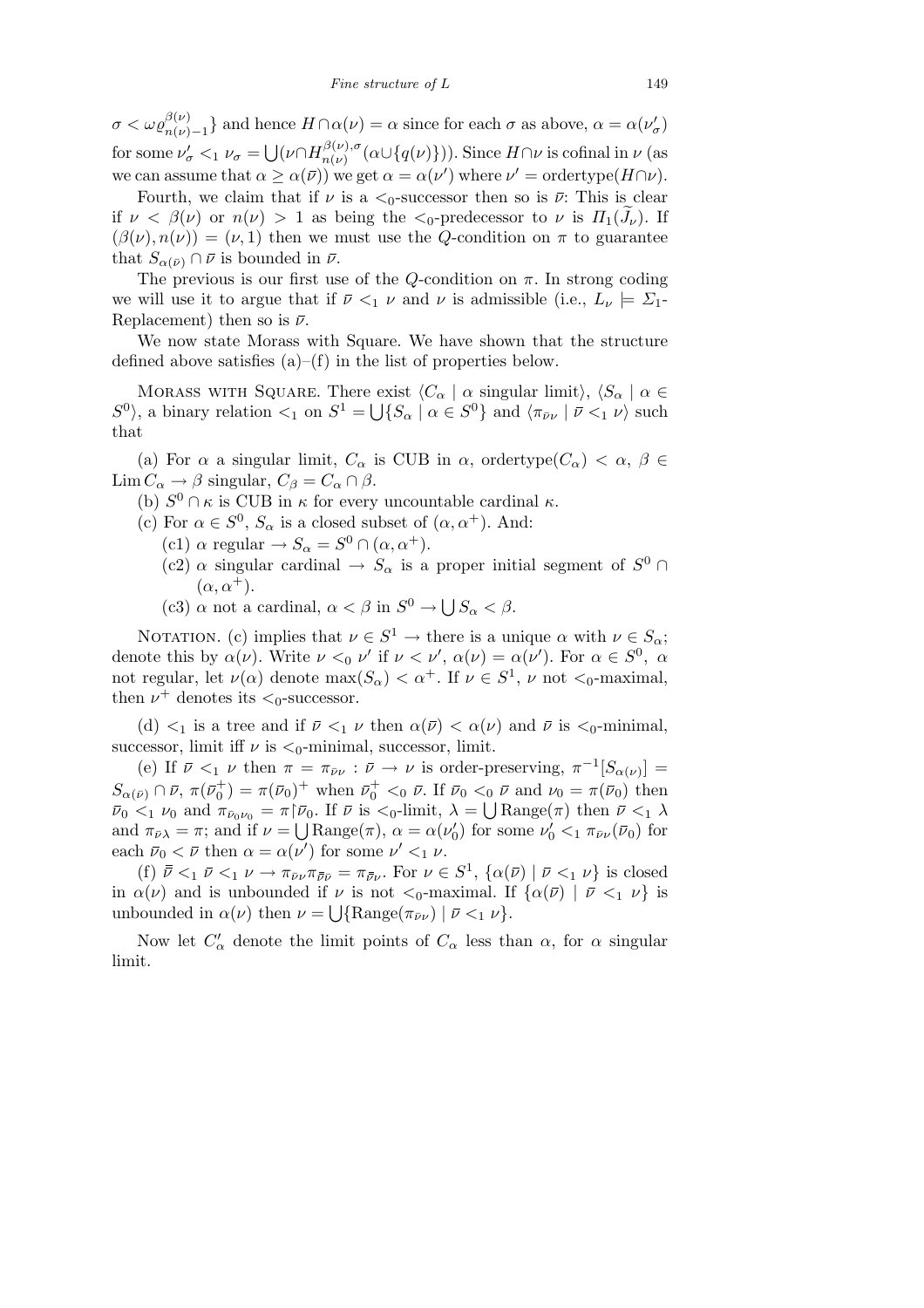$\sigma < \omega\varrho^{\beta(\nu)}_{n(\nu)-1}\}$ and hence $H\cap\alpha(\nu) = \alpha$ since for each $\sigma$ as above, $\alpha = \alpha(\nu'_\sigma)$ for some $\nu'_\sigma <_1 \nu_\sigma = \bigcup(\nu\cap H^{\beta(\nu),\sigma}_{n(\nu)}(\alpha\cup\{q(\nu)\}))$. Since $H\cap\nu$ is cofinal in $\nu$ (as we can assume that $\alpha \geq \alpha(\bar\nu)$) we get $\alpha = \alpha(\nu')$ where $\nu' = \text{ordertype}(H\cap\nu)$.

Fourth, we claim that if $\nu$ is a $<_0$-successor then so is $\bar\nu$: This is clear if $\nu < \beta(\nu)$ or $n(\nu) > 1$ as being the $<_0$-predecessor to $\nu$ is $\Pi_1(\widetilde{J}_\nu)$. If $(\beta(\nu), n(\nu)) = (\nu, 1)$ then we must use the $Q$-condition on $\pi$ to guarantee that $S_{\alpha(\bar\nu)} \cap \bar\nu$ is bounded in $\bar\nu$.

The previous is our first use of the $Q$-condition on $\pi$. In strong coding we will use it to argue that if $\bar\nu <_1 \nu$ and $\nu$ is admissible (i.e., $L_\nu \models \Sigma_1$-Replacement) then so is $\bar\nu$.

We now state Morass with Square. We have shown that the structure defined above satisfies (a)–(f) in the list of properties below.

Morass with Square. There exist $\langle C_\alpha \mid \alpha \text{ singular limit}\rangle$, $\langle S_\alpha \mid \alpha \in S^0\rangle$, a binary relation $<_1$ on $S^1 = \bigcup\{S_\alpha \mid \alpha \in S^0\}$ and $\langle \pi_{\bar\nu\nu} \mid \bar\nu <_1 \nu\rangle$ such that

(a) For $\alpha$ a singular limit, $C_\alpha$ is CUB in $\alpha$, $\text{ordertype}(C_\alpha) < \alpha$, $\beta \in \text{Lim}\, C_\alpha \to \beta$ singular, $C_\beta = C_\alpha \cap \beta$.

(b) $S^0 \cap \kappa$ is CUB in $\kappa$ for every uncountable cardinal $\kappa$.

(c) For $\alpha \in S^0$, $S_\alpha$ is a closed subset of $(\alpha, \alpha^+)$. And:

- (c1) $\alpha$ regular $\to S_\alpha = S^0 \cap (\alpha, \alpha^+)$.
- (c2) $\alpha$ singular cardinal $\to S_\alpha$ is a proper initial segment of $S^0 \cap (\alpha, \alpha^+)$.
- (c3) $\alpha$ not a cardinal, $\alpha < \beta$ in $S^0 \to \bigcup S_\alpha < \beta$.

Notation. (c) implies that $\nu \in S^1 \to$ there is a unique $\alpha$ with $\nu \in S_\alpha$; denote this by $\alpha(\nu)$. Write $\nu <_0 \nu'$ if $\nu < \nu'$, $\alpha(\nu) = \alpha(\nu')$. For $\alpha \in S^0$, $\alpha$ not regular, let $\nu(\alpha)$ denote $\max(S_\alpha) < \alpha^+$. If $\nu \in S^1$, $\nu$ not $<_0$-maximal, then $\nu^+$ denotes its $<_0$-successor.

(d) $<_1$ is a tree and if $\bar\nu <_1 \nu$ then $\alpha(\bar\nu) < \alpha(\nu)$ and $\bar\nu$ is $<_0$-minimal, successor, limit iff $\nu$ is $<_0$-minimal, successor, limit.

(e) If $\bar\nu <_1 \nu$ then $\pi = \pi_{\bar\nu\nu} : \bar\nu \to \nu$ is order-preserving, $\pi^{-1}[S_{\alpha(\nu)}] = S_{\alpha(\bar\nu)} \cap \bar\nu$, $\pi(\bar\nu_0^+) = \pi(\bar\nu_0)^+$ when $\bar\nu_0^+ <_0 \bar\nu$. If $\bar\nu_0 <_0 \bar\nu$ and $\nu_0 = \pi(\bar\nu_0)$ then $\bar\nu_0 <_1 \nu_0$ and $\pi_{\bar\nu_0\nu_0} = \pi{\restriction}\bar\nu_0$. If $\bar\nu$ is $<_0$-limit, $\lambda = \bigcup \text{Range}(\pi)$ then $\bar\nu <_1 \lambda$ and $\pi_{\bar\nu\lambda} = \pi$; and if $\nu = \bigcup \text{Range}(\pi)$, $\alpha = \alpha(\nu'_0)$ for some $\nu'_0 <_1 \pi_{\bar\nu\nu}(\bar\nu_0)$ for each $\bar\nu_0 < \bar\nu$ then $\alpha = \alpha(\nu')$ for some $\nu' <_1 \nu$.

(f) $\bar{\bar\nu} <_1 \bar\nu <_1 \nu \to \pi_{\bar\nu\nu}\pi_{\bar{\bar\nu}\bar\nu} = \pi_{\bar{\bar\nu}\nu}$. For $\nu \in S^1$, $\{\alpha(\bar\nu) \mid \bar\nu <_1 \nu\}$ is closed in $\alpha(\nu)$ and is unbounded if $\nu$ is not $<_0$-maximal. If $\{\alpha(\bar\nu) \mid \bar\nu <_1 \nu\}$ is unbounded in $\alpha(\nu)$ then $\nu = \bigcup\{\text{Range}(\pi_{\bar\nu\nu}) \mid \bar\nu <_1 \nu\}$.

Now let $C'_\alpha$ denote the limit points of $C_\alpha$ less than $\alpha$, for $\alpha$ singular limit.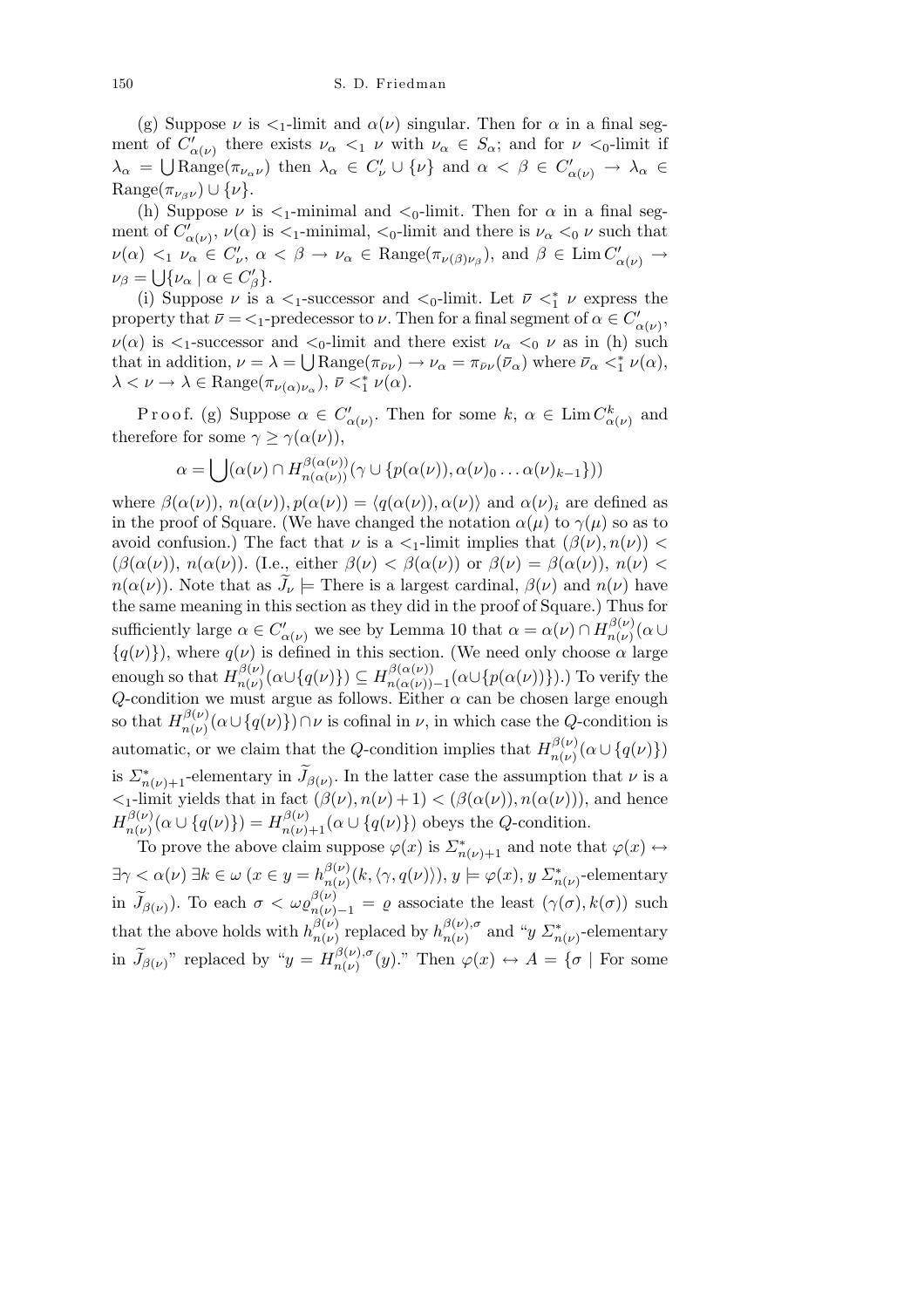(g) Suppose $\nu$ is $<_1$-limit and $\alpha(\nu)$ singular. Then for $\alpha$ in a final segment of $C'_{\alpha(\nu)}$ there exists $\nu_\alpha <_1 \nu$ with $\nu_\alpha \in S_\alpha$; and for $\nu$ $<_0$-limit if $\lambda_\alpha = \bigcup \mathrm{Range}(\pi_{\nu_\alpha \nu})$ then $\lambda_\alpha \in C'_\nu \cup \{\nu\}$ and $\alpha < \beta \in C'_{\alpha(\nu)} \to \lambda_\alpha \in \mathrm{Range}(\pi_{\nu_\beta \nu}) \cup \{\nu\}$.

(h) Suppose $\nu$ is $<_1$-minimal and $<_0$-limit. Then for $\alpha$ in a final segment of $C'_{\alpha(\nu)}$, $\nu(\alpha)$ is $<_1$-minimal, $<_0$-limit and there is $\nu_\alpha <_0 \nu$ such that $\nu(\alpha) <_1 \nu_\alpha \in C'_\nu$, $\alpha < \beta \to \nu_\alpha \in \mathrm{Range}(\pi_{\nu(\beta)\nu_\beta})$, and $\beta \in \mathrm{Lim}\, C'_{\alpha(\nu)} \to \nu_\beta = \bigcup\{\nu_\alpha \mid \alpha \in C'_\beta\}$.

(i) Suppose $\nu$ is a $<_1$-successor and $<_0$-limit. Let $\bar{\nu} <^*_1 \nu$ express the property that $\bar{\nu} = {<_1}$-predecessor to $\nu$. Then for a final segment of $\alpha \in C'_{\alpha(\nu)}$, $\nu(\alpha)$ is $<_1$-successor and $<_0$-limit and there exist $\nu_\alpha <_0 \nu$ as in (h) such that in addition, $\nu = \lambda = \bigcup \mathrm{Range}(\pi_{\bar{\nu}\nu}) \to \nu_\alpha = \pi_{\bar{\nu}\nu}(\bar{\nu}_\alpha)$ where $\bar{\nu}_\alpha <^*_1 \nu(\alpha)$, $\lambda < \nu \to \lambda \in \mathrm{Range}(\pi_{\nu(\alpha)\nu_\alpha})$, $\bar{\nu} <^*_1 \nu(\alpha)$.

Proof. (g) Suppose $\alpha \in C'_{\alpha(\nu)}$. Then for some $k$, $\alpha \in \mathrm{Lim}\, C^k_{\alpha(\nu)}$ and therefore for some $\gamma \geq \gamma(\alpha(\nu))$,

$$\alpha = \bigcup (\alpha(\nu) \cap H^{\beta(\alpha(\nu))}_{n(\alpha(\nu))}(\gamma \cup \{p(\alpha(\nu)), \alpha(\nu)_0 \ldots \alpha(\nu)_{k-1}\}))$$

where $\beta(\alpha(\nu))$, $n(\alpha(\nu)), p(\alpha(\nu)) = \langle q(\alpha(\nu)), \alpha(\nu)\rangle$ and $\alpha(\nu)_i$ are defined as in the proof of Square. (We have changed the notation $\alpha(\mu)$ to $\gamma(\mu)$ so as to avoid confusion.) The fact that $\nu$ is a $<_1$-limit implies that $(\beta(\nu), n(\nu)) < (\beta(\alpha(\nu)), n(\alpha(\nu)))$. (I.e., either $\beta(\nu) < \beta(\alpha(\nu))$ or $\beta(\nu) = \beta(\alpha(\nu))$, $n(\nu) < n(\alpha(\nu))$. Note that as $\widetilde{J}_\nu \models$ There is a largest cardinal, $\beta(\nu)$ and $n(\nu)$ have the same meaning in this section as they did in the proof of Square.) Thus for sufficiently large $\alpha \in C'_{\alpha(\nu)}$ we see by Lemma 10 that $\alpha = \alpha(\nu) \cap H^{\beta(\nu)}_{n(\nu)}(\alpha \cup \{q(\nu)\})$, where $q(\nu)$ is defined in this section. (We need only choose $\alpha$ large enough so that $H^{\beta(\nu)}_{n(\nu)}(\alpha \cup \{q(\nu)\}) \subseteq H^{\beta(\alpha(\nu))}_{n(\alpha(\nu))-1}(\alpha \cup \{p(\alpha(\nu))\})$.) To verify the $Q$-condition we must argue as follows. Either $\alpha$ can be chosen large enough so that $H^{\beta(\nu)}_{n(\nu)}(\alpha \cup \{q(\nu)\}) \cap \nu$ is cofinal in $\nu$, in which case the $Q$-condition is automatic, or we claim that the $Q$-condition implies that $H^{\beta(\nu)}_{n(\nu)}(\alpha \cup \{q(\nu)\})$ is $\Sigma^*_{n(\nu)+1}$-elementary in $\widetilde{J}_{\beta(\nu)}$. In the latter case the assumption that $\nu$ is a $<_1$-limit yields that in fact $(\beta(\nu), n(\nu)+1) < (\beta(\alpha(\nu)), n(\alpha(\nu)))$, and hence $H^{\beta(\nu)}_{n(\nu)}(\alpha \cup \{q(\nu)\}) = H^{\beta(\nu)}_{n(\nu)+1}(\alpha \cup \{q(\nu)\})$ obeys the $Q$-condition.

To prove the above claim suppose $\varphi(x)$ is $\Sigma^*_{n(\nu)+1}$ and note that $\varphi(x) \leftrightarrow \exists \gamma < \alpha(\nu)\ \exists k \in \omega\ (x \in y = h^{\beta(\nu)}_{n(\nu)}(k, \langle \gamma, q(\nu)\rangle), y \models \varphi(x)$, $y$ $\Sigma^*_{n(\nu)}$-elementary in $\widetilde{J}_{\beta(\nu)})$. To each $\sigma < \omega\varrho^{\beta(\nu)}_{n(\nu)-1} = \varrho$ associate the least $(\gamma(\sigma), k(\sigma))$ such that the above holds with $h^{\beta(\nu)}_{n(\nu)}$ replaced by $h^{\beta(\nu),\sigma}_{n(\nu)}$ and "$y$ $\Sigma^*_{n(\nu)}$-elementary in $\widetilde{J}_{\beta(\nu)}$" replaced by "$y = H^{\beta(\nu),\sigma}_{n(\nu)}(y)$." Then $\varphi(x) \leftrightarrow A = \{\sigma \mid$ For some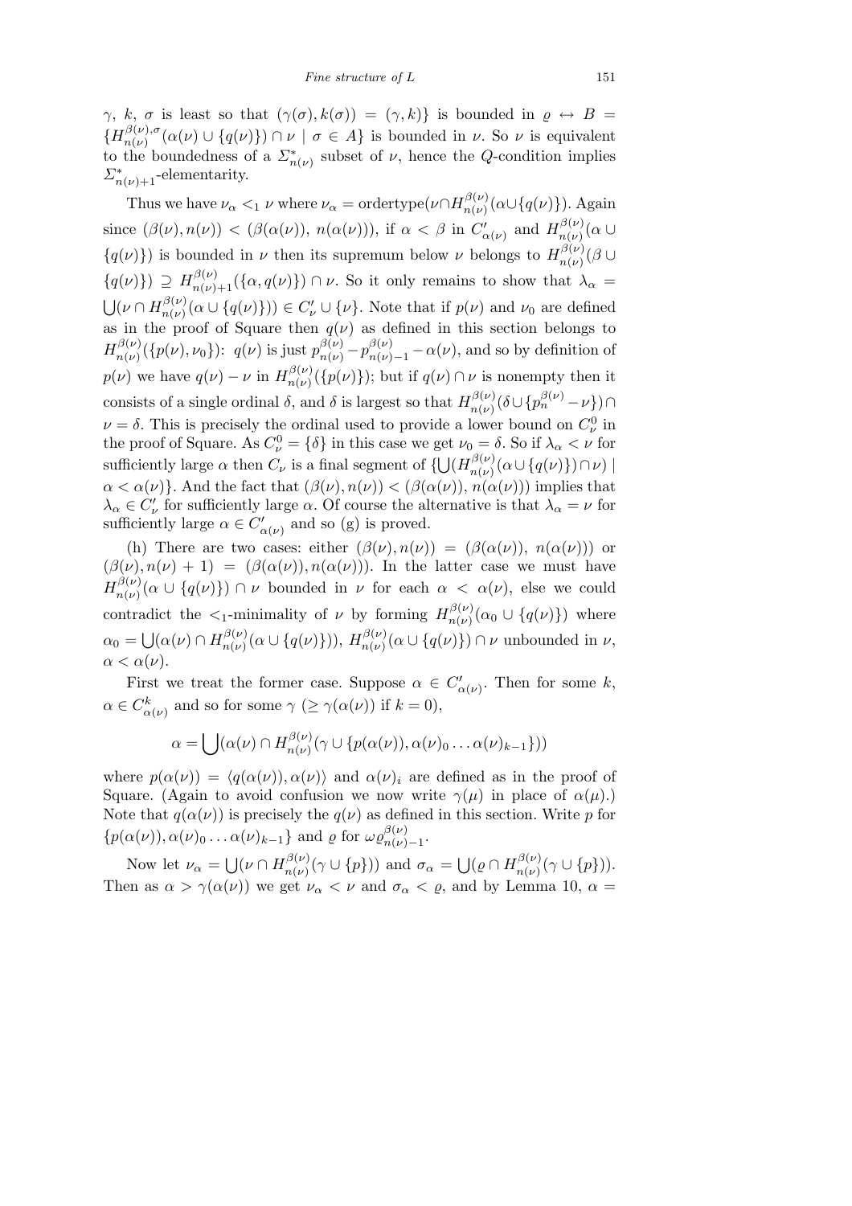$\gamma$, $k$, $\sigma$ is least so that $(\gamma(\sigma), k(\sigma)) = (\gamma, k)\}$ is bounded in $\varrho \leftrightarrow B = \{H^{\beta(\nu),\sigma}_{n(\nu)}(\alpha(\nu) \cup \{q(\nu)\}) \cap \nu \mid \sigma \in A\}$ is bounded in $\nu$. So $\nu$ is equivalent to the boundedness of a $\Sigma^*_{n(\nu)}$ subset of $\nu$, hence the $Q$-condition implies $\Sigma^*_{n(\nu)+1}$-elementarity.

Thus we have $\nu_\alpha <_1 \nu$ where $\nu_\alpha = \text{ordertype}(\nu \cap H^{\beta(\nu)}_{n(\nu)}(\alpha \cup \{q(\nu)\})$. Again since $(\beta(\nu), n(\nu)) < (\beta(\alpha(\nu)),\, n(\alpha(\nu)))$, if $\alpha < \beta$ in $C'_{\alpha(\nu)}$ and $H^{\beta(\nu)}_{n(\nu)}(\alpha \cup \{q(\nu)\})$ is bounded in $\nu$ then its supremum below $\nu$ belongs to $H^{\beta(\nu)}_{n(\nu)}(\beta \cup \{q(\nu)\}) \supseteq H^{\beta(\nu)}_{n(\nu)+1}(\{\alpha, q(\nu)\}) \cap \nu$. So it only remains to show that $\lambda_\alpha = \bigcup(\nu \cap H^{\beta(\nu)}_{n(\nu)}(\alpha \cup \{q(\nu)\})) \in C'_\nu \cup \{\nu\}$. Note that if $p(\nu)$ and $\nu_0$ are defined as in the proof of Square then $q(\nu)$ as defined in this section belongs to $H^{\beta(\nu)}_{n(\nu)}(\{p(\nu), \nu_0\})$: $q(\nu)$ is just $p^{\beta(\nu)}_{n(\nu)} - p^{\beta(\nu)}_{n(\nu)-1} - \alpha(\nu)$, and so by definition of $p(\nu)$ we have $q(\nu) - \nu$ in $H^{\beta(\nu)}_{n(\nu)}(\{p(\nu)\})$; but if $q(\nu) \cap \nu$ is nonempty then it consists of a single ordinal $\delta$, and $\delta$ is largest so that $H^{\beta(\nu)}_{n(\nu)}(\delta \cup \{p^{\beta(\nu)}_n - \nu\}) \cap \nu = \delta$. This is precisely the ordinal used to provide a lower bound on $C^0_\nu$ in the proof of Square. As $C^0_\nu = \{\delta\}$ in this case we get $\nu_0 = \delta$. So if $\lambda_\alpha < \nu$ for sufficiently large $\alpha$ then $C_\nu$ is a final segment of $\{\bigcup(H^{\beta(\nu)}_{n(\nu)}(\alpha \cup \{q(\nu)\}) \cap \nu) \mid \alpha < \alpha(\nu)\}$. And the fact that $(\beta(\nu), n(\nu)) < (\beta(\alpha(\nu)), n(\alpha(\nu)))$ implies that $\lambda_\alpha \in C'_\nu$ for sufficiently large $\alpha$. Of course the alternative is that $\lambda_\alpha = \nu$ for sufficiently large $\alpha \in C'_{\alpha(\nu)}$ and so (g) is proved.

(h) There are two cases: either $(\beta(\nu), n(\nu)) = (\beta(\alpha(\nu)),\, n(\alpha(\nu)))$ or $(\beta(\nu), n(\nu) + 1) = (\beta(\alpha(\nu)), n(\alpha(\nu)))$. In the latter case we must have $H^{\beta(\nu)}_{n(\nu)}(\alpha \cup \{q(\nu)\}) \cap \nu$ bounded in $\nu$ for each $\alpha < \alpha(\nu)$, else we could contradict the $<_1$-minimality of $\nu$ by forming $H^{\beta(\nu)}_{n(\nu)}(\alpha_0 \cup \{q(\nu)\})$ where $\alpha_0 = \bigcup(\alpha(\nu) \cap H^{\beta(\nu)}_{n(\nu)}(\alpha \cup \{q(\nu)\}))$, $H^{\beta(\nu)}_{n(\nu)}(\alpha \cup \{q(\nu)\}) \cap \nu$ unbounded in $\nu$, $\alpha < \alpha(\nu)$.

First we treat the former case. Suppose $\alpha \in C'_{\alpha(\nu)}$. Then for some $k$, $\alpha \in C^k_{\alpha(\nu)}$ and so for some $\gamma$ ($\geq \gamma(\alpha(\nu))$ if $k = 0$),

$$\alpha = \bigcup(\alpha(\nu) \cap H^{\beta(\nu)}_{n(\nu)}(\gamma \cup \{p(\alpha(\nu)), \alpha(\nu)_0 \ldots \alpha(\nu)_{k-1}\}))$$

where $p(\alpha(\nu)) = \langle q(\alpha(\nu)), \alpha(\nu)\rangle$ and $\alpha(\nu)_i$ are defined as in the proof of Square. (Again to avoid confusion we now write $\gamma(\mu)$ in place of $\alpha(\mu)$.) Note that $q(\alpha(\nu))$ is precisely the $q(\nu)$ as defined in this section. Write $p$ for $\{p(\alpha(\nu)), \alpha(\nu)_0 \ldots \alpha(\nu)_{k-1}\}$ and $\varrho$ for $\omega\varrho^{\beta(\nu)}_{n(\nu)-1}$.

Now let $\nu_\alpha = \bigcup(\nu \cap H^{\beta(\nu)}_{n(\nu)}(\gamma \cup \{p\}))$ and $\sigma_\alpha = \bigcup(\varrho \cap H^{\beta(\nu)}_{n(\nu)}(\gamma \cup \{p\}))$. Then as $\alpha > \gamma(\alpha(\nu))$ we get $\nu_\alpha < \nu$ and $\sigma_\alpha < \varrho$, and by Lemma 10, $\alpha =$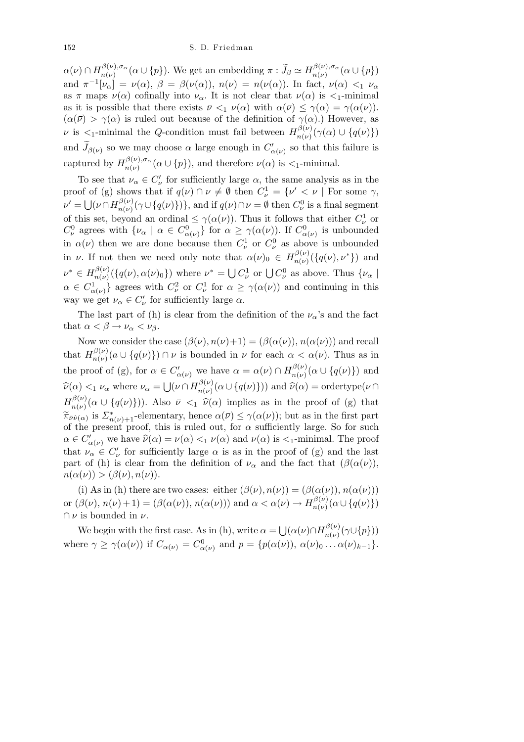$\alpha(\nu) \cap H^{\beta(\nu),\sigma_\alpha}_{n(\nu)}(\alpha \cup \{p\})$. We get an embedding $\pi : \widetilde{J}_\beta \simeq H^{\beta(\nu),\sigma_\alpha}_{n(\nu)}(\alpha \cup \{p\})$ and $\pi^{-1}[\nu_\alpha] = \nu(\alpha)$, $\beta = \beta(\nu(\alpha))$, $n(\nu) = n(\nu(\alpha))$. In fact, $\nu(\alpha) <_1 \nu_\alpha$ as $\pi$ maps $\nu(\alpha)$ cofinally into $\nu_\alpha$. It is not clear that $\nu(\alpha)$ is $<_1$-minimal as it is possible that there exists $\overline{\nu} <_1 \nu(\alpha)$ with $\alpha(\overline{\nu}) \le \gamma(\alpha) = \gamma(\alpha(\nu))$. ($\alpha(\overline{\nu}) > \gamma(\alpha)$ is ruled out because of the definition of $\gamma(\alpha)$.) However, as $\nu$ is $<_1$-minimal the $Q$-condition must fail between $H^{\beta(\nu)}_{n(\nu)}(\gamma(\alpha) \cup \{q(\nu)\})$ and $\widetilde{J}_{\beta(\nu)}$ so we may choose $\alpha$ large enough in $C'_{\alpha(\nu)}$ so that this failure is captured by $H^{\beta(\nu),\sigma_\alpha}_{n(\nu)}(\alpha \cup \{p\})$, and therefore $\nu(\alpha)$ is $<_1$-minimal.

To see that $\nu_\alpha \in C'_\nu$ for sufficiently large $\alpha$, the same analysis as in the proof of (g) shows that if $q(\nu) \cap \nu \neq \emptyset$ then $C^1_\nu = \{\nu' < \nu \mid \text{For some } \gamma, \nu' = \bigcup(\nu \cap H^{\beta(\nu)}_{n(\nu)}(\gamma \cup \{q(\nu)\})\}$, and if $q(\nu) \cap \nu = \emptyset$ then $C^0_\nu$ is a final segment of this set, beyond an ordinal $\le \gamma(\alpha(\nu))$. Thus it follows that either $C^1_\nu$ or $C^0_\nu$ agrees with $\{\nu_\alpha \mid \alpha \in C^0_{\alpha(\nu)}\}$ for $\alpha \ge \gamma(\alpha(\nu))$. If $C^0_{\alpha(\nu)}$ is unbounded in $\alpha(\nu)$ then we are done because then $C^1_\nu$ or $C^0_\nu$ as above is unbounded in $\nu$. If not then we need only note that $\alpha(\nu)_0 \in H^{\beta(\nu)}_{n(\nu)}(\{q(\nu), \nu^*\})$ and $\nu^* \in H^{\beta(\nu)}_{n(\nu)}(\{q(\nu), \alpha(\nu)_0\})$ where $\nu^* = \bigcup C^1_\nu$ or $\bigcup C^0_\nu$ as above. Thus $\{\nu_\alpha \mid \alpha \in C^1_{\alpha(\nu)}\}$ agrees with $C^2_\nu$ or $C^1_\nu$ for $\alpha \ge \gamma(\alpha(\nu))$ and continuing in this way we get $\nu_\alpha \in C'_\nu$ for sufficiently large $\alpha$.

The last part of (h) is clear from the definition of the $\nu_\alpha$'s and the fact that $\alpha < \beta \to \nu_\alpha < \nu_\beta$.

Now we consider the case $(\beta(\nu), n(\nu)+1) = (\beta(\alpha(\nu)), n(\alpha(\nu)))$ and recall that $H^{\beta(\nu)}_{n(\nu)}(a \cup \{q(\nu)\}) \cap \nu$ is bounded in $\nu$ for each $\alpha < \alpha(\nu)$. Thus as in the proof of (g), for $\alpha \in C'_{\alpha(\nu)}$ we have $\alpha = \alpha(\nu) \cap H^{\beta(\nu)}_{n(\nu)}(\alpha \cup \{q(\nu)\})$ and $\widehat{\nu}(\alpha) <_1 \nu_\alpha$ where $\nu_\alpha = \bigcup(\nu \cap H^{\beta(\nu)}_{n(\nu)}(\alpha \cup \{q(\nu)\}))$ and $\widehat{\nu}(\alpha) = \text{ordertype}(\nu \cap H^{\beta(\nu)}_{n(\nu)}(\alpha \cup \{q(\nu)\}))$. Also $\overline{\nu} <_1 \widehat{\nu}(\alpha)$ implies as in the proof of (g) that $\widetilde{\pi}_{\overline{\nu}\widehat{\nu}(\alpha)}$ is $\Sigma^*_{n(\nu)+1}$-elementary, hence $\alpha(\overline{\nu}) \le \gamma(\alpha(\nu))$; but as in the first part of the present proof, this is ruled out, for $\alpha$ sufficiently large. So for such $\alpha \in C'_{\alpha(\nu)}$ we have $\widehat{\nu}(\alpha) = \nu(\alpha) <_1 \nu(\alpha)$ and $\nu(\alpha)$ is $<_1$-minimal. The proof that $\nu_\alpha \in C'_\nu$ for sufficiently large $\alpha$ is as in the proof of (g) and the last part of (h) is clear from the definition of $\nu_\alpha$ and the fact that $(\beta(\alpha(\nu)), n(\alpha(\nu))) > (\beta(\nu), n(\nu))$.

(i) As in (h) there are two cases: either $(\beta(\nu), n(\nu)) = (\beta(\alpha(\nu)), n(\alpha(\nu)))$ or $(\beta(\nu), n(\nu)+1) = (\beta(\alpha(\nu)), n(\alpha(\nu)))$ and $\alpha < \alpha(\nu) \to H^{\beta(\nu)}_{n(\nu)}(\alpha \cup \{q(\nu)\}) \cap \nu$ is bounded in $\nu$.

We begin with the first case. As in (h), write $\alpha = \bigcup(\alpha(\nu) \cap H^{\beta(\nu)}_{n(\nu)}(\gamma \cup \{p\}))$ where $\gamma \ge \gamma(\alpha(\nu))$ if $C_{\alpha(\nu)} = C^0_{\alpha(\nu)}$ and $p = \{p(\alpha(\nu)), \alpha(\nu)_0 \ldots \alpha(\nu)_{k-1}\}$.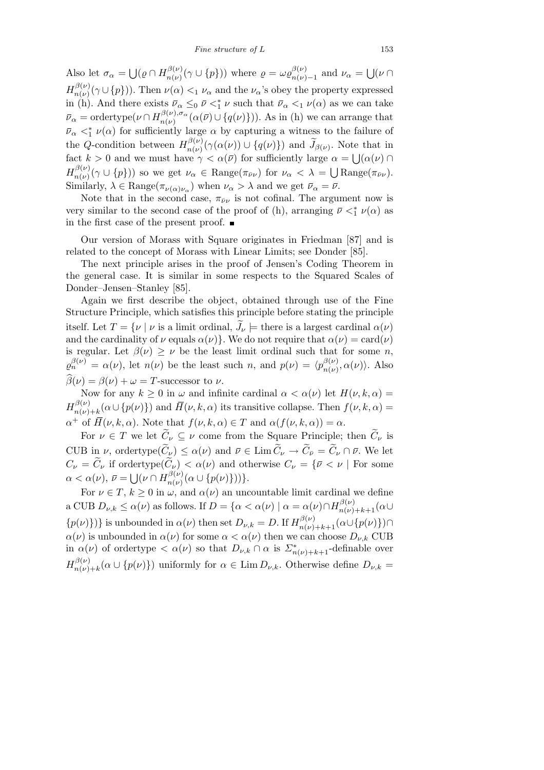Also let $\sigma_\alpha = \bigcup(\varrho \cap H^{\beta(\nu)}_{n(\nu)}(\gamma \cup \{p\}))$ where $\varrho = \omega\varrho^{\beta(\nu)}_{n(\nu)-1}$ and $\nu_\alpha = \bigcup(\nu \cap H^{\beta(\nu)}_{n(\nu)}(\gamma \cup \{p\}))$. Then $\nu(\alpha) <_1 \nu_\alpha$ and the $\nu_\alpha$'s obey the property expressed in (h). And there exists $\overline{\nu}_\alpha \leq_0 \overline{\nu} <^*_1 \nu$ such that $\overline{\nu}_\alpha <_1 \nu(\alpha)$ as we can take $\overline{\nu}_\alpha = \text{ordertype}(\nu \cap H^{\beta(\nu),\sigma_\alpha}_{n(\nu)}(\alpha(\overline{\nu}) \cup \{q(\nu)\}))$. As in (h) we can arrange that $\overline{\nu}_\alpha <^*_1 \nu(\alpha)$ for sufficiently large $\alpha$ by capturing a witness to the failure of the $Q$-condition between $H^{\beta(\nu)}_{n(\nu)}(\gamma(\alpha(\nu)) \cup \{q(\nu)\})$ and $\widetilde{J}_{\beta(\nu)}$. Note that in fact $k > 0$ and we must have $\gamma < \alpha(\overline{\nu})$ for sufficiently large $\alpha = \bigcup(\alpha(\nu) \cap H^{\beta(\nu)}_{n(\nu)}(\gamma \cup \{p\}))$ so we get $\nu_\alpha \in \text{Range}(\pi_{\overline{\nu}\nu})$ for $\nu_\alpha < \lambda = \bigcup \text{Range}(\pi_{\overline{\nu}\nu})$. Similarly, $\lambda \in \text{Range}(\pi_{\nu(\alpha)\nu_\alpha})$ when $\nu_\alpha > \lambda$ and we get $\overline{\nu}_\alpha = \overline{\nu}$.

Note that in the second case, $\pi_{\overline{\nu}\nu}$ is not cofinal. The argument now is very similar to the second case of the proof of (h), arranging $\overline{\nu} <^*_1 \nu(\alpha)$ as in the first case of the present proof. ∎

Our version of Morass with Square originates in Friedman [87] and is related to the concept of Morass with Linear Limits; see Donder [85].

The next principle arises in the proof of Jensen's Coding Theorem in the general case. It is similar in some respects to the Squared Scales of Donder–Jensen–Stanley [85].

Again we first describe the object, obtained through use of the Fine Structure Principle, which satisfies this principle before stating the principle itself. Let $T = \{\nu \mid \nu$ is a limit ordinal, $\widetilde{J}_\nu \models$ there is a largest cardinal $\alpha(\nu)$ and the cardinality of $\nu$ equals $\alpha(\nu)\}$. We do not require that $\alpha(\nu) = \text{card}(\nu)$ is regular. Let $\beta(\nu) \geq \nu$ be the least limit ordinal such that for some $n$, $\varrho^{\beta(\nu)}_n = \alpha(\nu)$, let $n(\nu)$ be the least such $n$, and $p(\nu) = \langle p^{\beta(\nu)}_{n(\nu)}, \alpha(\nu)\rangle$. Also $\widehat{\beta}(\nu) = \beta(\nu) + \omega = T$-successor to $\nu$.

Now for any $k \geq 0$ in $\omega$ and infinite cardinal $\alpha < \alpha(\nu)$ let $H(\nu, k, \alpha) = H^{\beta(\nu)}_{n(\nu)+k}(\alpha \cup \{p(\nu)\})$ and $\overline{H}(\nu, k, \alpha)$ its transitive collapse. Then $f(\nu, k, \alpha) = \alpha^+$ of $\overline{H}(\nu, k, \alpha)$. Note that $f(\nu, k, \alpha) \in T$ and $\alpha(f(\nu, k, \alpha)) = \alpha$.

For $\nu \in T$ we let $\widetilde{C}_\nu \subseteq \nu$ come from the Square Principle; then $\widetilde{C}_\nu$ is CUB in $\nu$, $\text{ordertype}(\widetilde{C}_\nu) \leq \alpha(\nu)$ and $\overline{\nu} \in \text{Lim}\, \widetilde{C}_\nu \to \widetilde{C}_{\overline{\nu}} = \widetilde{C}_\nu \cap \overline{\nu}$. We let $C_\nu = \widetilde{C}_\nu$ if $\text{ordertype}(\widetilde{C}_\nu) < \alpha(\nu)$ and otherwise $C_\nu = \{\overline{\nu} < \nu \mid$ For some $\alpha < \alpha(\nu)$, $\overline{\nu} = \bigcup(\nu \cap H^{\beta(\nu)}_{n(\nu)}(\alpha \cup \{p(\nu)\}))\}$.

For $\nu \in T$, $k \geq 0$ in $\omega$, and $\alpha(\nu)$ an uncountable limit cardinal we define a CUB $D_{\nu,k} \leq \alpha(\nu)$ as follows. If $D = \{\alpha < \alpha(\nu) \mid \alpha = \alpha(\nu) \cap H^{\beta(\nu)}_{n(\nu)+k+1}(\alpha \cup \{p(\nu)\})\}$ is unbounded in $\alpha(\nu)$ then set $D_{\nu,k} = D$. If $H^{\beta(\nu)}_{n(\nu)+k+1}(\alpha \cup \{p(\nu)\}) \cap \alpha(\nu)$ is unbounded in $\alpha(\nu)$ for some $\alpha < \alpha(\nu)$ then we can choose $D_{\nu,k}$ CUB in $\alpha(\nu)$ of ordertype $< \alpha(\nu)$ so that $D_{\nu,k} \cap \alpha$ is $\Sigma^*_{n(\nu)+k+1}$-definable over $H^{\beta(\nu)}_{n(\nu)+k}(\alpha \cup \{p(\nu)\})$ uniformly for $\alpha \in \text{Lim}\, D_{\nu,k}$. Otherwise define $D_{\nu,k} =$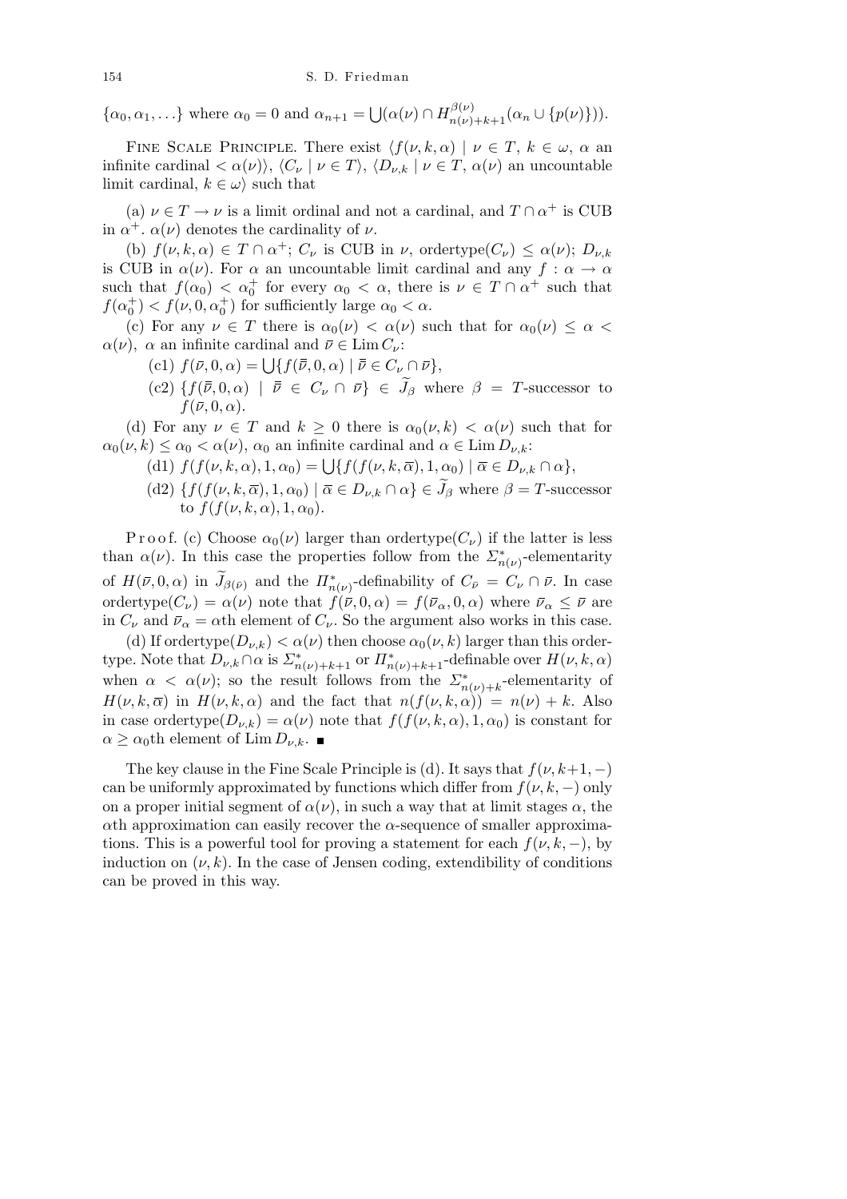$\{\alpha_0, \alpha_1, \ldots\}$ where $\alpha_0 = 0$ and $\alpha_{n+1} = \bigcup(\alpha(\nu) \cap H^{\beta(\nu)}_{n(\nu)+k+1}(\alpha_n \cup \{p(\nu)\}))$.

Fine Scale Principle. There exist $\langle f(\nu, k, \alpha) \mid \nu \in T,\ k \in \omega,\ \alpha$ an infinite cardinal $< \alpha(\nu)\rangle$, $\langle C_\nu \mid \nu \in T\rangle$, $\langle D_{\nu,k} \mid \nu \in T,\ \alpha(\nu)$ an uncountable limit cardinal, $k \in \omega\rangle$ such that

(a) $\nu \in T \to \nu$ is a limit ordinal and not a cardinal, and $T \cap \alpha^+$ is CUB in $\alpha^+$. $\alpha(\nu)$ denotes the cardinality of $\nu$.

(b) $f(\nu, k, \alpha) \in T \cap \alpha^+$; $C_\nu$ is CUB in $\nu$, ordertype$(C_\nu) \le \alpha(\nu)$; $D_{\nu,k}$ is CUB in $\alpha(\nu)$. For $\alpha$ an uncountable limit cardinal and any $f : \alpha \to \alpha$ such that $f(\alpha_0) < \alpha_0^+$ for every $\alpha_0 < \alpha$, there is $\nu \in T \cap \alpha^+$ such that $f(\alpha_0^+) < f(\nu, 0, \alpha_0^+)$ for sufficiently large $\alpha_0 < \alpha$.

(c) For any $\nu \in T$ there is $\alpha_0(\nu) < \alpha(\nu)$ such that for $\alpha_0(\nu) \le \alpha < \alpha(\nu)$, $\alpha$ an infinite cardinal and $\overline{\nu} \in \operatorname{Lim} C_\nu$:

- (c1) $f(\overline{\nu}, 0, \alpha) = \bigcup\{f(\overline{\overline{\nu}}, 0, \alpha) \mid \overline{\overline{\nu}} \in C_\nu \cap \overline{\nu}\}$,
- (c2) $\{f(\overline{\overline{\nu}}, 0, \alpha) \mid \overline{\overline{\nu}} \in C_\nu \cap \overline{\nu}\} \in \widetilde{J}_\beta$ where $\beta = T$-successor to $f(\overline{\nu}, 0, \alpha)$.

(d) For any $\nu \in T$ and $k \ge 0$ there is $\alpha_0(\nu, k) < \alpha(\nu)$ such that for $\alpha_0(\nu, k) \le \alpha_0 < \alpha(\nu)$, $\alpha_0$ an infinite cardinal and $\alpha \in \operatorname{Lim} D_{\nu,k}$:

- (d1) $f(f(\nu, k, \alpha), 1, \alpha_0) = \bigcup\{f(f(\nu, k, \overline{\alpha}), 1, \alpha_0) \mid \overline{\alpha} \in D_{\nu,k} \cap \alpha\}$,
- (d2) $\{f(f(\nu, k, \overline{\alpha}), 1, \alpha_0) \mid \overline{\alpha} \in D_{\nu,k} \cap \alpha\} \in \widetilde{J}_\beta$ where $\beta = T$-successor to $f(f(\nu, k, \alpha), 1, \alpha_0)$.

Proof. (c) Choose $\alpha_0(\nu)$ larger than ordertype$(C_\nu)$ if the latter is less than $\alpha(\nu)$. In this case the properties follow from the $\Sigma^*_{n(\nu)}$-elementarity of $H(\overline{\nu}, 0, \alpha)$ in $\widetilde{J}_{\beta(\overline{\nu})}$ and the $\Pi^*_{n(\nu)}$-definability of $C_{\overline{\nu}} = C_\nu \cap \overline{\nu}$. In case ordertype$(C_\nu) = \alpha(\nu)$ note that $f(\overline{\nu}, 0, \alpha) = f(\overline{\nu}_\alpha, 0, \alpha)$ where $\overline{\nu}_\alpha \le \overline{\nu}$ are in $C_\nu$ and $\overline{\nu}_\alpha = \alpha$th element of $C_\nu$. So the argument also works in this case.

(d) If ordertype$(D_{\nu,k}) < \alpha(\nu)$ then choose $\alpha_0(\nu, k)$ larger than this ordertype. Note that $D_{\nu,k} \cap \alpha$ is $\Sigma^*_{n(\nu)+k+1}$ or $\Pi^*_{n(\nu)+k+1}$-definable over $H(\nu, k, \alpha)$ when $\alpha < \alpha(\nu)$; so the result follows from the $\Sigma^*_{n(\nu)+k}$-elementarity of $H(\nu, k, \overline{\alpha})$ in $H(\nu, k, \alpha)$ and the fact that $n(f(\nu, k, \alpha)) = n(\nu) + k$. Also in case ordertype$(D_{\nu,k}) = \alpha(\nu)$ note that $f(f(\nu, k, \alpha), 1, \alpha_0)$ is constant for $\alpha \ge \alpha_0$th element of $\operatorname{Lim} D_{\nu,k}$. ∎

The key clause in the Fine Scale Principle is (d). It says that $f(\nu, k+1, -)$ can be uniformly approximated by functions which differ from $f(\nu, k, -)$ only on a proper initial segment of $\alpha(\nu)$, in such a way that at limit stages $\alpha$, the $\alpha$th approximation can easily recover the $\alpha$-sequence of smaller approximations. This is a powerful tool for proving a statement for each $f(\nu, k, -)$, by induction on $(\nu, k)$. In the case of Jensen coding, extendibility of conditions can be proved in this way.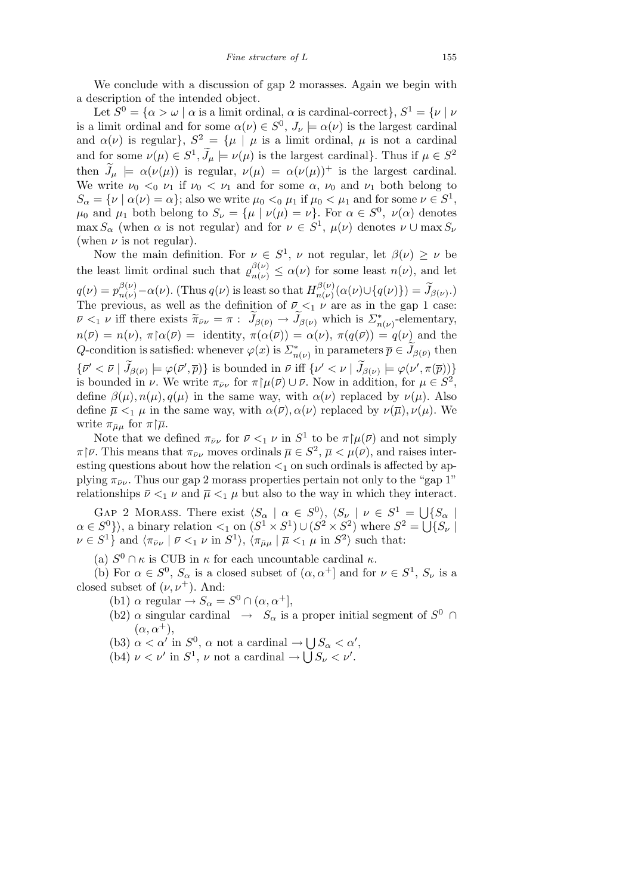We conclude with a discussion of gap 2 morasses. Again we begin with a description of the intended object.

Let $S^0 = \{\alpha > \omega \mid \alpha \text{ is a limit ordinal, } \alpha \text{ is cardinal-correct}\}$, $S^1 = \{\nu \mid \nu$ is a limit ordinal and for some $\alpha(\nu) \in S^0$, $J_\nu \models \alpha(\nu)$ is the largest cardinal and $\alpha(\nu)$ is regular$\}$, $S^2 = \{\mu \mid \mu$ is a limit ordinal, $\mu$ is not a cardinal and for some $\nu(\mu) \in S^1, \widetilde{J}_\mu \models \nu(\mu)$ is the largest cardinal$\}$. Thus if $\mu \in S^2$ then $\widetilde{J}_\mu \models \alpha(\nu(\mu))$ is regular, $\nu(\mu) = \alpha(\nu(\mu))^+$ is the largest cardinal. We write $\nu_0 <_0 \nu_1$ if $\nu_0 < \nu_1$ and for some $\alpha$, $\nu_0$ and $\nu_1$ both belong to $S_\alpha = \{\nu \mid \alpha(\nu) = \alpha\}$; also we write $\mu_0 <_0 \mu_1$ if $\mu_0 < \mu_1$ and for some $\nu \in S^1$, $\mu_0$ and $\mu_1$ both belong to $S_\nu = \{\mu \mid \nu(\mu) = \nu\}$. For $\alpha \in S^0$, $\nu(\alpha)$ denotes $\max S_\alpha$ (when $\alpha$ is not regular) and for $\nu \in S^1$, $\mu(\nu)$ denotes $\nu \cup \max S_\nu$ (when $\nu$ is not regular).

Now the main definition. For $\nu \in S^1$, $\nu$ not regular, let $\beta(\nu) \geq \nu$ be the least limit ordinal such that $\varrho^{\beta(\nu)}_{n(\nu)} \leq \alpha(\nu)$ for some least $n(\nu)$, and let $q(\nu) = p^{\beta(\nu)}_{n(\nu)} - \alpha(\nu)$. (Thus $q(\nu)$ is least so that $H^{\beta(\nu)}_{n(\nu)}(\alpha(\nu) \cup \{q(\nu)\}) = \widetilde{J}_{\beta(\nu)}$.) The previous, as well as the definition of $\overline{\nu} <_1 \nu$ are as in the gap 1 case: $\overline{\nu} <_1 \nu$ iff there exists $\widetilde{\pi}_{\overline{\nu}\nu} = \pi : \widetilde{J}_{\beta(\overline{\nu})} \to \widetilde{J}_{\beta(\nu)}$ which is $\Sigma^*_{n(\nu)}$-elementary, $n(\overline{\nu}) = n(\nu)$, $\pi \restriction \alpha(\overline{\nu}) =$ identity, $\pi(\alpha(\overline{\nu})) = \alpha(\nu)$, $\pi(q(\overline{\nu})) = q(\nu)$ and the $Q$-condition is satisfied: whenever $\varphi(x)$ is $\Sigma^*_{n(\nu)}$ in parameters $\overline{p} \in \widetilde{J}_{\beta(\overline{\nu})}$ then $\{\overline{\nu}' < \overline{\nu} \mid \widetilde{J}_{\beta(\overline{\nu})} \models \varphi(\overline{\nu}', \overline{p})\}$ is bounded in $\overline{\nu}$ iff $\{\nu' < \nu \mid \widetilde{J}_{\beta(\nu)} \models \varphi(\nu', \pi(\overline{p}))\}$ is bounded in $\nu$. We write $\pi_{\overline{\nu}\nu}$ for $\pi \restriction \mu(\overline{\nu}) \cup \overline{\nu}$. Now in addition, for $\mu \in S^2$, define $\beta(\mu), n(\mu), q(\mu)$ in the same way, with $\alpha(\nu)$ replaced by $\nu(\mu)$. Also define $\overline{\mu} <_1 \mu$ in the same way, with $\alpha(\overline{\nu}), \alpha(\nu)$ replaced by $\nu(\overline{\mu}), \nu(\mu)$. We write $\pi_{\overline{\mu}\mu}$ for $\pi \restriction \overline{\mu}$.

Note that we defined $\pi_{\overline{\nu}\nu}$ for $\overline{\nu} <_1 \nu$ in $S^1$ to be $\pi \restriction \mu(\overline{\nu})$ and not simply $\pi \restriction \overline{\nu}$. This means that $\pi_{\overline{\nu}\nu}$ moves ordinals $\overline{\mu} \in S^2$, $\overline{\mu} < \mu(\overline{\nu})$, and raises interesting questions about how the relation $<_1$ on such ordinals is affected by applying $\pi_{\overline{\nu}\nu}$. Thus our gap 2 morass properties pertain not only to the "gap 1" relationships $\overline{\nu} <_1 \nu$ and $\overline{\mu} <_1 \mu$ but also to the way in which they interact.

Gap 2 Morass. There exist $\langle S_\alpha \mid \alpha \in S^0\rangle$, $\langle S_\nu \mid \nu \in S^1 = \bigcup\{S_\alpha \mid \alpha \in S^0\}\rangle$, a binary relation $<_1$ on $(S^1 \times S^1) \cup (S^2 \times S^2)$ where $S^2 = \bigcup\{S_\nu \mid \nu \in S^1\}$ and $\langle \pi_{\overline{\nu}\nu} \mid \overline{\nu} <_1 \nu \text{ in } S^1\rangle$, $\langle \pi_{\overline{\mu}\mu} \mid \overline{\mu} <_1 \mu \text{ in } S^2\rangle$ such that:

(a) $S^0 \cap \kappa$ is CUB in $\kappa$ for each uncountable cardinal $\kappa$.

(b) For $\alpha \in S^0$, $S_\alpha$ is a closed subset of $(\alpha, \alpha^+]$ and for $\nu \in S^1$, $S_\nu$ is a closed subset of $(\nu, \nu^+)$. And:

- (b1) $\alpha$ regular $\to S_\alpha = S^0 \cap (\alpha, \alpha^+]$,
- (b2) $\alpha$ singular cardinal $\to$ $S_\alpha$ is a proper initial segment of $S^0 \cap (\alpha, \alpha^+)$,
- (b3) $\alpha < \alpha'$ in $S^0$, $\alpha$ not a cardinal $\to \bigcup S_\alpha < \alpha'$,
- (b4) $\nu < \nu'$ in $S^1$, $\nu$ not a cardinal $\to \bigcup S_\nu < \nu'$.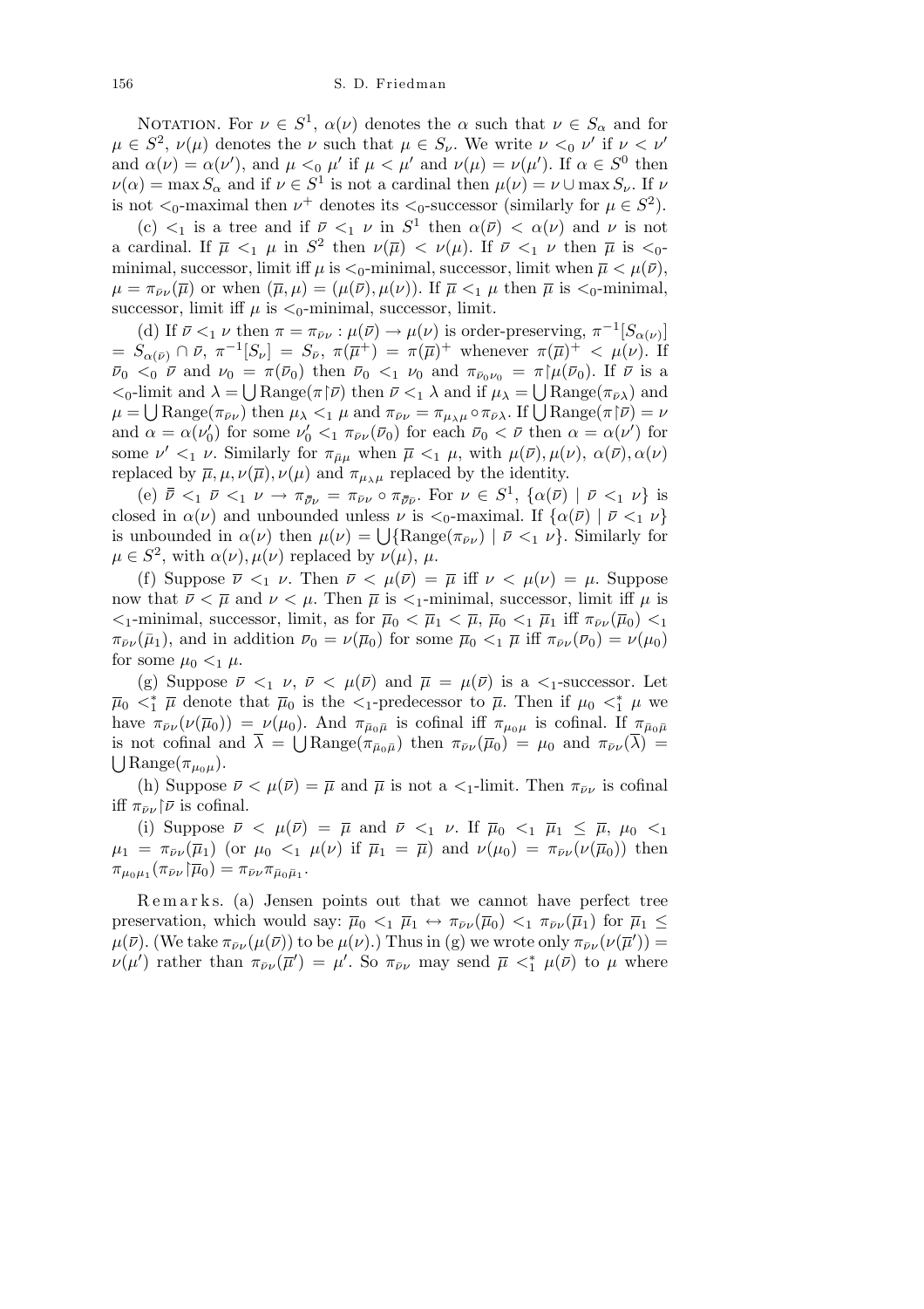NOTATION. For $\nu \in S^1$, $\alpha(\nu)$ denotes the $\alpha$ such that $\nu \in S_\alpha$ and for $\mu \in S^2$, $\nu(\mu)$ denotes the $\nu$ such that $\mu \in S_\nu$. We write $\nu <_0 \nu'$ if $\nu < \nu'$ and $\alpha(\nu) = \alpha(\nu')$, and $\mu <_0 \mu'$ if $\mu < \mu'$ and $\nu(\mu) = \nu(\mu')$. If $\alpha \in S^0$ then $\nu(\alpha) = \max S_\alpha$ and if $\nu \in S^1$ is not a cardinal then $\mu(\nu) = \nu \cup \max S_\nu$. If $\nu$ is not $<_0$-maximal then $\nu^+$ denotes its $<_0$-successor (similarly for $\mu \in S^2$).

(c) $<_1$ is a tree and if $\bar\nu <_1 \nu$ in $S^1$ then $\alpha(\bar\nu) < \alpha(\nu)$ and $\nu$ is not a cardinal. If $\bar\mu <_1 \mu$ in $S^2$ then $\nu(\bar\mu) < \nu(\mu)$. If $\bar\nu <_1 \nu$ then $\bar\mu$ is $<_0$-minimal, successor, limit iff $\mu$ is $<_0$-minimal, successor, limit when $\bar\mu < \mu(\bar\nu)$, $\mu = \pi_{\bar\nu\nu}(\bar\mu)$ or when $(\bar\mu, \mu) = (\mu(\bar\nu), \mu(\nu))$. If $\bar\mu <_1 \mu$ then $\bar\mu$ is $<_0$-minimal, successor, limit iff $\mu$ is $<_0$-minimal, successor, limit.

(d) If $\bar\nu <_1 \nu$ then $\pi = \pi_{\bar\nu\nu} : \mu(\bar\nu) \to \mu(\nu)$ is order-preserving, $\pi^{-1}[S_{\alpha(\nu)}] = S_{\alpha(\bar\nu)} \cap \bar\nu$, $\pi^{-1}[S_\nu] = S_{\bar\nu}$, $\pi(\bar\mu^+) = \pi(\bar\mu)^+$ whenever $\pi(\bar\mu)^+ < \mu(\nu)$. If $\bar\nu_0 <_0 \bar\nu$ and $\nu_0 = \pi(\bar\nu_0)$ then $\bar\nu_0 <_1 \nu_0$ and $\pi_{\bar\nu_0\nu_0} = \pi{\restriction}\mu(\bar\nu_0)$. If $\bar\nu$ is a $<_0$-limit and $\lambda = \bigcup \mathrm{Range}(\pi{\restriction}\bar\nu)$ then $\bar\nu <_1 \lambda$ and if $\mu_\lambda = \bigcup \mathrm{Range}(\pi_{\bar\nu\lambda})$ and $\mu = \bigcup \mathrm{Range}(\pi_{\bar\nu\nu})$ then $\mu_\lambda <_1 \mu$ and $\pi_{\bar\nu\nu} = \pi_{\mu_\lambda\mu} \circ \pi_{\bar\nu\lambda}$. If $\bigcup \mathrm{Range}(\pi{\restriction}\bar\nu) = \nu$ and $\alpha = \alpha(\nu_0')$ for some $\nu_0' <_1 \pi_{\bar\nu\nu}(\bar\nu_0)$ for each $\bar\nu_0 < \bar\nu$ then $\alpha = \alpha(\nu')$ for some $\nu' <_1 \nu$. Similarly for $\pi_{\bar\mu\mu}$ when $\bar\mu <_1 \mu$, with $\mu(\bar\nu), \mu(\nu)$, $\alpha(\bar\nu), \alpha(\nu)$ replaced by $\bar\mu, \mu, \nu(\bar\mu), \nu(\mu)$ and $\pi_{\mu_\lambda\mu}$ replaced by the identity.

(e) $\bar{\bar\nu} <_1 \bar\nu <_1 \nu \to \pi_{\bar{\bar\nu}\nu} = \pi_{\bar\nu\nu} \circ \pi_{\bar{\bar\nu}\bar\nu}$. For $\nu \in S^1$, $\{\alpha(\bar\nu) \mid \bar\nu <_1 \nu\}$ is closed in $\alpha(\nu)$ and unbounded unless $\nu$ is $<_0$-maximal. If $\{\alpha(\bar\nu) \mid \bar\nu <_1 \nu\}$ is unbounded in $\alpha(\nu)$ then $\mu(\nu) = \bigcup\{\mathrm{Range}(\pi_{\bar\nu\nu}) \mid \bar\nu <_1 \nu\}$. Similarly for $\mu \in S^2$, with $\alpha(\nu), \mu(\nu)$ replaced by $\nu(\mu)$, $\mu$.

(f) Suppose $\bar\nu <_1 \nu$. Then $\bar\nu < \mu(\bar\nu) = \bar\mu$ iff $\nu < \mu(\nu) = \mu$. Suppose now that $\bar\nu < \bar\mu$ and $\nu < \mu$. Then $\bar\mu$ is $<_1$-minimal, successor, limit iff $\mu$ is $<_1$-minimal, successor, limit, as for $\bar\mu_0 < \bar\mu_1 < \bar\mu$, $\bar\mu_0 <_1 \bar\mu_1$ iff $\pi_{\bar\nu\nu}(\bar\mu_0) <_1 \pi_{\bar\nu\nu}(\bar\mu_1)$, and in addition $\bar\nu_0 = \nu(\bar\mu_0)$ for some $\bar\mu_0 <_1 \bar\mu$ iff $\pi_{\bar\nu\nu}(\bar\nu_0) = \nu(\mu_0)$ for some $\mu_0 <_1 \mu$.

(g) Suppose $\bar\nu <_1 \nu$, $\bar\nu < \mu(\bar\nu)$ and $\bar\mu = \mu(\bar\nu)$ is a $<_1$-successor. Let $\bar\mu_0 <_1^* \bar\mu$ denote that $\bar\mu_0$ is the $<_1$-predecessor to $\bar\mu$. Then if $\mu_0 <_1^* \mu$ we have $\pi_{\bar\nu\nu}(\nu(\bar\mu_0)) = \nu(\mu_0)$. And $\pi_{\bar\mu_0\bar\mu}$ is cofinal iff $\pi_{\mu_0\mu}$ is cofinal. If $\pi_{\bar\mu_0\bar\mu}$ is not cofinal and $\bar\lambda = \bigcup \mathrm{Range}(\pi_{\bar\mu_0\bar\mu})$ then $\pi_{\bar\nu\nu}(\bar\mu_0) = \mu_0$ and $\pi_{\bar\nu\nu}(\bar\lambda) = \bigcup \mathrm{Range}(\pi_{\mu_0\mu})$.

(h) Suppose $\bar\nu < \mu(\bar\nu) = \bar\mu$ and $\bar\mu$ is not a $<_1$-limit. Then $\pi_{\bar\nu\nu}$ is cofinal iff $\pi_{\bar\nu\nu}{\restriction}\bar\nu$ is cofinal.

(i) Suppose $\bar\nu < \mu(\bar\nu) = \bar\mu$ and $\bar\nu <_1 \nu$. If $\bar\mu_0 <_1 \bar\mu_1 \le \bar\mu$, $\mu_0 <_1 \mu_1 = \pi_{\bar\nu\nu}(\bar\mu_1)$ (or $\mu_0 <_1 \mu(\nu)$ if $\bar\mu_1 = \bar\mu$) and $\nu(\mu_0) = \pi_{\bar\nu\nu}(\nu(\bar\mu_0))$ then $\pi_{\mu_0\mu_1}(\pi_{\bar\nu\nu}{\restriction}\bar\mu_0) = \pi_{\bar\nu\nu}\pi_{\bar\mu_0\bar\mu_1}$.

R e m a r k s. (a) Jensen points out that we cannot have perfect tree preservation, which would say: $\bar\mu_0 <_1 \bar\mu_1 \leftrightarrow \pi_{\bar\nu\nu}(\bar\mu_0) <_1 \pi_{\bar\nu\nu}(\bar\mu_1)$ for $\bar\mu_1 \le \mu(\bar\nu)$. (We take $\pi_{\bar\nu\nu}(\mu(\bar\nu))$ to be $\mu(\nu)$.) Thus in (g) we wrote only $\pi_{\bar\nu\nu}(\nu(\bar\mu')) = \nu(\mu')$ rather than $\pi_{\bar\nu\nu}(\bar\mu') = \mu'$. So $\pi_{\bar\nu\nu}$ may send $\bar\mu <_1^* \mu(\bar\nu)$ to $\mu$ where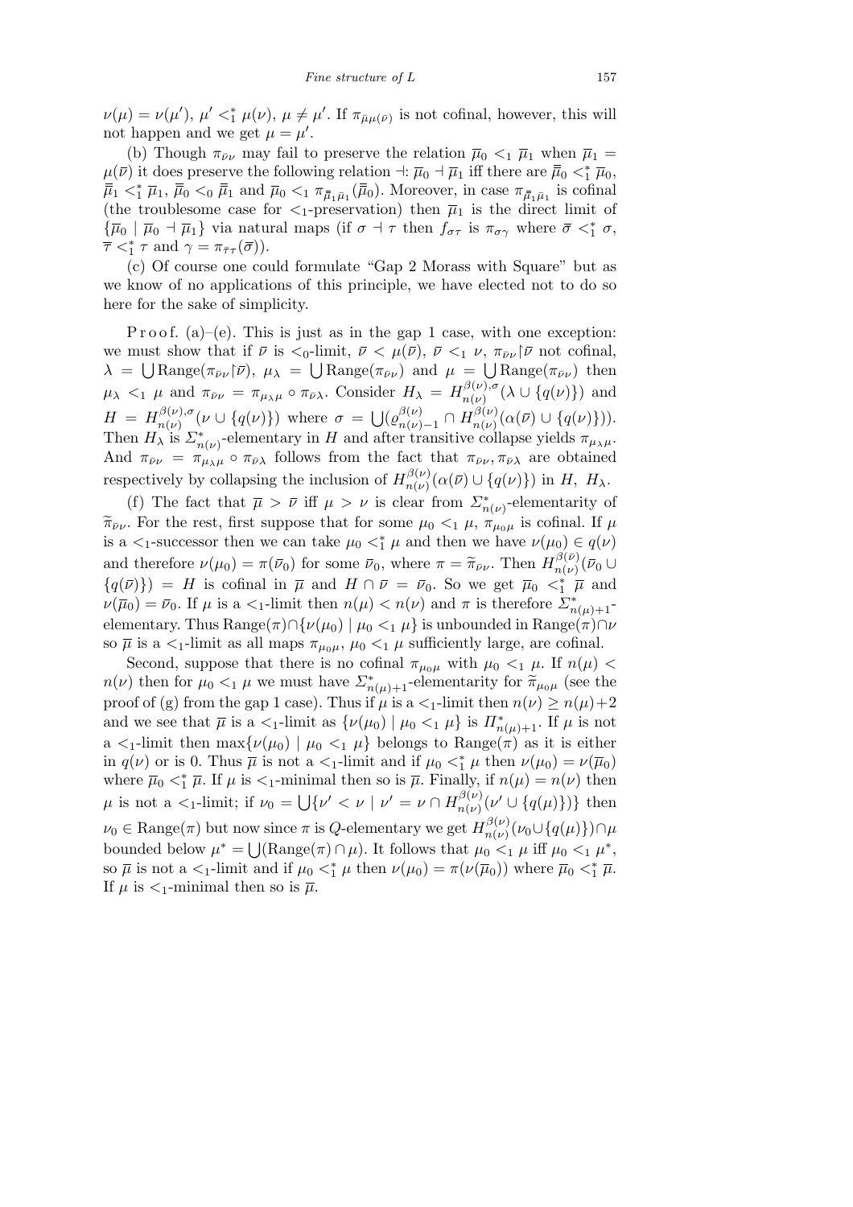$\nu(\mu) = \nu(\mu')$, $\mu' <_1^* \mu(\nu)$, $\mu \neq \mu'$. If $\pi_{\bar\mu\mu(\bar\nu)}$ is not cofinal, however, this will not happen and we get $\mu = \mu'$.

(b) Though $\pi_{\bar\nu\nu}$ may fail to preserve the relation $\overline{\mu}_0 <_1 \overline{\mu}_1$ when $\overline{\mu}_1 = \mu(\overline{\nu})$ it does preserve the following relation $\dashv$: $\overline{\mu}_0 \dashv \overline{\mu}_1$ iff there are $\overline{\overline{\mu}}_0 <_1^* \overline{\mu}_0$, $\overline{\overline{\mu}}_1 <_1^* \overline{\mu}_1$, $\overline{\overline{\mu}}_0 <_0 \overline{\overline{\mu}}_1$ and $\overline{\mu}_0 <_1 \pi_{\bar{\bar\mu}_1\bar\mu_1}(\overline{\overline{\mu}}_0)$. Moreover, in case $\pi_{\bar{\bar\mu}_1\bar\mu_1}$ is cofinal (the troublesome case for $<_1$-preservation) then $\overline{\mu}_1$ is the direct limit of $\{\overline{\mu}_0 \mid \overline{\mu}_0 \dashv \overline{\mu}_1\}$ via natural maps (if $\sigma \dashv \tau$ then $f_{\sigma\tau}$ is $\pi_{\sigma\gamma}$ where $\overline{\sigma} <_1^* \sigma$, $\overline{\tau} <_1^* \tau$ and $\gamma = \pi_{\bar\tau\tau}(\overline{\sigma})$).

(c) Of course one could formulate "Gap 2 Morass with Square" but as we know of no applications of this principle, we have elected not to do so here for the sake of simplicity.

Proof. (a)–(e). This is just as in the gap 1 case, with one exception: we must show that if $\overline{\nu}$ is $<_0$-limit, $\overline{\nu} < \mu(\overline{\nu})$, $\overline{\nu} <_1 \nu$, $\pi_{\bar\nu\nu}\restriction\overline{\nu}$ not cofinal, $\lambda = \bigcup \mathrm{Range}(\pi_{\bar\nu\nu}\restriction\overline{\nu})$, $\mu_\lambda = \bigcup \mathrm{Range}(\pi_{\bar\nu\nu})$ and $\mu = \bigcup \mathrm{Range}(\pi_{\bar\nu\nu})$ then $\mu_\lambda <_1 \mu$ and $\pi_{\bar\nu\nu} = \pi_{\mu_\lambda\mu} \circ \pi_{\bar\nu\lambda}$. Consider $H_\lambda = H^{\beta(\nu),\sigma}_{n(\nu)}(\lambda \cup \{q(\nu)\})$ and $H = H^{\beta(\nu),\sigma}_{n(\nu)}(\nu \cup \{q(\nu)\})$ where $\sigma = \bigcup(\varrho^{\beta(\nu)}_{n(\nu)-1} \cap H^{\beta(\nu)}_{n(\nu)}(\alpha(\overline{\nu}) \cup \{q(\nu)\}))$. Then $H_\lambda$ is $\Sigma^*_{n(\nu)}$-elementary in $H$ and after transitive collapse yields $\pi_{\mu_\lambda\mu}$. And $\pi_{\bar\nu\nu} = \pi_{\mu_\lambda\mu} \circ \pi_{\bar\nu\lambda}$ follows from the fact that $\pi_{\bar\nu\nu}, \pi_{\bar\nu\lambda}$ are obtained respectively by collapsing the inclusion of $H^{\beta(\nu)}_{n(\nu)}(\alpha(\overline{\nu}) \cup \{q(\nu)\})$ in $H$, $H_\lambda$.

(f) The fact that $\overline{\mu} > \overline{\nu}$ iff $\mu > \nu$ is clear from $\Sigma^*_{n(\nu)}$-elementarity of $\widetilde{\pi}_{\bar\nu\nu}$. For the rest, first suppose that for some $\mu_0 <_1 \mu$, $\pi_{\mu_0\mu}$ is cofinal. If $\mu$ is a $<_1$-successor then we can take $\mu_0 <_1^* \mu$ and then we have $\nu(\mu_0) \in q(\nu)$ and therefore $\nu(\mu_0) = \pi(\overline{\nu}_0)$ for some $\overline{\nu}_0$, where $\pi = \widetilde{\pi}_{\bar\nu\nu}$. Then $H^{\beta(\bar\nu)}_{n(\nu)}(\overline{\nu}_0 \cup \{q(\overline{\nu})\}) = H$ is cofinal in $\overline{\mu}$ and $H \cap \overline{\nu} = \overline{\nu}_0$. So we get $\overline{\mu}_0 <_1^* \overline{\mu}$ and $\nu(\overline{\mu}_0) = \overline{\nu}_0$. If $\mu$ is a $<_1$-limit then $n(\mu) < n(\nu)$ and $\pi$ is therefore $\Sigma^*_{n(\mu)+1}$-elementary. Thus $\mathrm{Range}(\pi) \cap \{\nu(\mu_0) \mid \mu_0 <_1 \mu\}$ is unbounded in $\mathrm{Range}(\pi) \cap \nu$ so $\overline{\mu}$ is a $<_1$-limit as all maps $\pi_{\mu_0\mu}$, $\mu_0 <_1 \mu$ sufficiently large, are cofinal.

Second, suppose that there is no cofinal $\pi_{\mu_0\mu}$ with $\mu_0 <_1 \mu$. If $n(\mu) < n(\nu)$ then for $\mu_0 <_1 \mu$ we must have $\Sigma^*_{n(\mu)+1}$-elementarity for $\widetilde{\pi}_{\mu_0\mu}$ (see the proof of (g) from the gap 1 case). Thus if $\mu$ is a $<_1$-limit then $n(\nu) \geq n(\mu)+2$ and we see that $\overline{\mu}$ is a $<_1$-limit as $\{\nu(\mu_0) \mid \mu_0 <_1 \mu\}$ is $\Pi^*_{n(\mu)+1}$. If $\mu$ is not a $<_1$-limit then $\max\{\nu(\mu_0) \mid \mu_0 <_1 \mu\}$ belongs to $\mathrm{Range}(\pi)$ as it is either in $q(\nu)$ or is 0. Thus $\overline{\mu}$ is not a $<_1$-limit and if $\mu_0 <_1^* \mu$ then $\nu(\mu_0) = \nu(\overline{\mu}_0)$ where $\overline{\mu}_0 <_1^* \overline{\mu}$. If $\mu$ is $<_1$-minimal then so is $\overline{\mu}$. Finally, if $n(\mu) = n(\nu)$ then $\mu$ is not a $<_1$-limit; if $\nu_0 = \bigcup\{\nu' < \nu \mid \nu' = \nu \cap H^{\beta(\nu)}_{n(\nu)}(\nu' \cup \{q(\mu)\})\}$ then $\nu_0 \in \mathrm{Range}(\pi)$ but now since $\pi$ is $Q$-elementary we get $H^{\beta(\nu)}_{n(\nu)}(\nu_0 \cup \{q(\mu)\}) \cap \mu$ bounded below $\mu^* = \bigcup(\mathrm{Range}(\pi) \cap \mu)$. It follows that $\mu_0 <_1 \mu$ iff $\mu_0 <_1 \mu^*$, so $\overline{\mu}$ is not a $<_1$-limit and if $\mu_0 <_1^* \mu$ then $\nu(\mu_0) = \pi(\nu(\overline{\mu}_0))$ where $\overline{\mu}_0 <_1^* \overline{\mu}$. If $\mu$ is $<_1$-minimal then so is $\overline{\mu}$.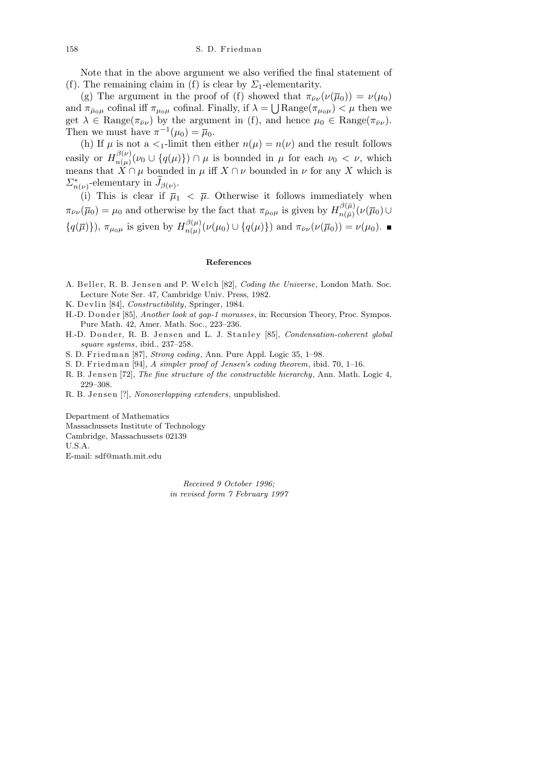Note that in the above argument we also verified the final statement of (f). The remaining claim in (f) is clear by $\Sigma_1$-elementarity.

(g) The argument in the proof of (f) showed that $\pi_{\bar{\nu}\nu}(\nu(\overline{\mu}_0)) = \nu(\mu_0)$ and $\pi_{\bar{\mu}_0\mu}$ cofinal iff $\pi_{\mu_0\mu}$ cofinal. Finally, if $\lambda = \bigcup \mathrm{Range}(\pi_{\mu_0\mu}) < \mu$ then we get $\lambda \in \mathrm{Range}(\pi_{\bar{\nu}\nu})$ by the argument in (f), and hence $\mu_0 \in \mathrm{Range}(\pi_{\bar{\nu}\nu})$. Then we must have $\pi^{-1}(\mu_0) = \overline{\mu}_0$.

(h) If $\mu$ is not a $<_1$-limit then either $n(\mu) = n(\nu)$ and the result follows easily or $H^{\beta(\nu)}_{n(\mu)}(\nu_0 \cup \{q(\mu)\}) \cap \mu$ is bounded in $\mu$ for each $\nu_0 < \nu$, which means that $X \cap \mu$ bounded in $\mu$ iff $X \cap \nu$ bounded in $\nu$ for any $X$ which is $\Sigma^*_{n(\nu)}$-elementary in $\widetilde{J}_{\beta(\nu)}$.

(i) This is clear if $\overline{\mu}_1 < \overline{\mu}$. Otherwise it follows immediately when $\pi_{\bar{\nu}\nu}(\overline{\mu}_0) = \mu_0$ and otherwise by the fact that $\pi_{\bar{\mu}_0\mu}$ is given by $H^{\beta(\bar{\mu})}_{n(\bar{\mu})}(\nu(\overline{\mu}_0) \cup \{q(\overline{\mu})\})$, $\pi_{\mu_0\mu}$ is given by $H^{\beta(\mu)}_{n(\mu)}(\nu(\mu_0) \cup \{q(\mu)\})$ and $\pi_{\bar{\nu}\nu}(\nu(\overline{\mu}_0)) = \nu(\mu_0)$. ∎

## References

A. Beller, R. B. Jensen and P. Welch [82], *Coding the Universe*, London Math. Soc. Lecture Note Ser. 47, Cambridge Univ. Press, 1982.

K. Devlin [84], *Constructibility*, Springer, 1984.

H.-D. Donder [85], *Another look at gap-1 morasses*, in: Recursion Theory, Proc. Sympos. Pure Math. 42, Amer. Math. Soc., 223–236.

H.-D. Donder, R. B. Jensen and L. J. Stanley [85], *Condensation-coherent global square systems*, ibid., 237–258.

S. D. Friedman [87], *Strong coding*, Ann. Pure Appl. Logic 35, 1–98.

S. D. Friedman [94], *A simpler proof of Jensen's coding theorem*, ibid. 70, 1–16.

R. B. Jensen [72], *The fine structure of the constructible hierarchy*, Ann. Math. Logic 4, 229–308.

R. B. Jensen [?], *Nonoverlapping extenders*, unpublished.

Department of Mathematics
Massachussets Institute of Technology
Cambridge, Massachussets 02139
U.S.A.
E-mail: sdf@math.mit.edu

*Received 9 October 1996;*
*in revised form 7 February 1997*